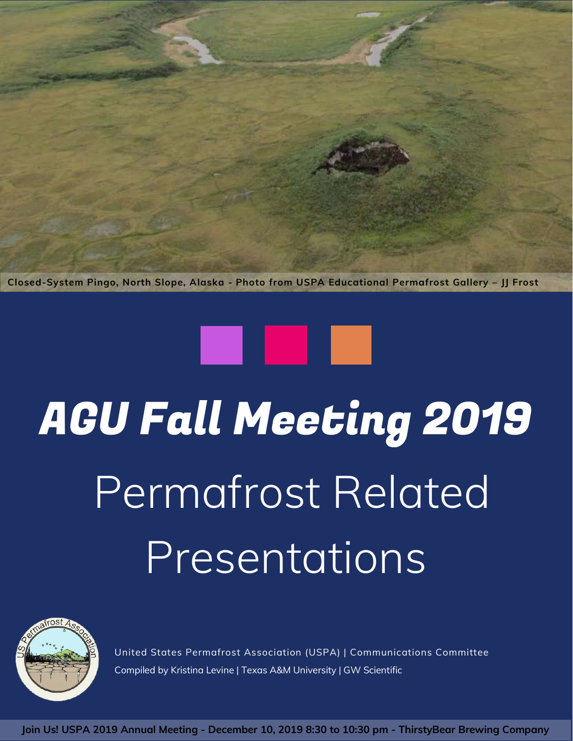Closed-System Pingo, North Slope, Alaska - Photo from USPA Educational Permafrost Gallery – JJ Frost

# *AGU Fall Meeting 2019*

# Permafrost Related Presentations

United States Permafrost Association (USPA) | Communications Committee

Compiled by Kristina Levine | Texas A&M University | GW Scientific

**Join Us! USPA 2019 Annual Meeting - December 10, 2019 8:30 to 10:30 pm - ThirstyBear Brewing Company**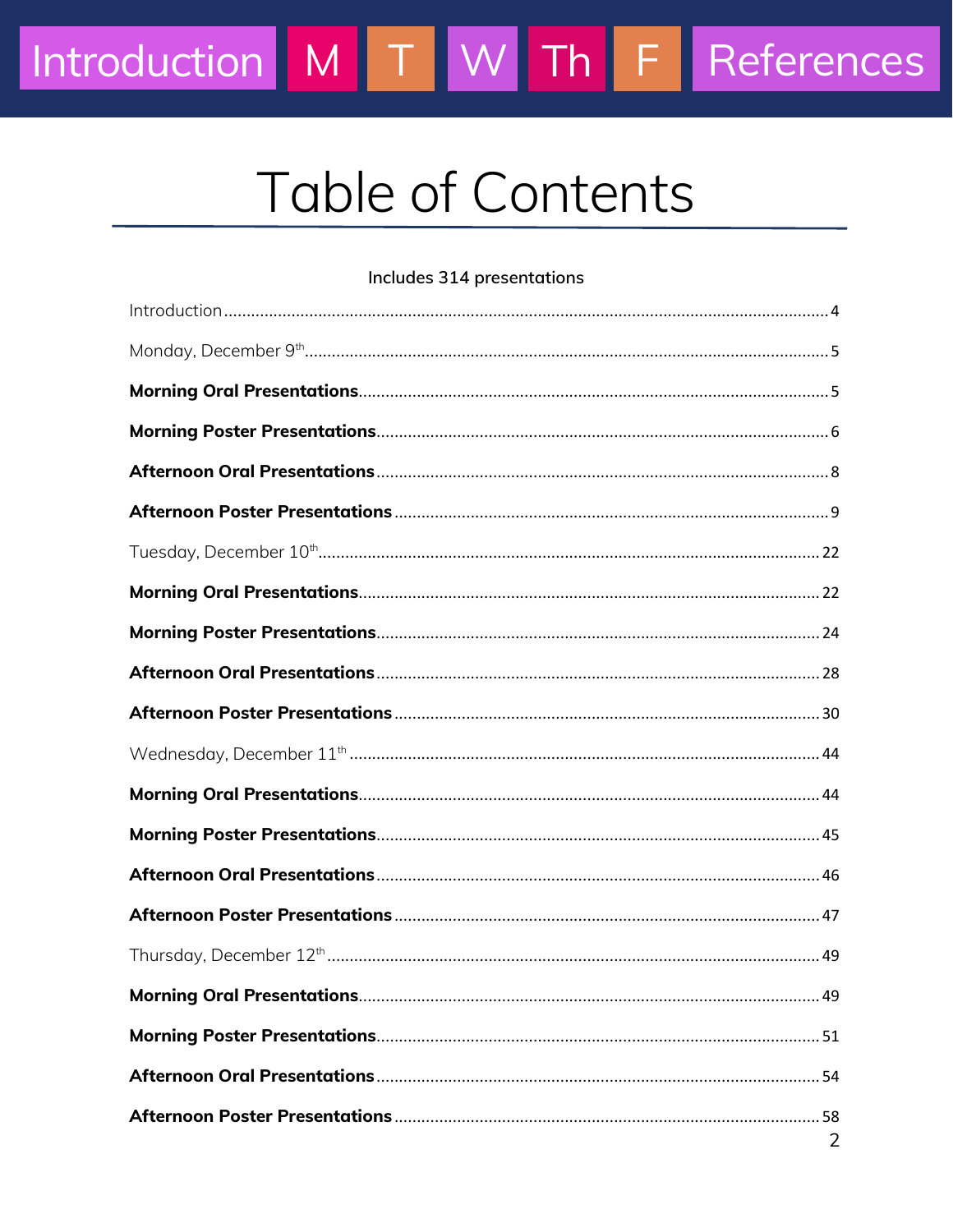# Table of Contents

Includes 314 presentations

Introduction ..... 4

Monday, December 9th ..... 5

**Morning Oral Presentations** ..... 5

**Morning Poster Presentations** ..... 6

**Afternoon Oral Presentations** ..... 8

**Afternoon Poster Presentations** ..... 9

Tuesday, December 10th ..... 22

**Morning Oral Presentations** ..... 22

**Morning Poster Presentations** ..... 24

**Afternoon Oral Presentations** ..... 28

**Afternoon Poster Presentations** ..... 30

Wednesday, December 11th ..... 44

**Morning Oral Presentations** ..... 44

**Morning Poster Presentations** ..... 45

**Afternoon Oral Presentations** ..... 46

**Afternoon Poster Presentations** ..... 47

Thursday, December 12th ..... 49

**Morning Oral Presentations** ..... 49

**Morning Poster Presentations** ..... 51

**Afternoon Oral Presentations** ..... 54

**Afternoon Poster Presentations** ..... 58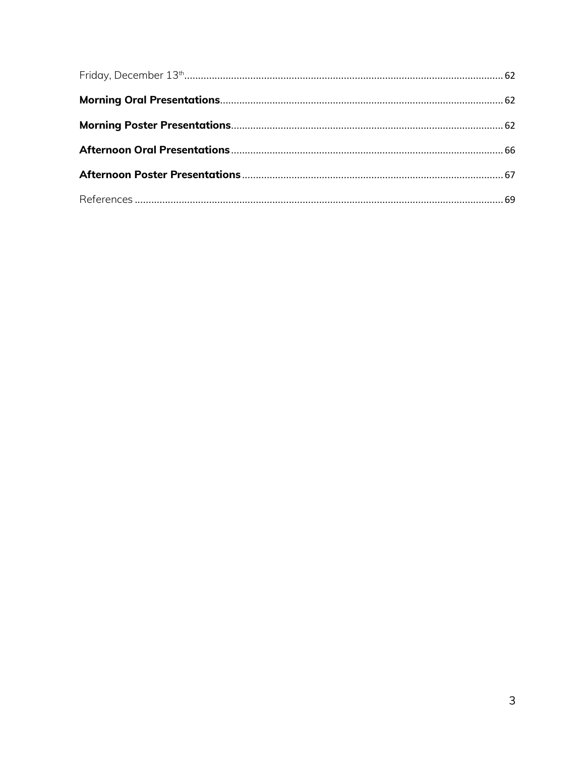Friday, December 13th ........................................................................................................................ 62

**Morning Oral Presentations**........................................................................................................ 62

**Morning Poster Presentations**..................................................................................................... 62

**Afternoon Oral Presentations** ..................................................................................................... 66

**Afternoon Poster Presentations** ................................................................................................. 67

References ....................................................................................................................................... 69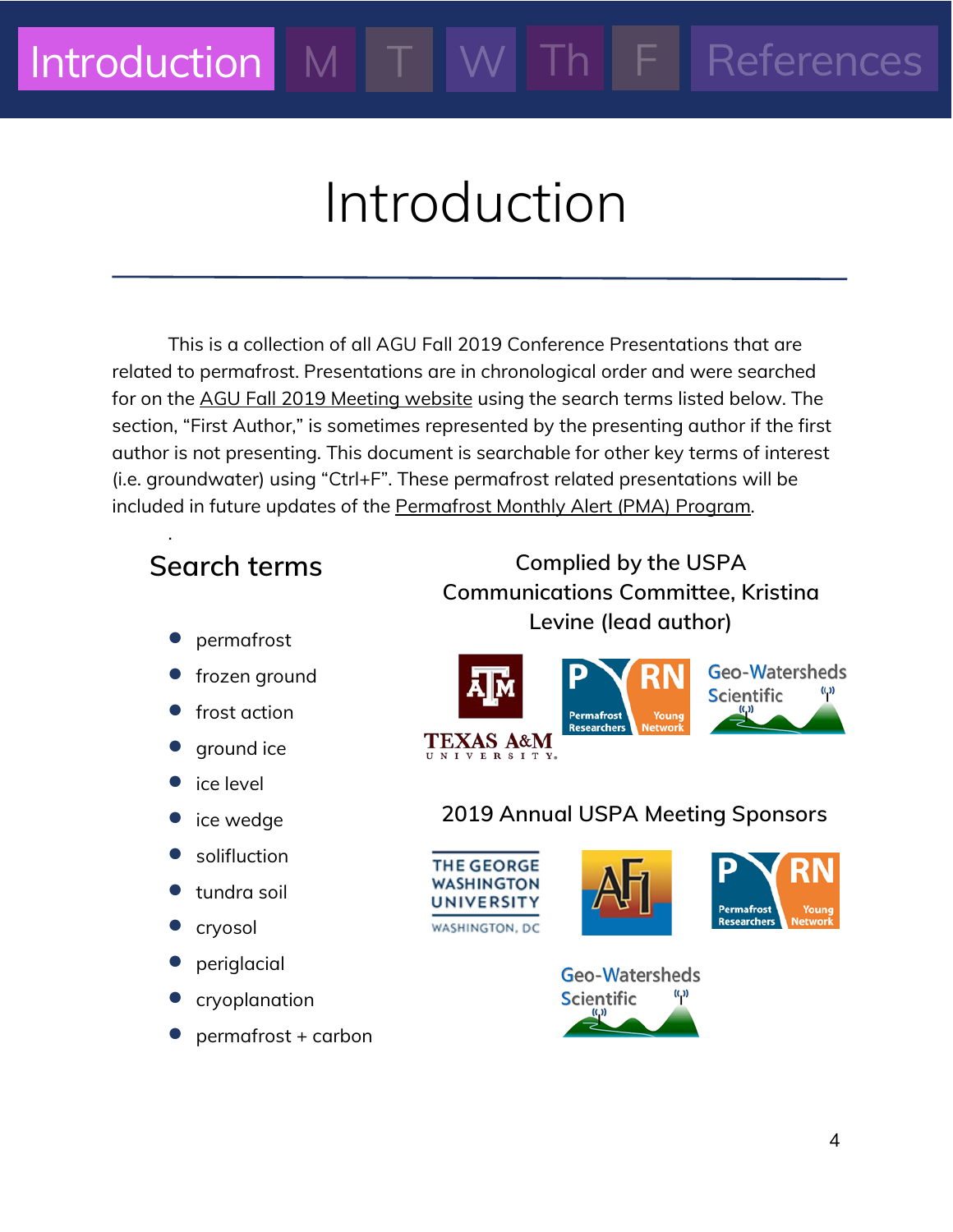Introduction | M | T | W | Th | F | References

# Introduction

This is a collection of all AGU Fall 2019 Conference Presentations that are related to permafrost. Presentations are in chronological order and were searched for on the AGU Fall 2019 Meeting website using the search terms listed below. The section, "First Author," is sometimes represented by the presenting author if the first author is not presenting. This document is searchable for other key terms of interest (i.e. groundwater) using "Ctrl+F". These permafrost related presentations will be included in future updates of the Permafrost Monthly Alert (PMA) Program.

## Search terms

- permafrost
- frozen ground
- frost action
- ground ice
- ice level
- ice wedge
- solifluction
- tundra soil
- cryosol
- periglacial
- cryoplanation
- permafrost + carbon

Complied by the USPA Communications Committee, Kristina Levine (lead author)

Texas A&M University | PYRN Permafrost Young Researchers Network | Geo-Watersheds Scientific

2019 Annual USPA Meeting Sponsors

The George Washington University Washington, DC | AFI | PYRN Permafrost Young Researchers Network | Geo-Watersheds Scientific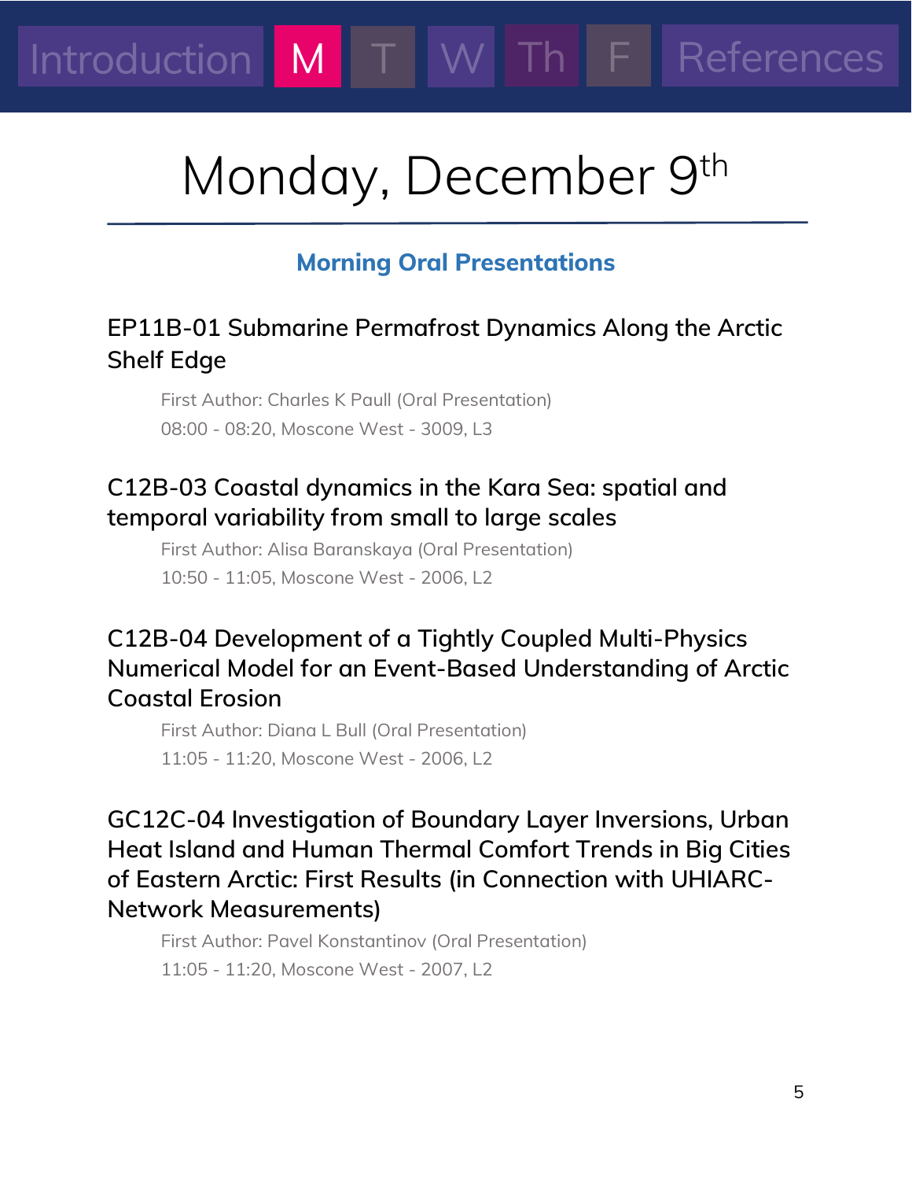# Monday, December 9th

## Morning Oral Presentations

### EP11B-01 Submarine Permafrost Dynamics Along the Arctic Shelf Edge

First Author: Charles K Paull (Oral Presentation)
08:00 - 08:20, Moscone West - 3009, L3

### C12B-03 Coastal dynamics in the Kara Sea: spatial and temporal variability from small to large scales

First Author: Alisa Baranskaya (Oral Presentation)
10:50 - 11:05, Moscone West - 2006, L2

### C12B-04 Development of a Tightly Coupled Multi-Physics Numerical Model for an Event-Based Understanding of Arctic Coastal Erosion

First Author: Diana L Bull (Oral Presentation)
11:05 - 11:20, Moscone West - 2006, L2

### GC12C-04 Investigation of Boundary Layer Inversions, Urban Heat Island and Human Thermal Comfort Trends in Big Cities of Eastern Arctic: First Results (in Connection with UHIARC-Network Measurements)

First Author: Pavel Konstantinov (Oral Presentation)
11:05 - 11:20, Moscone West - 2007, L2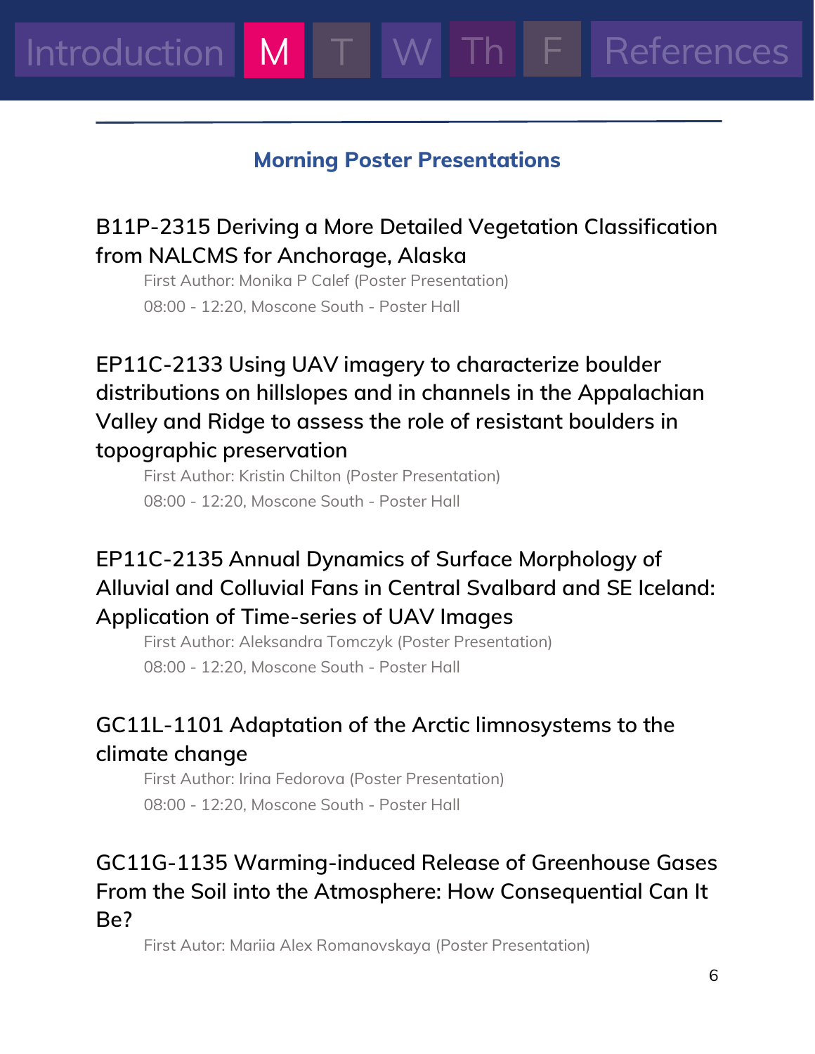Introduction | M | T | W | Th | F | References

## Morning Poster Presentations

### B11P-2315 Deriving a More Detailed Vegetation Classification from NALCMS for Anchorage, Alaska

First Author: Monika P Calef (Poster Presentation)

08:00 - 12:20, Moscone South - Poster Hall

### EP11C-2133 Using UAV imagery to characterize boulder distributions on hillslopes and in channels in the Appalachian Valley and Ridge to assess the role of resistant boulders in topographic preservation

First Author: Kristin Chilton (Poster Presentation)

08:00 - 12:20, Moscone South - Poster Hall

### EP11C-2135 Annual Dynamics of Surface Morphology of Alluvial and Colluvial Fans in Central Svalbard and SE Iceland: Application of Time-series of UAV Images

First Author: Aleksandra Tomczyk (Poster Presentation)

08:00 - 12:20, Moscone South - Poster Hall

### GC11L-1101 Adaptation of the Arctic limnosystems to the climate change

First Author: Irina Fedorova (Poster Presentation)

08:00 - 12:20, Moscone South - Poster Hall

### GC11G-1135 Warming-induced Release of Greenhouse Gases From the Soil into the Atmosphere: How Consequential Can It Be?

First Autor: Mariia Alex Romanovskaya (Poster Presentation)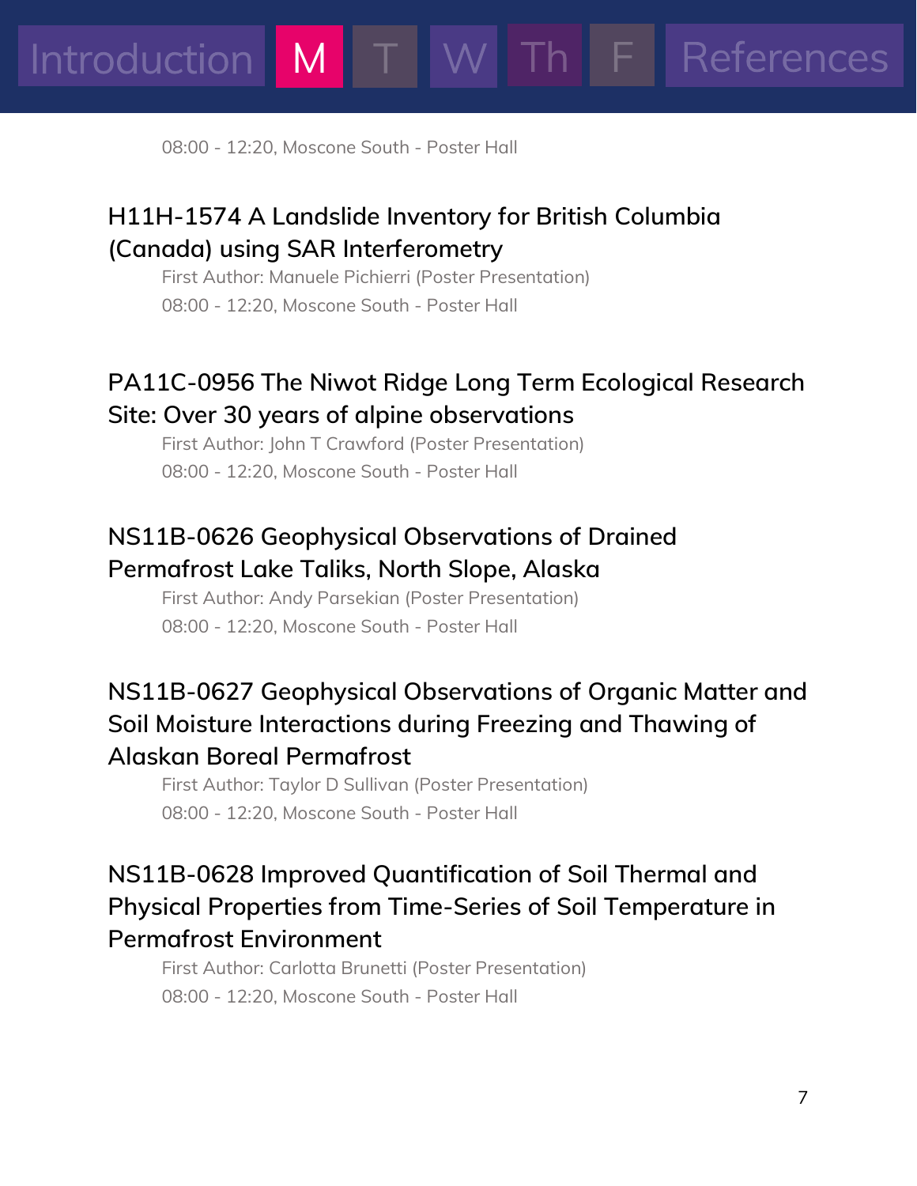08:00 - 12:20, Moscone South - Poster Hall

### H11H-1574 A Landslide Inventory for British Columbia (Canada) using SAR Interferometry

First Author: Manuele Pichierri (Poster Presentation)

08:00 - 12:20, Moscone South - Poster Hall

### PA11C-0956 The Niwot Ridge Long Term Ecological Research Site: Over 30 years of alpine observations

First Author: John T Crawford (Poster Presentation)

08:00 - 12:20, Moscone South - Poster Hall

### NS11B-0626 Geophysical Observations of Drained Permafrost Lake Taliks, North Slope, Alaska

First Author: Andy Parsekian (Poster Presentation)

08:00 - 12:20, Moscone South - Poster Hall

### NS11B-0627 Geophysical Observations of Organic Matter and Soil Moisture Interactions during Freezing and Thawing of Alaskan Boreal Permafrost

First Author: Taylor D Sullivan (Poster Presentation)

08:00 - 12:20, Moscone South - Poster Hall

### NS11B-0628 Improved Quantification of Soil Thermal and Physical Properties from Time-Series of Soil Temperature in Permafrost Environment

First Author: Carlotta Brunetti (Poster Presentation)

08:00 - 12:20, Moscone South - Poster Hall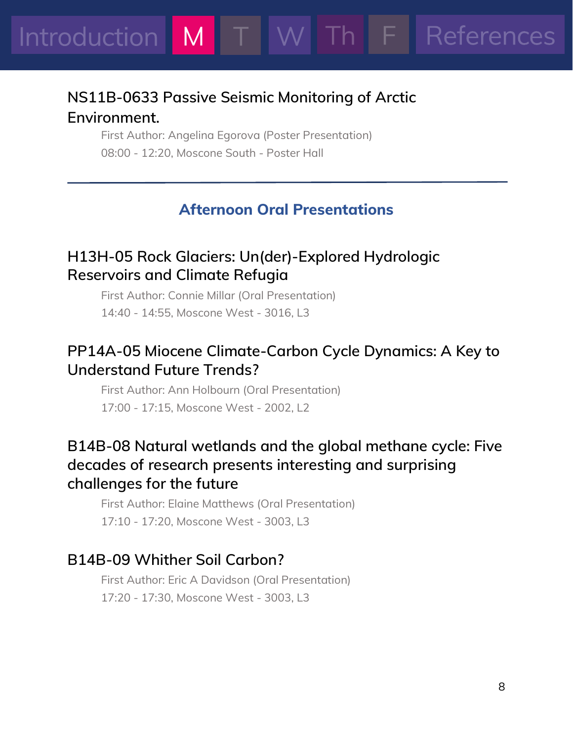### NS11B-0633 Passive Seismic Monitoring of Arctic Environment.

First Author: Angelina Egorova (Poster Presentation)
08:00 - 12:20, Moscone South - Poster Hall

---

## Afternoon Oral Presentations

### H13H-05 Rock Glaciers: Un(der)-Explored Hydrologic Reservoirs and Climate Refugia

First Author: Connie Millar (Oral Presentation)
14:40 - 14:55, Moscone West - 3016, L3

### PP14A-05 Miocene Climate-Carbon Cycle Dynamics: A Key to Understand Future Trends?

First Author: Ann Holbourn (Oral Presentation)
17:00 - 17:15, Moscone West - 2002, L2

### B14B-08 Natural wetlands and the global methane cycle: Five decades of research presents interesting and surprising challenges for the future

First Author: Elaine Matthews (Oral Presentation)
17:10 - 17:20, Moscone West - 3003, L3

### B14B-09 Whither Soil Carbon?

First Author: Eric A Davidson (Oral Presentation)
17:20 - 17:30, Moscone West - 3003, L3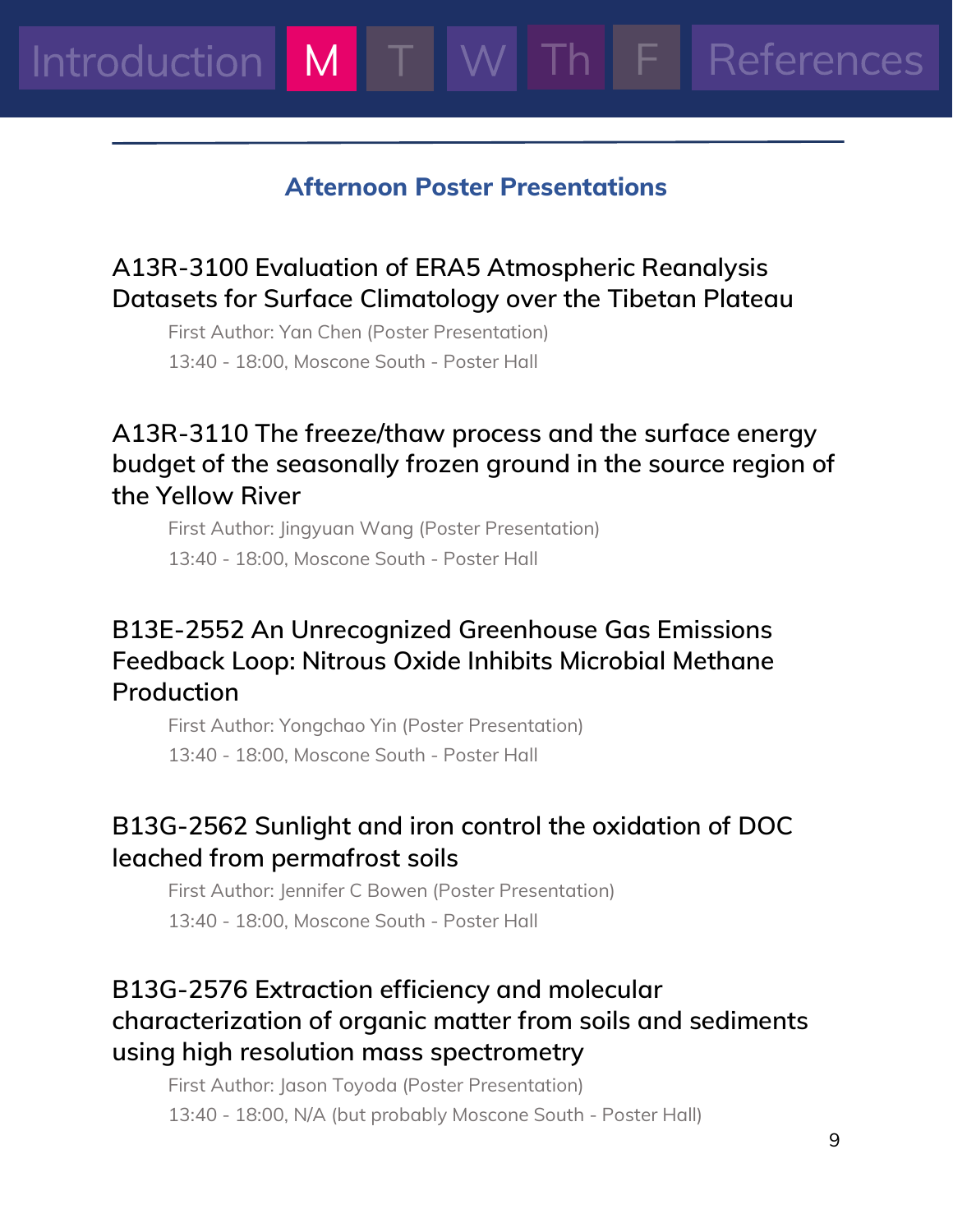## Afternoon Poster Presentations

### A13R-3100 Evaluation of ERA5 Atmospheric Reanalysis Datasets for Surface Climatology over the Tibetan Plateau

First Author: Yan Chen (Poster Presentation)

13:40 - 18:00, Moscone South - Poster Hall

### A13R-3110 The freeze/thaw process and the surface energy budget of the seasonally frozen ground in the source region of the Yellow River

First Author: Jingyuan Wang (Poster Presentation)

13:40 - 18:00, Moscone South - Poster Hall

### B13E-2552 An Unrecognized Greenhouse Gas Emissions Feedback Loop: Nitrous Oxide Inhibits Microbial Methane Production

First Author: Yongchao Yin (Poster Presentation)

13:40 - 18:00, Moscone South - Poster Hall

### B13G-2562 Sunlight and iron control the oxidation of DOC leached from permafrost soils

First Author: Jennifer C Bowen (Poster Presentation)

13:40 - 18:00, Moscone South - Poster Hall

### B13G-2576 Extraction efficiency and molecular characterization of organic matter from soils and sediments using high resolution mass spectrometry

First Author: Jason Toyoda (Poster Presentation)

13:40 - 18:00, N/A (but probably Moscone South - Poster Hall)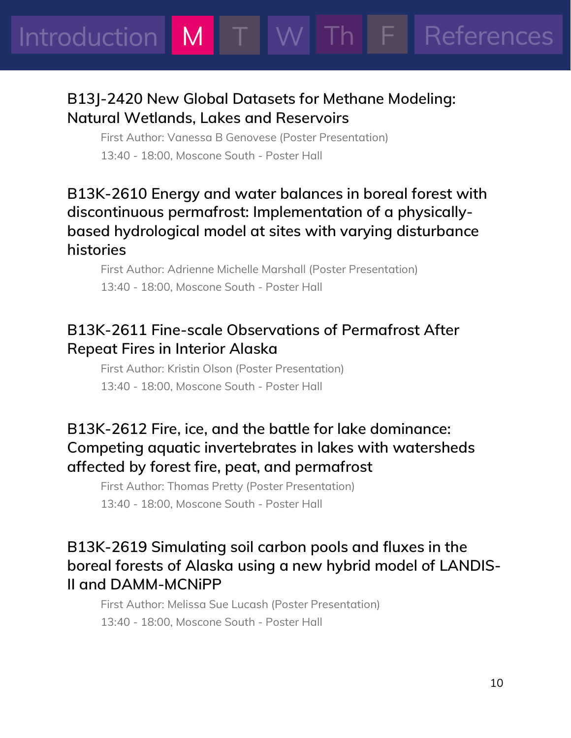## B13J-2420 New Global Datasets for Methane Modeling: Natural Wetlands, Lakes and Reservoirs

First Author: Vanessa B Genovese (Poster Presentation)

13:40 - 18:00, Moscone South - Poster Hall

## B13K-2610 Energy and water balances in boreal forest with discontinuous permafrost: Implementation of a physically-based hydrological model at sites with varying disturbance histories

First Author: Adrienne Michelle Marshall (Poster Presentation)

13:40 - 18:00, Moscone South - Poster Hall

## B13K-2611 Fine-scale Observations of Permafrost After Repeat Fires in Interior Alaska

First Author: Kristin Olson (Poster Presentation)

13:40 - 18:00, Moscone South - Poster Hall

## B13K-2612 Fire, ice, and the battle for lake dominance: Competing aquatic invertebrates in lakes with watersheds affected by forest fire, peat, and permafrost

First Author: Thomas Pretty (Poster Presentation)

13:40 - 18:00, Moscone South - Poster Hall

## B13K-2619 Simulating soil carbon pools and fluxes in the boreal forests of Alaska using a new hybrid model of LANDIS-II and DAMM-MCNiPP

First Author: Melissa Sue Lucash (Poster Presentation)

13:40 - 18:00, Moscone South - Poster Hall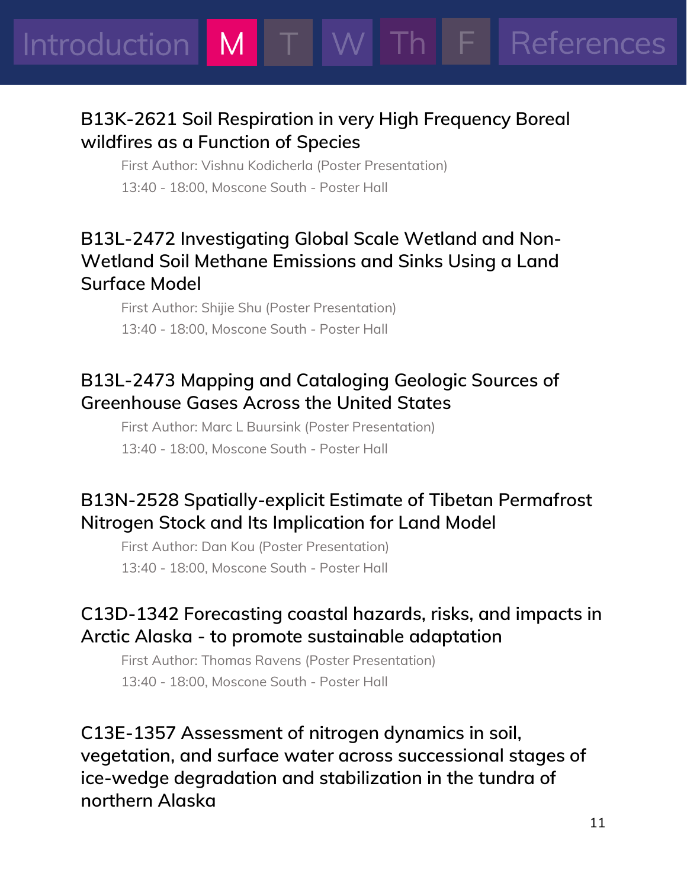## B13K-2621 Soil Respiration in very High Frequency Boreal wildfires as a Function of Species

First Author: Vishnu Kodicherla (Poster Presentation)

13:40 - 18:00, Moscone South - Poster Hall

## B13L-2472 Investigating Global Scale Wetland and Non-Wetland Soil Methane Emissions and Sinks Using a Land Surface Model

First Author: Shijie Shu (Poster Presentation)

13:40 - 18:00, Moscone South - Poster Hall

## B13L-2473 Mapping and Cataloging Geologic Sources of Greenhouse Gases Across the United States

First Author: Marc L Buursink (Poster Presentation)

13:40 - 18:00, Moscone South - Poster Hall

## B13N-2528 Spatially-explicit Estimate of Tibetan Permafrost Nitrogen Stock and Its Implication for Land Model

First Author: Dan Kou (Poster Presentation)

13:40 - 18:00, Moscone South - Poster Hall

## C13D-1342 Forecasting coastal hazards, risks, and impacts in Arctic Alaska - to promote sustainable adaptation

First Author: Thomas Ravens (Poster Presentation)

13:40 - 18:00, Moscone South - Poster Hall

## C13E-1357 Assessment of nitrogen dynamics in soil, vegetation, and surface water across successional stages of ice-wedge degradation and stabilization in the tundra of northern Alaska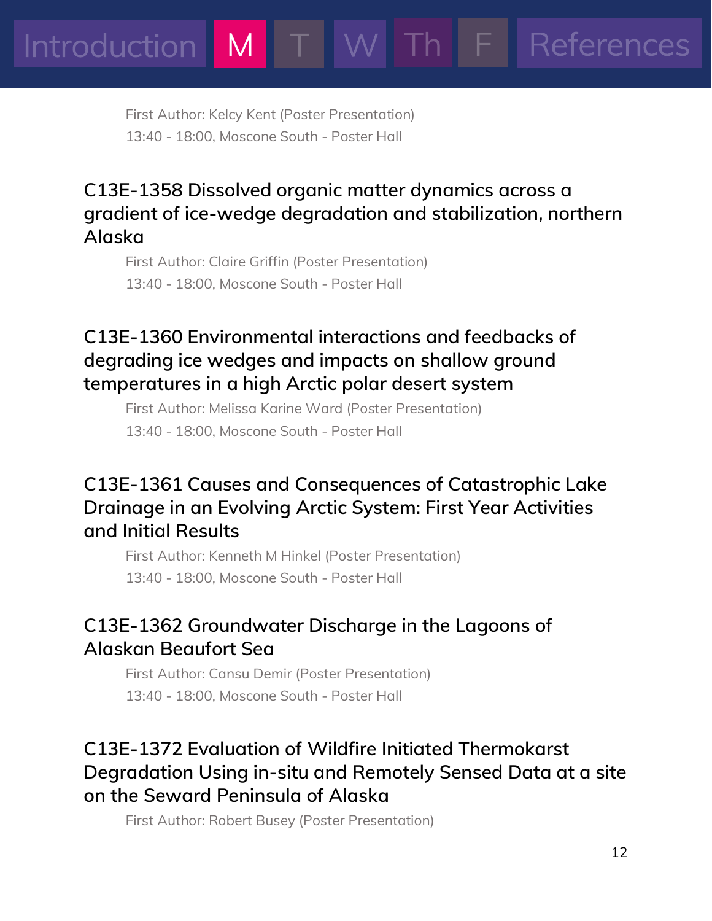First Author: Kelcy Kent (Poster Presentation)
13:40 - 18:00, Moscone South - Poster Hall

### C13E-1358 Dissolved organic matter dynamics across a gradient of ice-wedge degradation and stabilization, northern Alaska

First Author: Claire Griffin (Poster Presentation)
13:40 - 18:00, Moscone South - Poster Hall

### C13E-1360 Environmental interactions and feedbacks of degrading ice wedges and impacts on shallow ground temperatures in a high Arctic polar desert system

First Author: Melissa Karine Ward (Poster Presentation)
13:40 - 18:00, Moscone South - Poster Hall

### C13E-1361 Causes and Consequences of Catastrophic Lake Drainage in an Evolving Arctic System: First Year Activities and Initial Results

First Author: Kenneth M Hinkel (Poster Presentation)
13:40 - 18:00, Moscone South - Poster Hall

### C13E-1362 Groundwater Discharge in the Lagoons of Alaskan Beaufort Sea

First Author: Cansu Demir (Poster Presentation)
13:40 - 18:00, Moscone South - Poster Hall

### C13E-1372 Evaluation of Wildfire Initiated Thermokarst Degradation Using in-situ and Remotely Sensed Data at a site on the Seward Peninsula of Alaska

First Author: Robert Busey (Poster Presentation)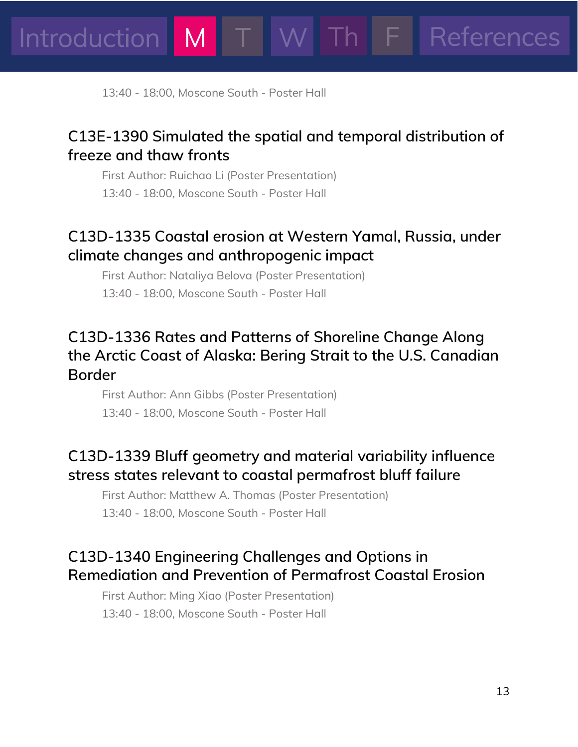13:40 - 18:00, Moscone South - Poster Hall

## C13E-1390 Simulated the spatial and temporal distribution of freeze and thaw fronts

First Author: Ruichao Li (Poster Presentation)

13:40 - 18:00, Moscone South - Poster Hall

## C13D-1335 Coastal erosion at Western Yamal, Russia, under climate changes and anthropogenic impact

First Author: Nataliya Belova (Poster Presentation)

13:40 - 18:00, Moscone South - Poster Hall

## C13D-1336 Rates and Patterns of Shoreline Change Along the Arctic Coast of Alaska: Bering Strait to the U.S. Canadian Border

First Author: Ann Gibbs (Poster Presentation)

13:40 - 18:00, Moscone South - Poster Hall

## C13D-1339 Bluff geometry and material variability influence stress states relevant to coastal permafrost bluff failure

First Author: Matthew A. Thomas (Poster Presentation)

13:40 - 18:00, Moscone South - Poster Hall

## C13D-1340 Engineering Challenges and Options in Remediation and Prevention of Permafrost Coastal Erosion

First Author: Ming Xiao (Poster Presentation)

13:40 - 18:00, Moscone South - Poster Hall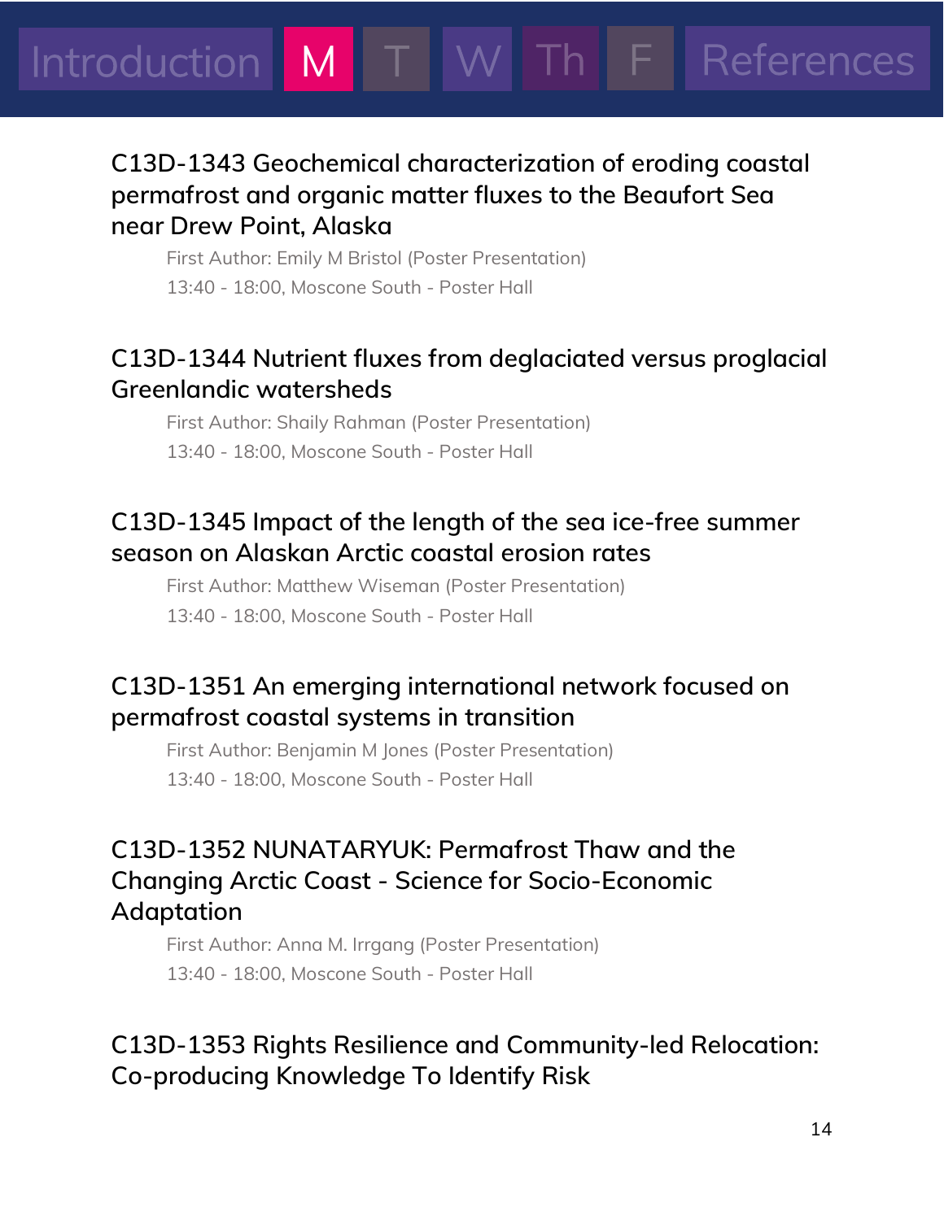### C13D-1343 Geochemical characterization of eroding coastal permafrost and organic matter fluxes to the Beaufort Sea near Drew Point, Alaska

First Author: Emily M Bristol (Poster Presentation)

13:40 - 18:00, Moscone South - Poster Hall

### C13D-1344 Nutrient fluxes from deglaciated versus proglacial Greenlandic watersheds

First Author: Shaily Rahman (Poster Presentation)

13:40 - 18:00, Moscone South - Poster Hall

### C13D-1345 Impact of the length of the sea ice-free summer season on Alaskan Arctic coastal erosion rates

First Author: Matthew Wiseman (Poster Presentation)

13:40 - 18:00, Moscone South - Poster Hall

### C13D-1351 An emerging international network focused on permafrost coastal systems in transition

First Author: Benjamin M Jones (Poster Presentation)

13:40 - 18:00, Moscone South - Poster Hall

### C13D-1352 NUNATARYUK: Permafrost Thaw and the Changing Arctic Coast - Science for Socio-Economic Adaptation

First Author: Anna M. Irrgang (Poster Presentation)

13:40 - 18:00, Moscone South - Poster Hall

### C13D-1353 Rights Resilience and Community-led Relocation: Co-producing Knowledge To Identify Risk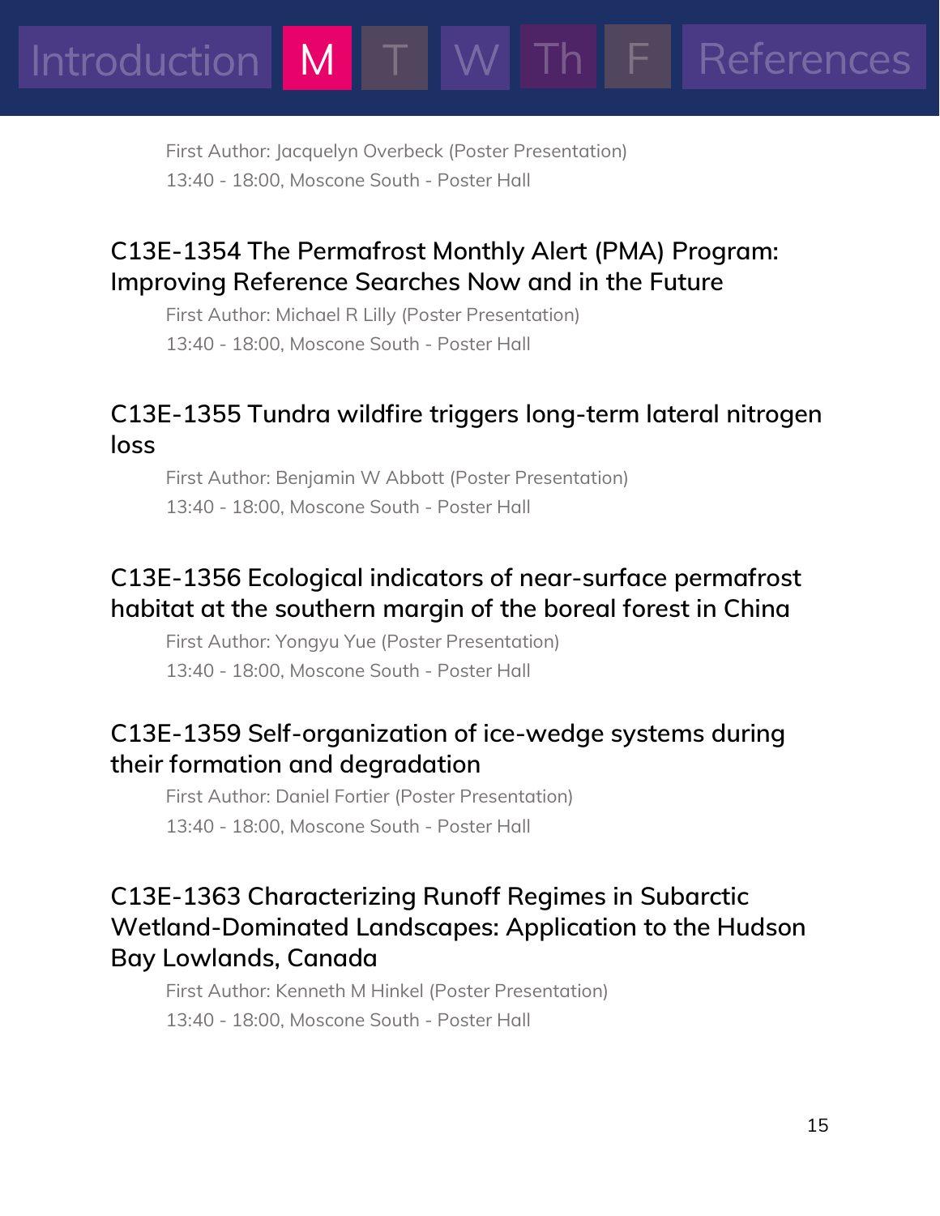First Author: Jacquelyn Overbeck (Poster Presentation)
13:40 - 18:00, Moscone South - Poster Hall

### C13E-1354 The Permafrost Monthly Alert (PMA) Program: Improving Reference Searches Now and in the Future

First Author: Michael R Lilly (Poster Presentation)
13:40 - 18:00, Moscone South - Poster Hall

### C13E-1355 Tundra wildfire triggers long-term lateral nitrogen loss

First Author: Benjamin W Abbott (Poster Presentation)
13:40 - 18:00, Moscone South - Poster Hall

### C13E-1356 Ecological indicators of near-surface permafrost habitat at the southern margin of the boreal forest in China

First Author: Yongyu Yue (Poster Presentation)
13:40 - 18:00, Moscone South - Poster Hall

### C13E-1359 Self-organization of ice-wedge systems during their formation and degradation

First Author: Daniel Fortier (Poster Presentation)
13:40 - 18:00, Moscone South - Poster Hall

### C13E-1363 Characterizing Runoff Regimes in Subarctic Wetland-Dominated Landscapes: Application to the Hudson Bay Lowlands, Canada

First Author: Kenneth M Hinkel (Poster Presentation)
13:40 - 18:00, Moscone South - Poster Hall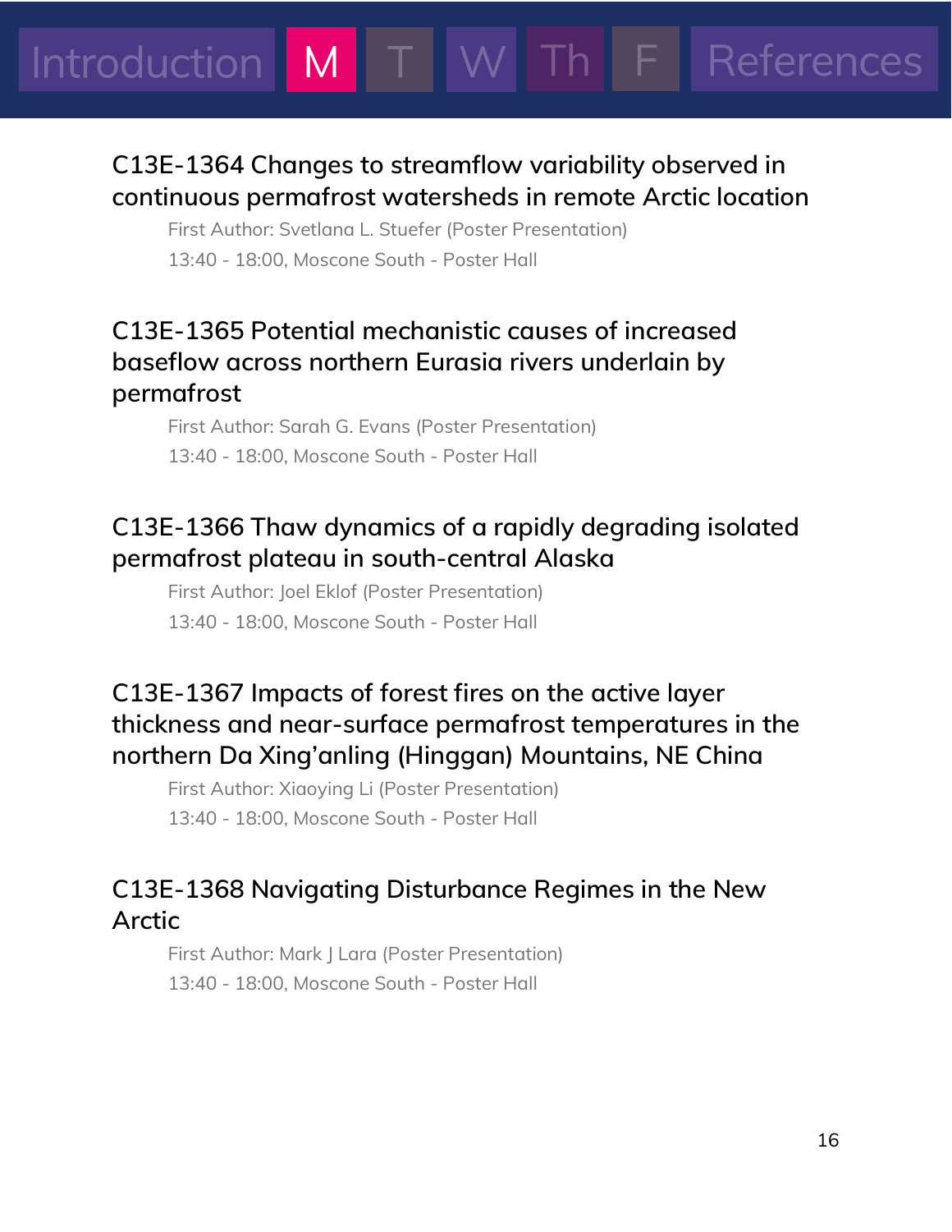## C13E-1364 Changes to streamflow variability observed in continuous permafrost watersheds in remote Arctic location

First Author: Svetlana L. Stuefer (Poster Presentation)

13:40 - 18:00, Moscone South - Poster Hall

## C13E-1365 Potential mechanistic causes of increased baseflow across northern Eurasia rivers underlain by permafrost

First Author: Sarah G. Evans (Poster Presentation)

13:40 - 18:00, Moscone South - Poster Hall

## C13E-1366 Thaw dynamics of a rapidly degrading isolated permafrost plateau in south-central Alaska

First Author: Joel Eklof (Poster Presentation)

13:40 - 18:00, Moscone South - Poster Hall

## C13E-1367 Impacts of forest fires on the active layer thickness and near-surface permafrost temperatures in the northern Da Xing'anling (Hinggan) Mountains, NE China

First Author: Xiaoying Li (Poster Presentation)

13:40 - 18:00, Moscone South - Poster Hall

## C13E-1368 Navigating Disturbance Regimes in the New Arctic

First Author: Mark J Lara (Poster Presentation)

13:40 - 18:00, Moscone South - Poster Hall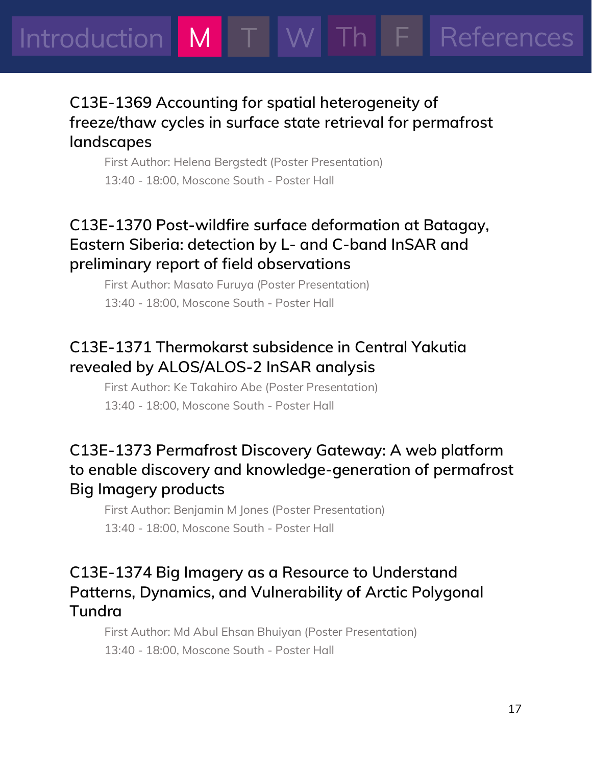## C13E-1369 Accounting for spatial heterogeneity of freeze/thaw cycles in surface state retrieval for permafrost landscapes

First Author: Helena Bergstedt (Poster Presentation)
13:40 - 18:00, Moscone South - Poster Hall

## C13E-1370 Post-wildfire surface deformation at Batagay, Eastern Siberia: detection by L- and C-band InSAR and preliminary report of field observations

First Author: Masato Furuya (Poster Presentation)
13:40 - 18:00, Moscone South - Poster Hall

## C13E-1371 Thermokarst subsidence in Central Yakutia revealed by ALOS/ALOS-2 InSAR analysis

First Author: Ke Takahiro Abe (Poster Presentation)
13:40 - 18:00, Moscone South - Poster Hall

## C13E-1373 Permafrost Discovery Gateway: A web platform to enable discovery and knowledge-generation of permafrost Big Imagery products

First Author: Benjamin M Jones (Poster Presentation)
13:40 - 18:00, Moscone South - Poster Hall

## C13E-1374 Big Imagery as a Resource to Understand Patterns, Dynamics, and Vulnerability of Arctic Polygonal Tundra

First Author: Md Abul Ehsan Bhuiyan (Poster Presentation)
13:40 - 18:00, Moscone South - Poster Hall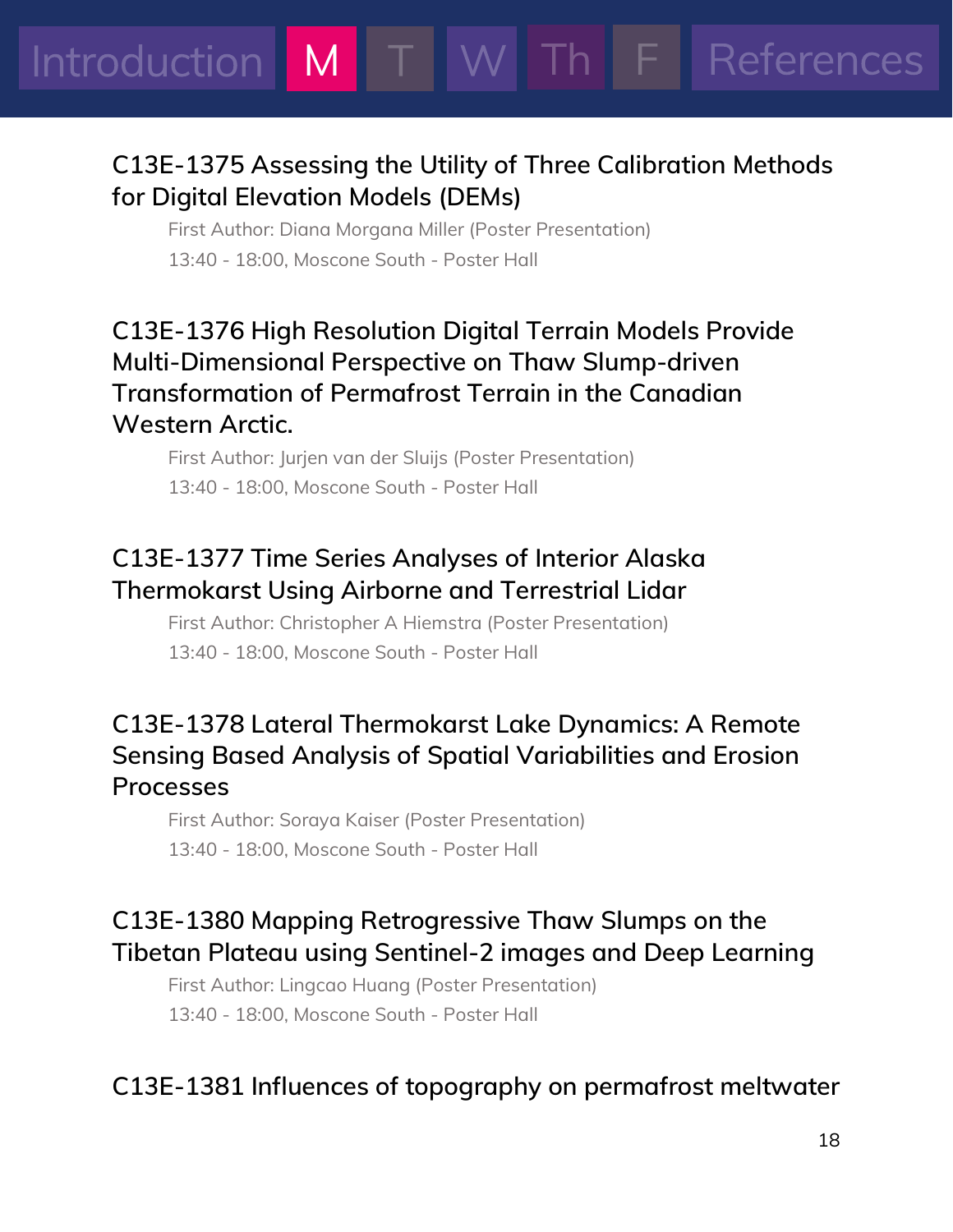### C13E-1375 Assessing the Utility of Three Calibration Methods for Digital Elevation Models (DEMs)

First Author: Diana Morgana Miller (Poster Presentation)

13:40 - 18:00, Moscone South - Poster Hall

### C13E-1376 High Resolution Digital Terrain Models Provide Multi-Dimensional Perspective on Thaw Slump-driven Transformation of Permafrost Terrain in the Canadian Western Arctic.

First Author: Jurjen van der Sluijs (Poster Presentation)

13:40 - 18:00, Moscone South - Poster Hall

### C13E-1377 Time Series Analyses of Interior Alaska Thermokarst Using Airborne and Terrestrial Lidar

First Author: Christopher A Hiemstra (Poster Presentation)

13:40 - 18:00, Moscone South - Poster Hall

### C13E-1378 Lateral Thermokarst Lake Dynamics: A Remote Sensing Based Analysis of Spatial Variabilities and Erosion Processes

First Author: Soraya Kaiser (Poster Presentation)

13:40 - 18:00, Moscone South - Poster Hall

### C13E-1380 Mapping Retrogressive Thaw Slumps on the Tibetan Plateau using Sentinel-2 images and Deep Learning

First Author: Lingcao Huang (Poster Presentation)

13:40 - 18:00, Moscone South - Poster Hall

### C13E-1381 Influences of topography on permafrost meltwater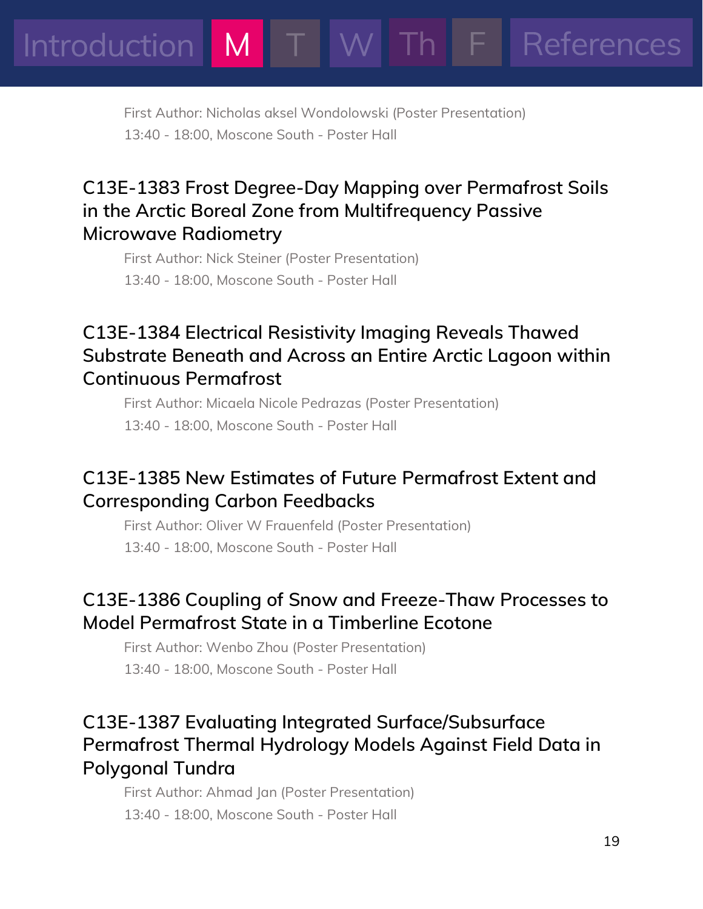First Author: Nicholas aksel Wondolowski (Poster Presentation)
13:40 - 18:00, Moscone South - Poster Hall

### C13E-1383 Frost Degree-Day Mapping over Permafrost Soils in the Arctic Boreal Zone from Multifrequency Passive Microwave Radiometry

First Author: Nick Steiner (Poster Presentation)
13:40 - 18:00, Moscone South - Poster Hall

### C13E-1384 Electrical Resistivity Imaging Reveals Thawed Substrate Beneath and Across an Entire Arctic Lagoon within Continuous Permafrost

First Author: Micaela Nicole Pedrazas (Poster Presentation)
13:40 - 18:00, Moscone South - Poster Hall

### C13E-1385 New Estimates of Future Permafrost Extent and Corresponding Carbon Feedbacks

First Author: Oliver W Frauenfeld (Poster Presentation)
13:40 - 18:00, Moscone South - Poster Hall

### C13E-1386 Coupling of Snow and Freeze-Thaw Processes to Model Permafrost State in a Timberline Ecotone

First Author: Wenbo Zhou (Poster Presentation)
13:40 - 18:00, Moscone South - Poster Hall

### C13E-1387 Evaluating Integrated Surface/Subsurface Permafrost Thermal Hydrology Models Against Field Data in Polygonal Tundra

First Author: Ahmad Jan (Poster Presentation)
13:40 - 18:00, Moscone South - Poster Hall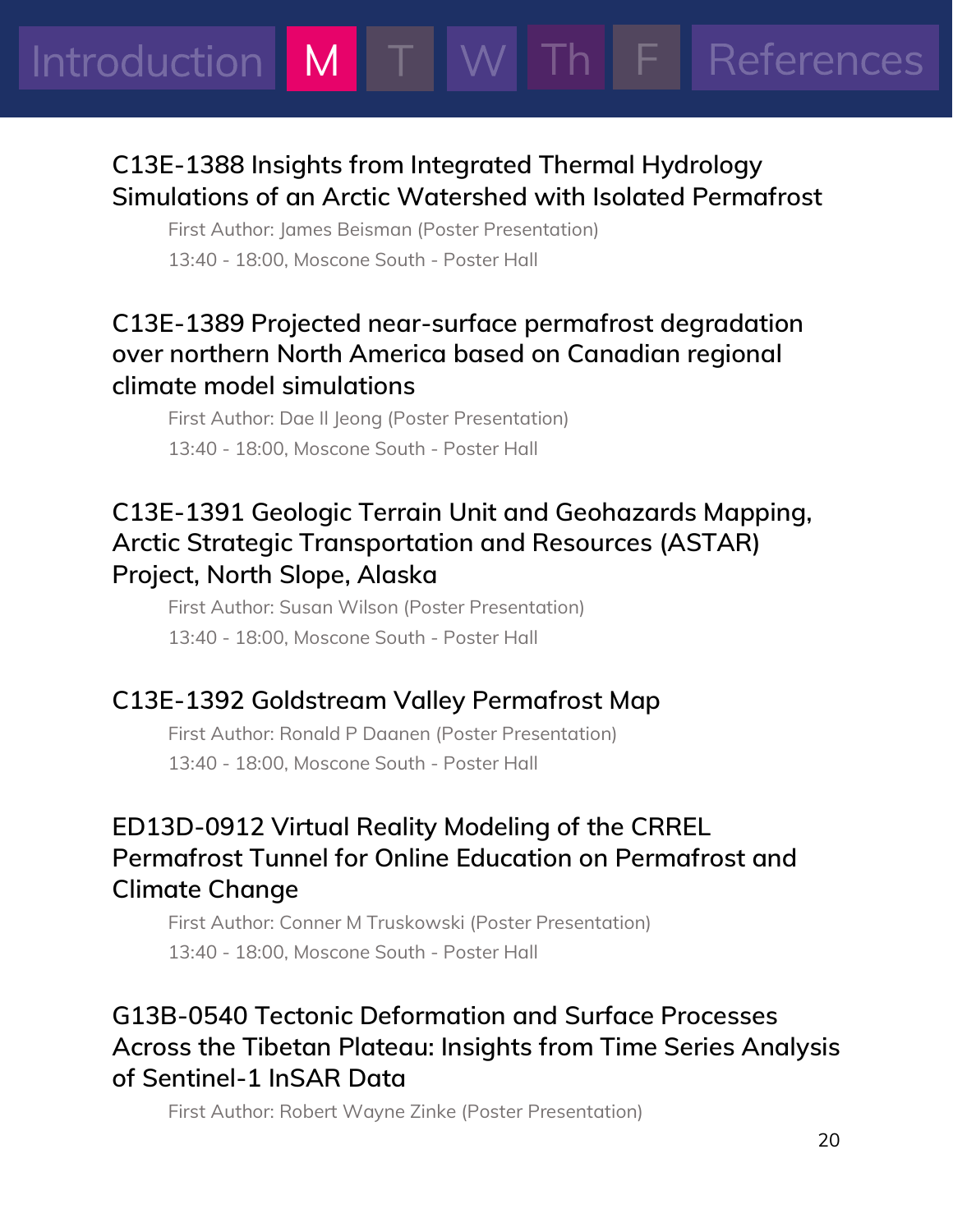### C13E-1388 Insights from Integrated Thermal Hydrology Simulations of an Arctic Watershed with Isolated Permafrost

First Author: James Beisman (Poster Presentation)

13:40 - 18:00, Moscone South - Poster Hall

### C13E-1389 Projected near-surface permafrost degradation over northern North America based on Canadian regional climate model simulations

First Author: Dae Il Jeong (Poster Presentation)

13:40 - 18:00, Moscone South - Poster Hall

### C13E-1391 Geologic Terrain Unit and Geohazards Mapping, Arctic Strategic Transportation and Resources (ASTAR) Project, North Slope, Alaska

First Author: Susan Wilson (Poster Presentation)

13:40 - 18:00, Moscone South - Poster Hall

### C13E-1392 Goldstream Valley Permafrost Map

First Author: Ronald P Daanen (Poster Presentation)

13:40 - 18:00, Moscone South - Poster Hall

### ED13D-0912 Virtual Reality Modeling of the CRREL Permafrost Tunnel for Online Education on Permafrost and Climate Change

First Author: Conner M Truskowski (Poster Presentation)

13:40 - 18:00, Moscone South - Poster Hall

### G13B-0540 Tectonic Deformation and Surface Processes Across the Tibetan Plateau: Insights from Time Series Analysis of Sentinel-1 InSAR Data

First Author: Robert Wayne Zinke (Poster Presentation)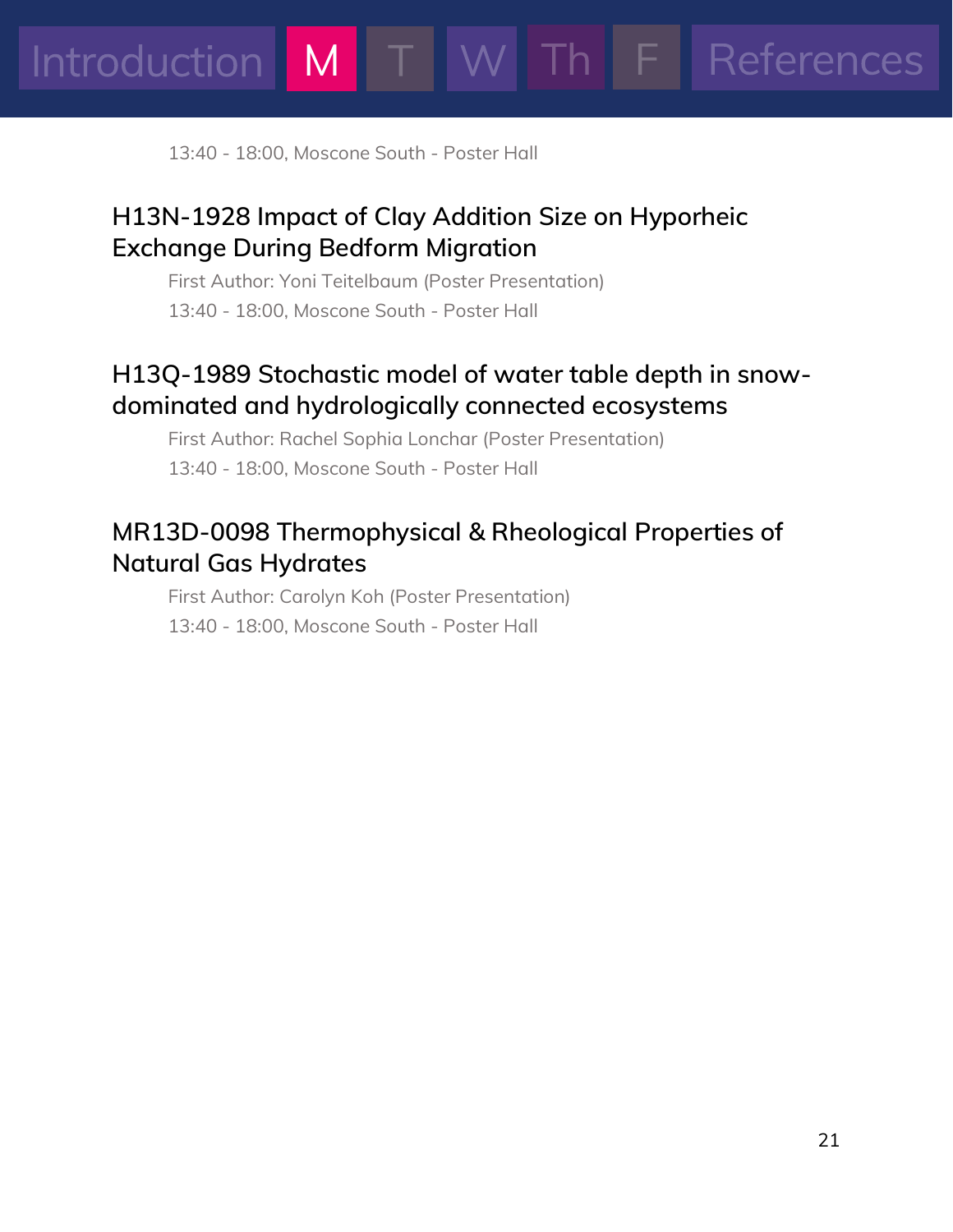13:40 - 18:00, Moscone South - Poster Hall

### H13N-1928 Impact of Clay Addition Size on Hyporheic Exchange During Bedform Migration

First Author: Yoni Teitelbaum (Poster Presentation)

13:40 - 18:00, Moscone South - Poster Hall

### H13Q-1989 Stochastic model of water table depth in snow-dominated and hydrologically connected ecosystems

First Author: Rachel Sophia Lonchar (Poster Presentation)

13:40 - 18:00, Moscone South - Poster Hall

### MR13D-0098 Thermophysical & Rheological Properties of Natural Gas Hydrates

First Author: Carolyn Koh (Poster Presentation)

13:40 - 18:00, Moscone South - Poster Hall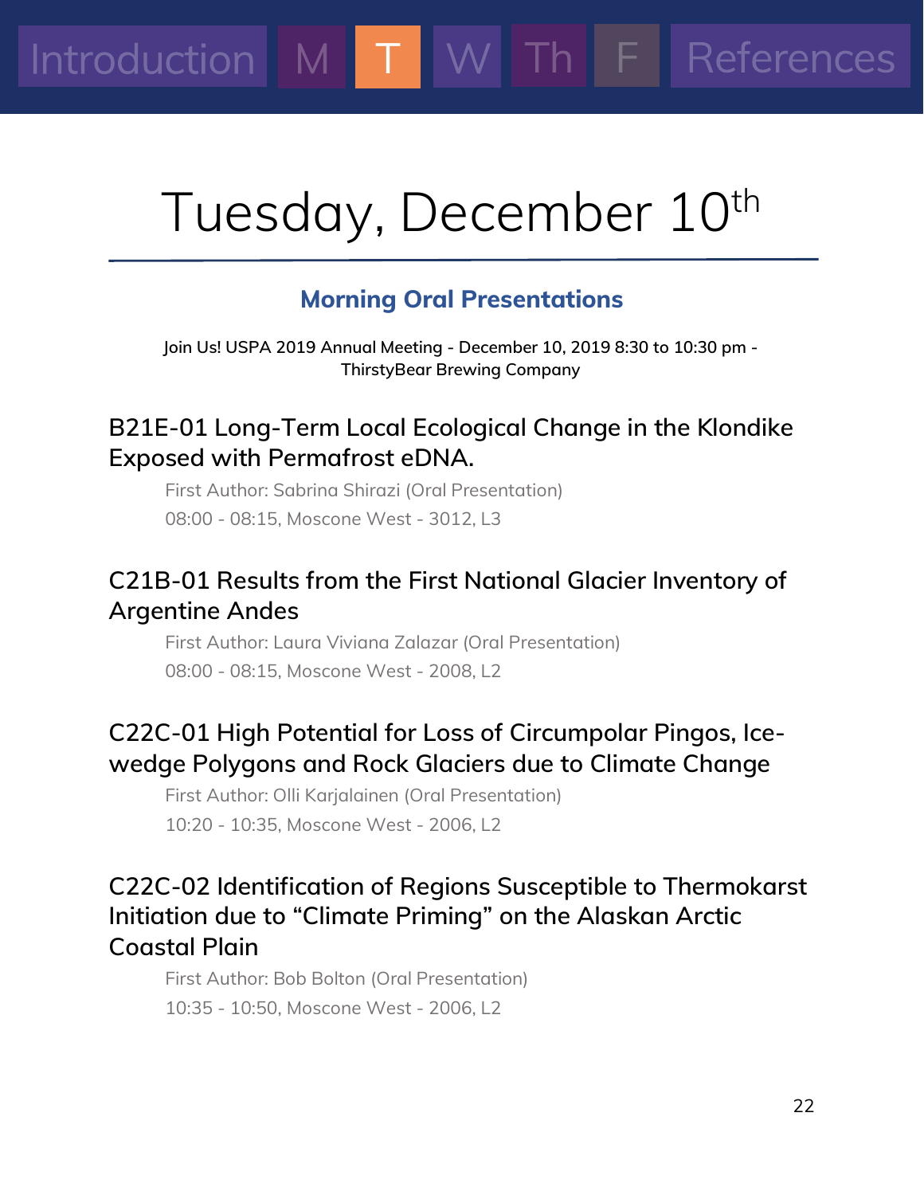# Tuesday, December 10th

## Morning Oral Presentations

Join Us! USPA 2019 Annual Meeting - December 10, 2019 8:30 to 10:30 pm - ThirstyBear Brewing Company

### B21E-01 Long-Term Local Ecological Change in the Klondike Exposed with Permafrost eDNA.

First Author: Sabrina Shirazi (Oral Presentation)

08:00 - 08:15, Moscone West - 3012, L3

### C21B-01 Results from the First National Glacier Inventory of Argentine Andes

First Author: Laura Viviana Zalazar (Oral Presentation)

08:00 - 08:15, Moscone West - 2008, L2

### C22C-01 High Potential for Loss of Circumpolar Pingos, Ice-wedge Polygons and Rock Glaciers due to Climate Change

First Author: Olli Karjalainen (Oral Presentation)

10:20 - 10:35, Moscone West - 2006, L2

### C22C-02 Identification of Regions Susceptible to Thermokarst Initiation due to "Climate Priming" on the Alaskan Arctic Coastal Plain

First Author: Bob Bolton (Oral Presentation)

10:35 - 10:50, Moscone West - 2006, L2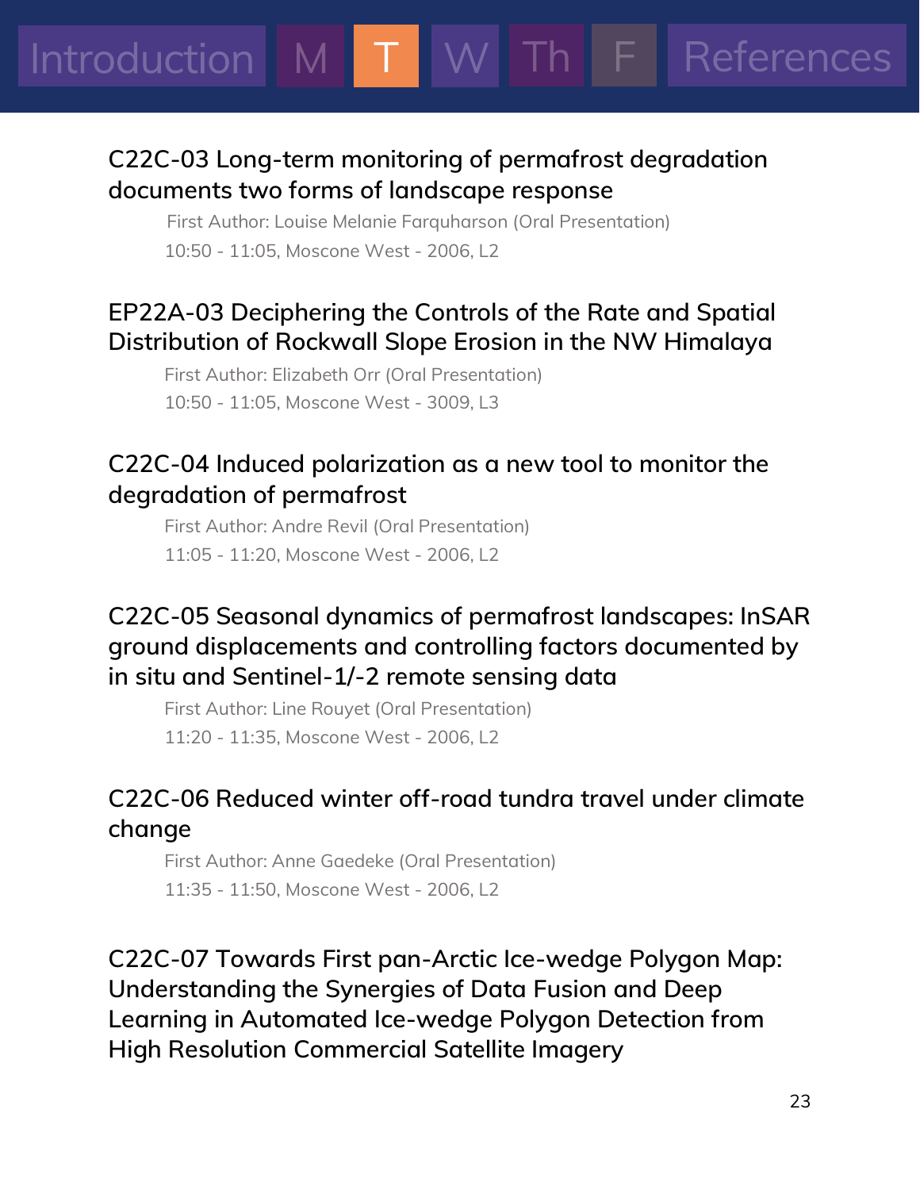### C22C-03 Long-term monitoring of permafrost degradation documents two forms of landscape response

First Author: Louise Melanie Farquharson (Oral Presentation)
10:50 - 11:05, Moscone West - 2006, L2

### EP22A-03 Deciphering the Controls of the Rate and Spatial Distribution of Rockwall Slope Erosion in the NW Himalaya

First Author: Elizabeth Orr (Oral Presentation)
10:50 - 11:05, Moscone West - 3009, L3

### C22C-04 Induced polarization as a new tool to monitor the degradation of permafrost

First Author: Andre Revil (Oral Presentation)
11:05 - 11:20, Moscone West - 2006, L2

### C22C-05 Seasonal dynamics of permafrost landscapes: InSAR ground displacements and controlling factors documented by in situ and Sentinel-1/-2 remote sensing data

First Author: Line Rouyet (Oral Presentation)
11:20 - 11:35, Moscone West - 2006, L2

### C22C-06 Reduced winter off-road tundra travel under climate change

First Author: Anne Gaedeke (Oral Presentation)
11:35 - 11:50, Moscone West - 2006, L2

### C22C-07 Towards First pan-Arctic Ice-wedge Polygon Map: Understanding the Synergies of Data Fusion and Deep Learning in Automated Ice-wedge Polygon Detection from High Resolution Commercial Satellite Imagery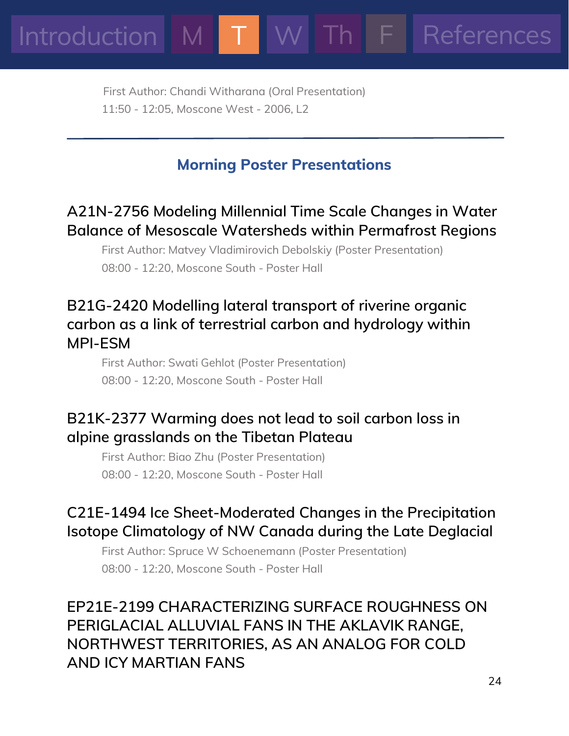First Author: Chandi Witharana (Oral Presentation)
11:50 - 12:05, Moscone West - 2006, L2

---

## Morning Poster Presentations

### A21N-2756 Modeling Millennial Time Scale Changes in Water Balance of Mesoscale Watersheds within Permafrost Regions

First Author: Matvey Vladimirovich Debolskiy (Poster Presentation)
08:00 - 12:20, Moscone South - Poster Hall

### B21G-2420 Modelling lateral transport of riverine organic carbon as a link of terrestrial carbon and hydrology within MPI-ESM

First Author: Swati Gehlot (Poster Presentation)
08:00 - 12:20, Moscone South - Poster Hall

### B21K-2377 Warming does not lead to soil carbon loss in alpine grasslands on the Tibetan Plateau

First Author: Biao Zhu (Poster Presentation)
08:00 - 12:20, Moscone South - Poster Hall

### C21E-1494 Ice Sheet-Moderated Changes in the Precipitation Isotope Climatology of NW Canada during the Late Deglacial

First Author: Spruce W Schoenemann (Poster Presentation)
08:00 - 12:20, Moscone South - Poster Hall

### EP21E-2199 CHARACTERIZING SURFACE ROUGHNESS ON PERIGLACIAL ALLUVIAL FANS IN THE AKLAVIK RANGE, NORTHWEST TERRITORIES, AS AN ANALOG FOR COLD AND ICY MARTIAN FANS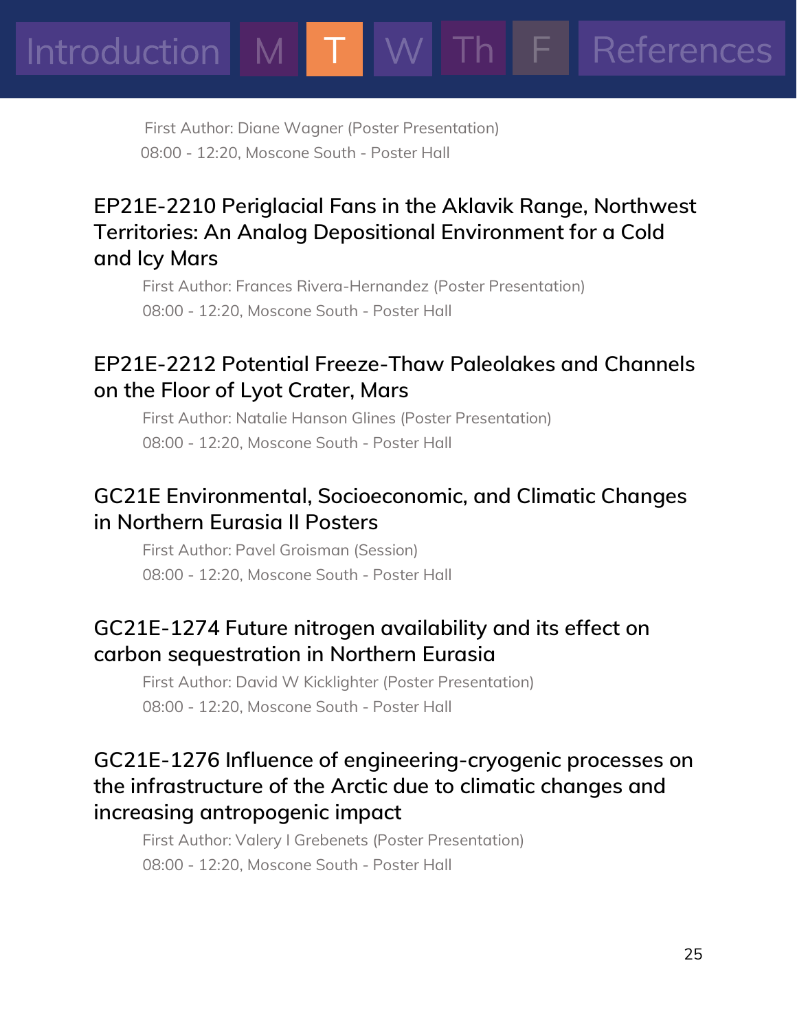First Author: Diane Wagner (Poster Presentation)
08:00 - 12:20, Moscone South - Poster Hall

### EP21E-2210 Periglacial Fans in the Aklavik Range, Northwest Territories: An Analog Depositional Environment for a Cold and Icy Mars

First Author: Frances Rivera-Hernandez (Poster Presentation)
08:00 - 12:20, Moscone South - Poster Hall

### EP21E-2212 Potential Freeze-Thaw Paleolakes and Channels on the Floor of Lyot Crater, Mars

First Author: Natalie Hanson Glines (Poster Presentation)
08:00 - 12:20, Moscone South - Poster Hall

### GC21E Environmental, Socioeconomic, and Climatic Changes in Northern Eurasia II Posters

First Author: Pavel Groisman (Session)
08:00 - 12:20, Moscone South - Poster Hall

### GC21E-1274 Future nitrogen availability and its effect on carbon sequestration in Northern Eurasia

First Author: David W Kicklighter (Poster Presentation)
08:00 - 12:20, Moscone South - Poster Hall

### GC21E-1276 Influence of engineering-cryogenic processes on the infrastructure of the Arctic due to climatic changes and increasing antropogenic impact

First Author: Valery I Grebenets (Poster Presentation)
08:00 - 12:20, Moscone South - Poster Hall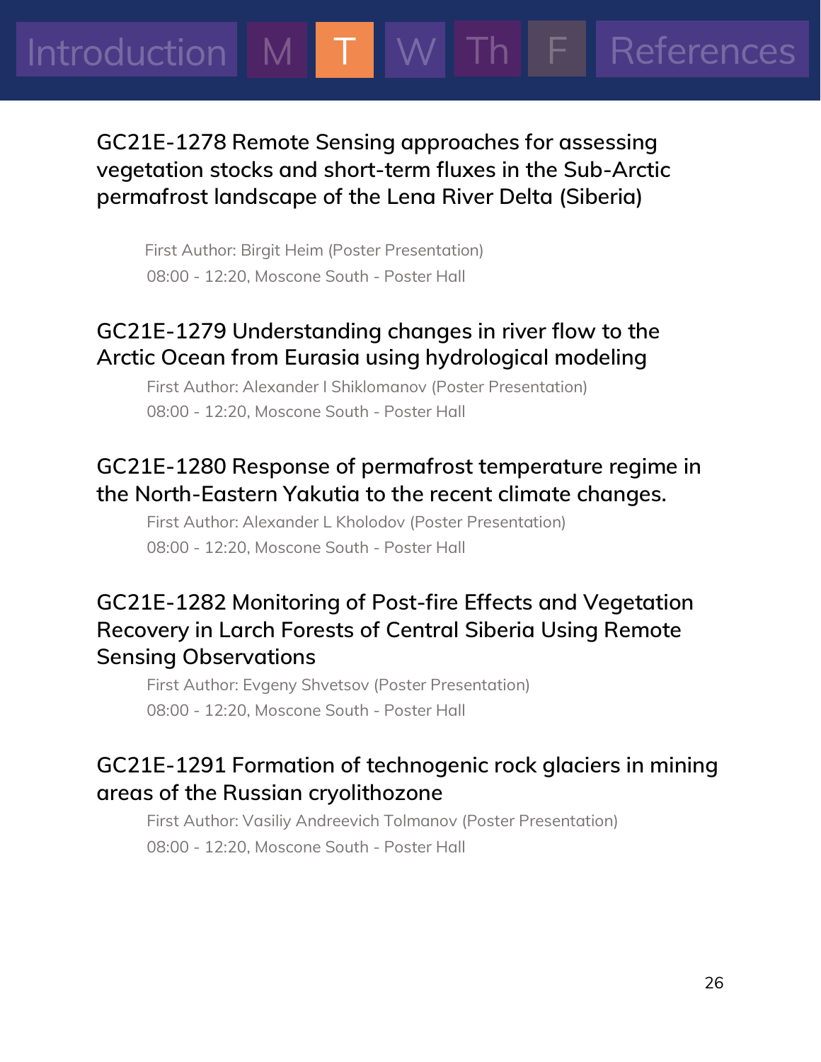### GC21E-1278 Remote Sensing approaches for assessing vegetation stocks and short-term fluxes in the Sub-Arctic permafrost landscape of the Lena River Delta (Siberia)

First Author: Birgit Heim (Poster Presentation)
08:00 - 12:20, Moscone South - Poster Hall

### GC21E-1279 Understanding changes in river flow to the Arctic Ocean from Eurasia using hydrological modeling

First Author: Alexander I Shiklomanov (Poster Presentation)
08:00 - 12:20, Moscone South - Poster Hall

### GC21E-1280 Response of permafrost temperature regime in the North-Eastern Yakutia to the recent climate changes.

First Author: Alexander L Kholodov (Poster Presentation)
08:00 - 12:20, Moscone South - Poster Hall

### GC21E-1282 Monitoring of Post-fire Effects and Vegetation Recovery in Larch Forests of Central Siberia Using Remote Sensing Observations

First Author: Evgeny Shvetsov (Poster Presentation)
08:00 - 12:20, Moscone South - Poster Hall

### GC21E-1291 Formation of technogenic rock glaciers in mining areas of the Russian cryolithozone

First Author: Vasiliy Andreevich Tolmanov (Poster Presentation)
08:00 - 12:20, Moscone South - Poster Hall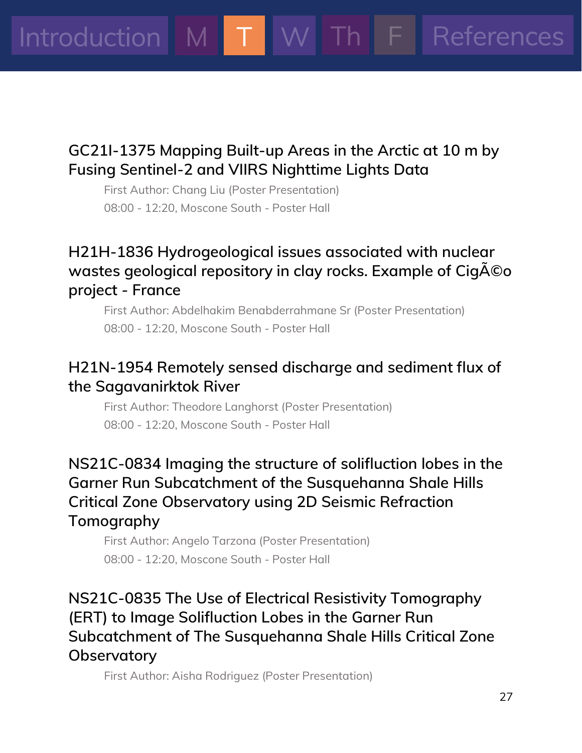## GC21I-1375 Mapping Built-up Areas in the Arctic at 10 m by Fusing Sentinel-2 and VIIRS Nighttime Lights Data

First Author: Chang Liu (Poster Presentation)

08:00 - 12:20, Moscone South - Poster Hall

## H21H-1836 Hydrogeological issues associated with nuclear wastes geological repository in clay rocks. Example of CigÃ©o project - France

First Author: Abdelhakim Benabderrahmane Sr (Poster Presentation)

08:00 - 12:20, Moscone South - Poster Hall

## H21N-1954 Remotely sensed discharge and sediment flux of the Sagavanirktok River

First Author: Theodore Langhorst (Poster Presentation)

08:00 - 12:20, Moscone South - Poster Hall

## NS21C-0834 Imaging the structure of solifluction lobes in the Garner Run Subcatchment of the Susquehanna Shale Hills Critical Zone Observatory using 2D Seismic Refraction Tomography

First Author: Angelo Tarzona (Poster Presentation)

08:00 - 12:20, Moscone South - Poster Hall

## NS21C-0835 The Use of Electrical Resistivity Tomography (ERT) to Image Solifluction Lobes in the Garner Run Subcatchment of The Susquehanna Shale Hills Critical Zone Observatory

First Author: Aisha Rodriguez (Poster Presentation)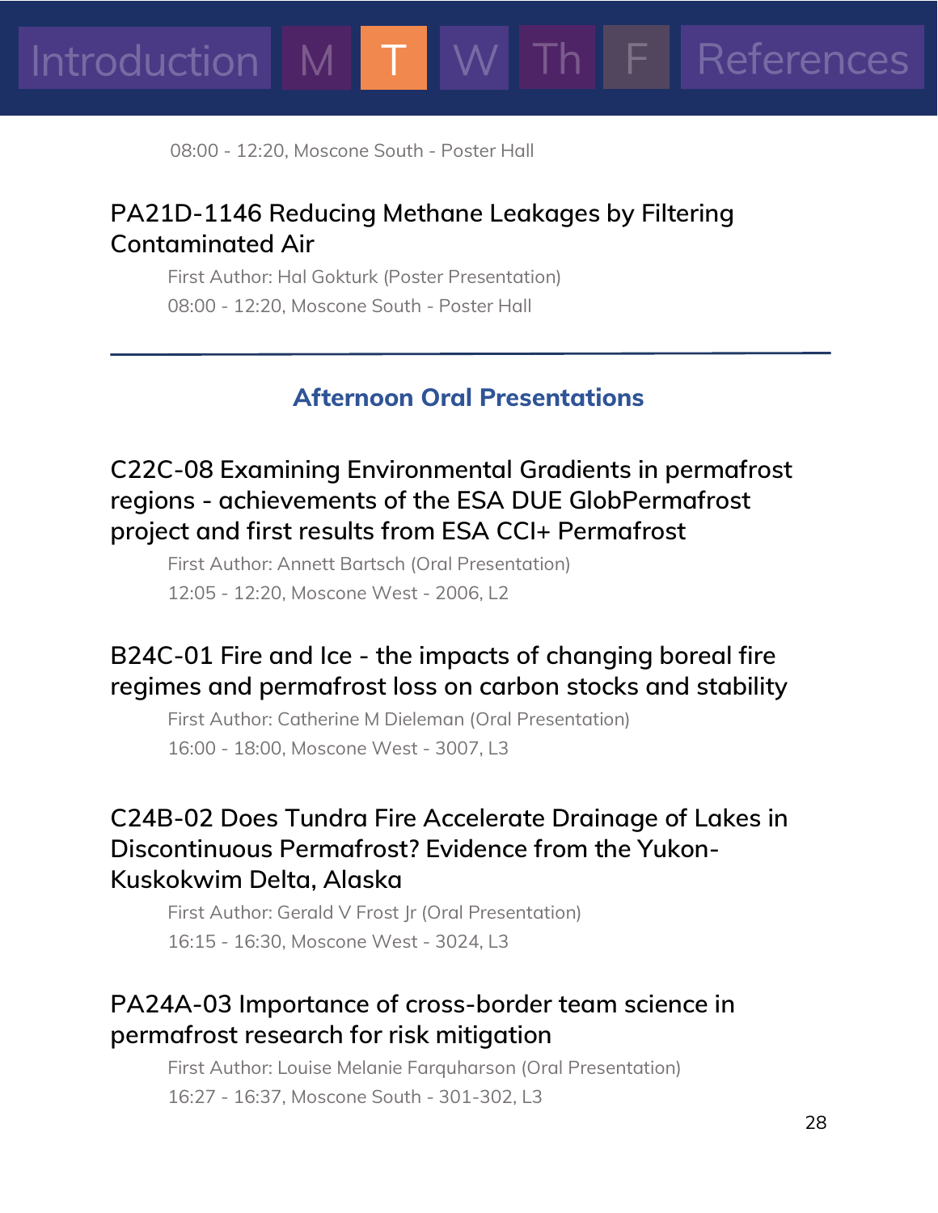08:00 - 12:20, Moscone South - Poster Hall

### PA21D-1146 Reducing Methane Leakages by Filtering Contaminated Air

First Author: Hal Gokturk (Poster Presentation)

08:00 - 12:20, Moscone South - Poster Hall

---

## Afternoon Oral Presentations

### C22C-08 Examining Environmental Gradients in permafrost regions - achievements of the ESA DUE GlobPermafrost project and first results from ESA CCI+ Permafrost

First Author: Annett Bartsch (Oral Presentation)

12:05 - 12:20, Moscone West - 2006, L2

### B24C-01 Fire and Ice - the impacts of changing boreal fire regimes and permafrost loss on carbon stocks and stability

First Author: Catherine M Dieleman (Oral Presentation)

16:00 - 18:00, Moscone West - 3007, L3

### C24B-02 Does Tundra Fire Accelerate Drainage of Lakes in Discontinuous Permafrost? Evidence from the Yukon-Kuskokwim Delta, Alaska

First Author: Gerald V Frost Jr (Oral Presentation)

16:15 - 16:30, Moscone West - 3024, L3

### PA24A-03 Importance of cross-border team science in permafrost research for risk mitigation

First Author: Louise Melanie Farquharson (Oral Presentation)

16:27 - 16:37, Moscone South - 301-302, L3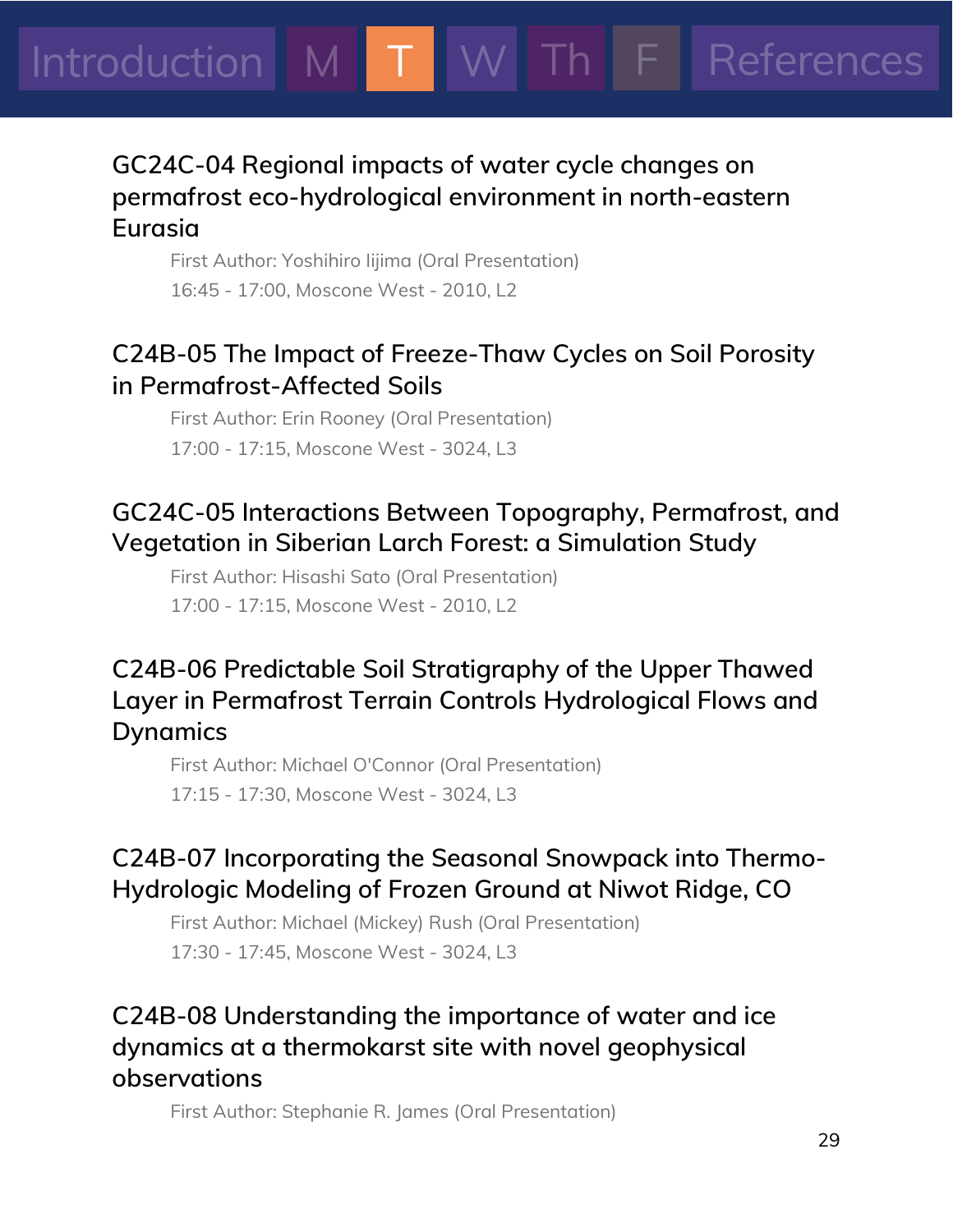### GC24C-04 Regional impacts of water cycle changes on permafrost eco-hydrological environment in north-eastern Eurasia

First Author: Yoshihiro Iijima (Oral Presentation)
16:45 - 17:00, Moscone West - 2010, L2

### C24B-05 The Impact of Freeze-Thaw Cycles on Soil Porosity in Permafrost-Affected Soils

First Author: Erin Rooney (Oral Presentation)
17:00 - 17:15, Moscone West - 3024, L3

### GC24C-05 Interactions Between Topography, Permafrost, and Vegetation in Siberian Larch Forest: a Simulation Study

First Author: Hisashi Sato (Oral Presentation)
17:00 - 17:15, Moscone West - 2010, L2

### C24B-06 Predictable Soil Stratigraphy of the Upper Thawed Layer in Permafrost Terrain Controls Hydrological Flows and Dynamics

First Author: Michael O'Connor (Oral Presentation)
17:15 - 17:30, Moscone West - 3024, L3

### C24B-07 Incorporating the Seasonal Snowpack into Thermo-Hydrologic Modeling of Frozen Ground at Niwot Ridge, CO

First Author: Michael (Mickey) Rush (Oral Presentation)
17:30 - 17:45, Moscone West - 3024, L3

### C24B-08 Understanding the importance of water and ice dynamics at a thermokarst site with novel geophysical observations

First Author: Stephanie R. James (Oral Presentation)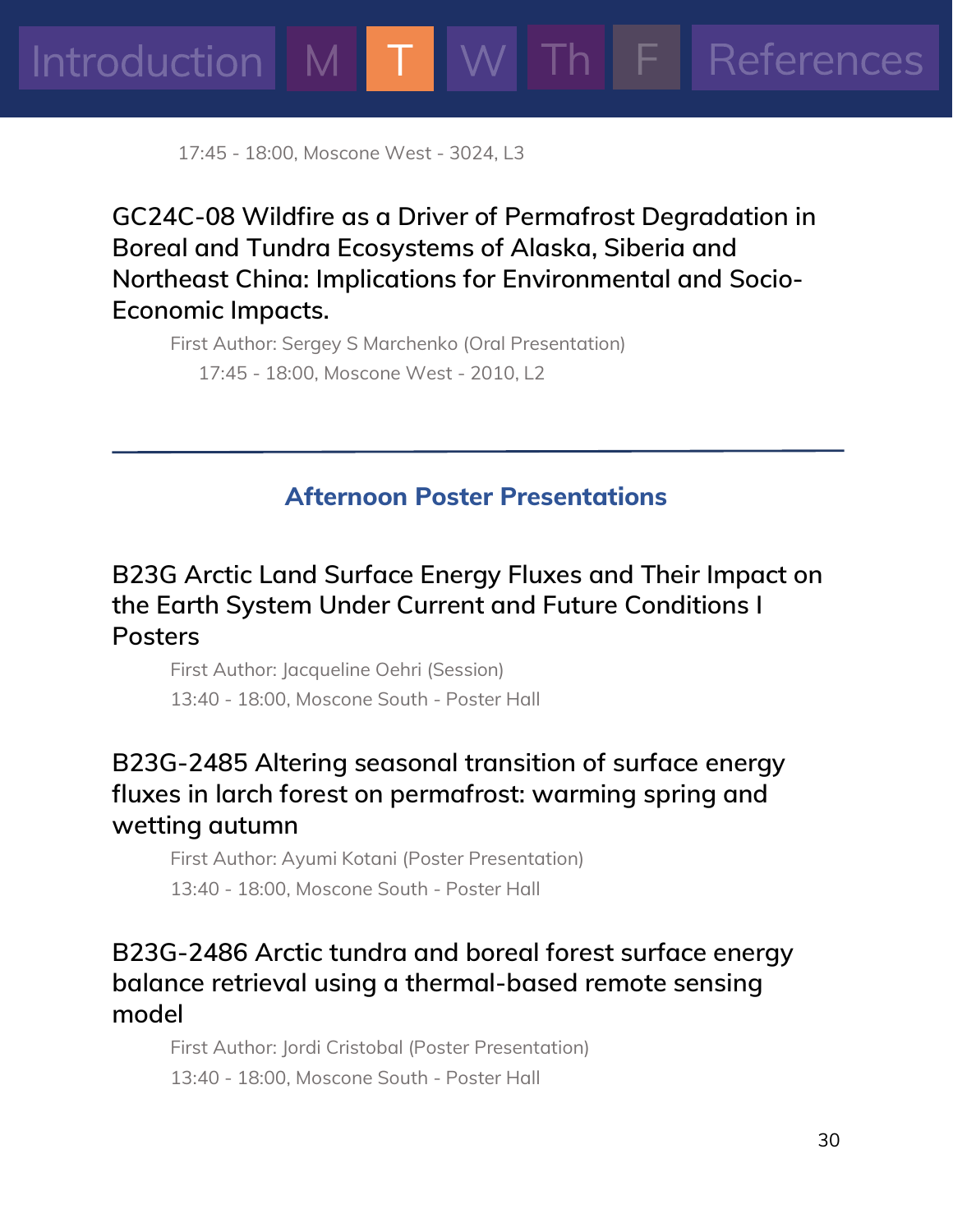17:45 - 18:00, Moscone West - 3024, L3

### GC24C-08 Wildfire as a Driver of Permafrost Degradation in Boreal and Tundra Ecosystems of Alaska, Siberia and Northeast China: Implications for Environmental and Socio-Economic Impacts.

First Author: Sergey S Marchenko (Oral Presentation)

17:45 - 18:00, Moscone West - 2010, L2

---

## Afternoon Poster Presentations

### B23G Arctic Land Surface Energy Fluxes and Their Impact on the Earth System Under Current and Future Conditions I Posters

First Author: Jacqueline Oehri (Session)

13:40 - 18:00, Moscone South - Poster Hall

### B23G-2485 Altering seasonal transition of surface energy fluxes in larch forest on permafrost: warming spring and wetting autumn

First Author: Ayumi Kotani (Poster Presentation)

13:40 - 18:00, Moscone South - Poster Hall

### B23G-2486 Arctic tundra and boreal forest surface energy balance retrieval using a thermal-based remote sensing model

First Author: Jordi Cristobal (Poster Presentation)

13:40 - 18:00, Moscone South - Poster Hall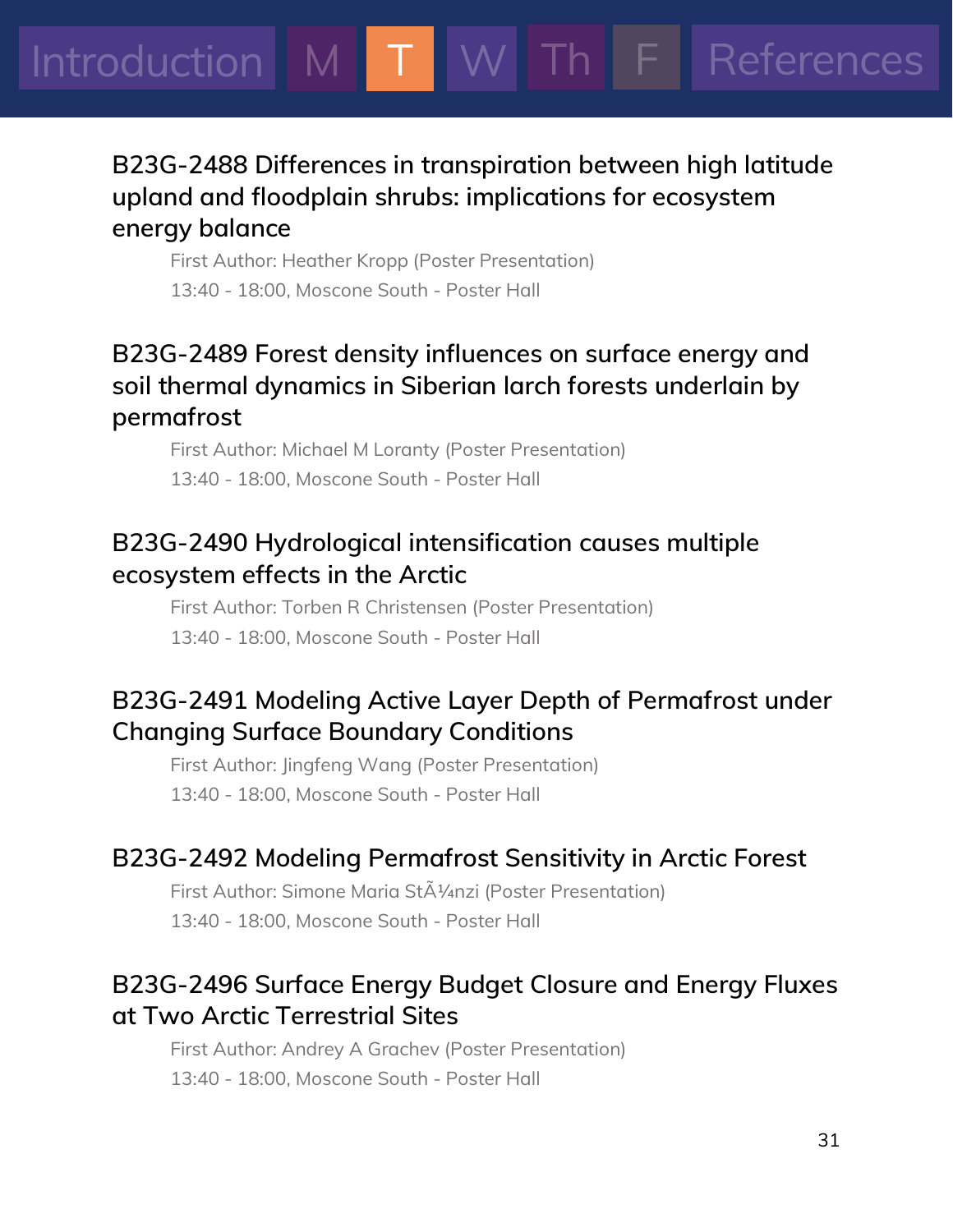## B23G-2488 Differences in transpiration between high latitude upland and floodplain shrubs: implications for ecosystem energy balance

First Author: Heather Kropp (Poster Presentation)

13:40 - 18:00, Moscone South - Poster Hall

## B23G-2489 Forest density influences on surface energy and soil thermal dynamics in Siberian larch forests underlain by permafrost

First Author: Michael M Loranty (Poster Presentation)

13:40 - 18:00, Moscone South - Poster Hall

## B23G-2490 Hydrological intensification causes multiple ecosystem effects in the Arctic

First Author: Torben R Christensen (Poster Presentation)

13:40 - 18:00, Moscone South - Poster Hall

## B23G-2491 Modeling Active Layer Depth of Permafrost under Changing Surface Boundary Conditions

First Author: Jingfeng Wang (Poster Presentation)

13:40 - 18:00, Moscone South - Poster Hall

## B23G-2492 Modeling Permafrost Sensitivity in Arctic Forest

First Author: Simone Maria StÃ¼nzi (Poster Presentation)

13:40 - 18:00, Moscone South - Poster Hall

## B23G-2496 Surface Energy Budget Closure and Energy Fluxes at Two Arctic Terrestrial Sites

First Author: Andrey A Grachev (Poster Presentation)

13:40 - 18:00, Moscone South - Poster Hall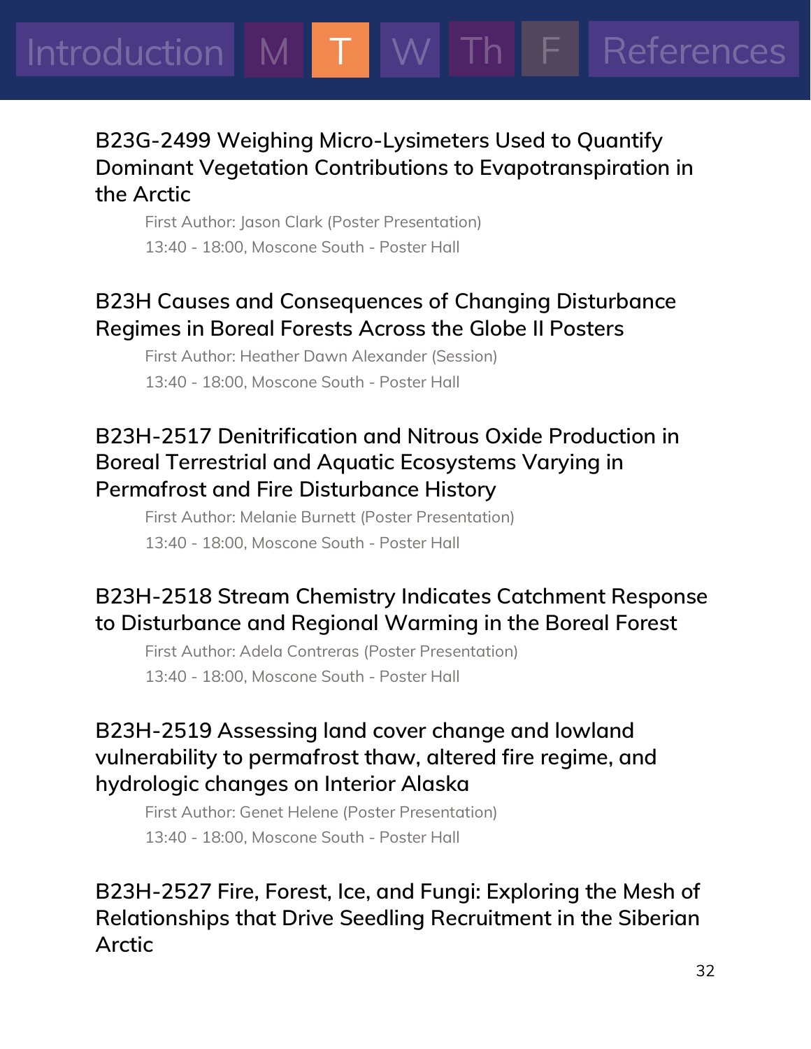### B23G-2499 Weighing Micro-Lysimeters Used to Quantify Dominant Vegetation Contributions to Evapotranspiration in the Arctic

First Author: Jason Clark (Poster Presentation)

13:40 - 18:00, Moscone South - Poster Hall

### B23H Causes and Consequences of Changing Disturbance Regimes in Boreal Forests Across the Globe II Posters

First Author: Heather Dawn Alexander (Session)

13:40 - 18:00, Moscone South - Poster Hall

### B23H-2517 Denitrification and Nitrous Oxide Production in Boreal Terrestrial and Aquatic Ecosystems Varying in Permafrost and Fire Disturbance History

First Author: Melanie Burnett (Poster Presentation)

13:40 - 18:00, Moscone South - Poster Hall

### B23H-2518 Stream Chemistry Indicates Catchment Response to Disturbance and Regional Warming in the Boreal Forest

First Author: Adela Contreras (Poster Presentation)

13:40 - 18:00, Moscone South - Poster Hall

### B23H-2519 Assessing land cover change and lowland vulnerability to permafrost thaw, altered fire regime, and hydrologic changes on Interior Alaska

First Author: Genet Helene (Poster Presentation)

13:40 - 18:00, Moscone South - Poster Hall

### B23H-2527 Fire, Forest, Ice, and Fungi: Exploring the Mesh of Relationships that Drive Seedling Recruitment in the Siberian Arctic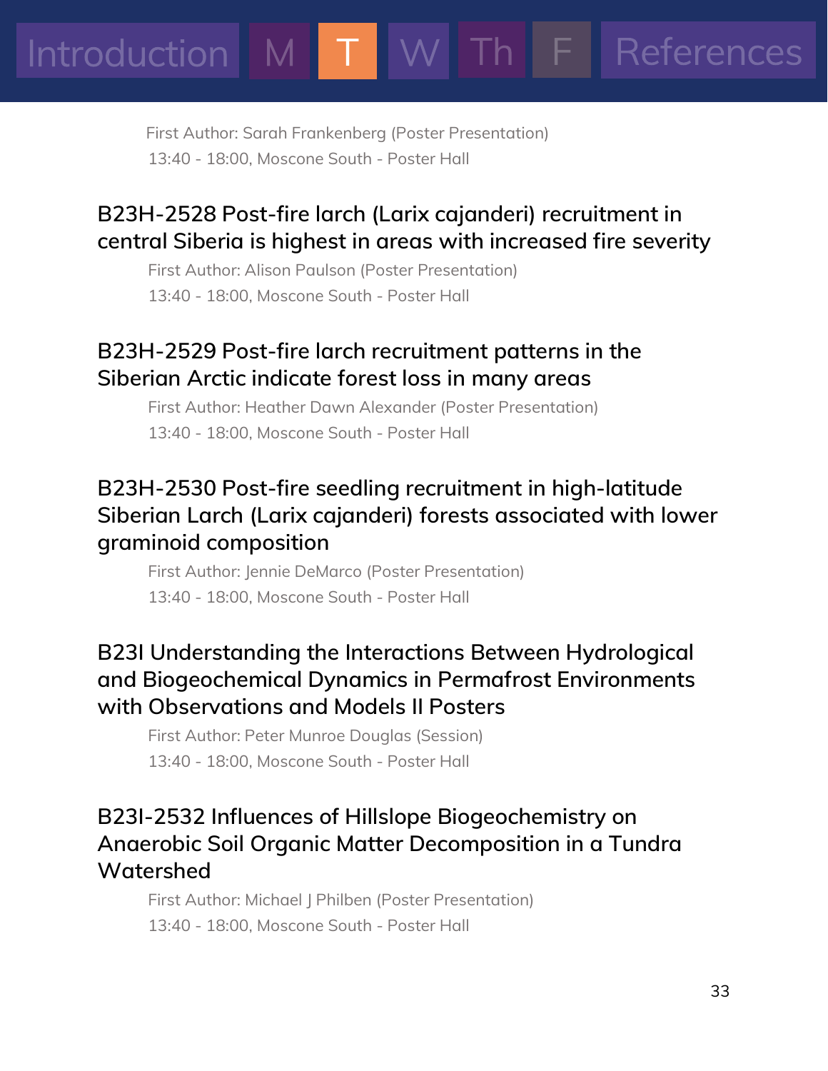First Author: Sarah Frankenberg (Poster Presentation)
13:40 - 18:00, Moscone South - Poster Hall

### B23H-2528 Post-fire larch (Larix cajanderi) recruitment in central Siberia is highest in areas with increased fire severity

First Author: Alison Paulson (Poster Presentation)
13:40 - 18:00, Moscone South - Poster Hall

### B23H-2529 Post-fire larch recruitment patterns in the Siberian Arctic indicate forest loss in many areas

First Author: Heather Dawn Alexander (Poster Presentation)
13:40 - 18:00, Moscone South - Poster Hall

### B23H-2530 Post-fire seedling recruitment in high-latitude Siberian Larch (Larix cajanderi) forests associated with lower graminoid composition

First Author: Jennie DeMarco (Poster Presentation)
13:40 - 18:00, Moscone South - Poster Hall

### B23I Understanding the Interactions Between Hydrological and Biogeochemical Dynamics in Permafrost Environments with Observations and Models II Posters

First Author: Peter Munroe Douglas (Session)
13:40 - 18:00, Moscone South - Poster Hall

### B23I-2532 Influences of Hillslope Biogeochemistry on Anaerobic Soil Organic Matter Decomposition in a Tundra Watershed

First Author: Michael J Philben (Poster Presentation)
13:40 - 18:00, Moscone South - Poster Hall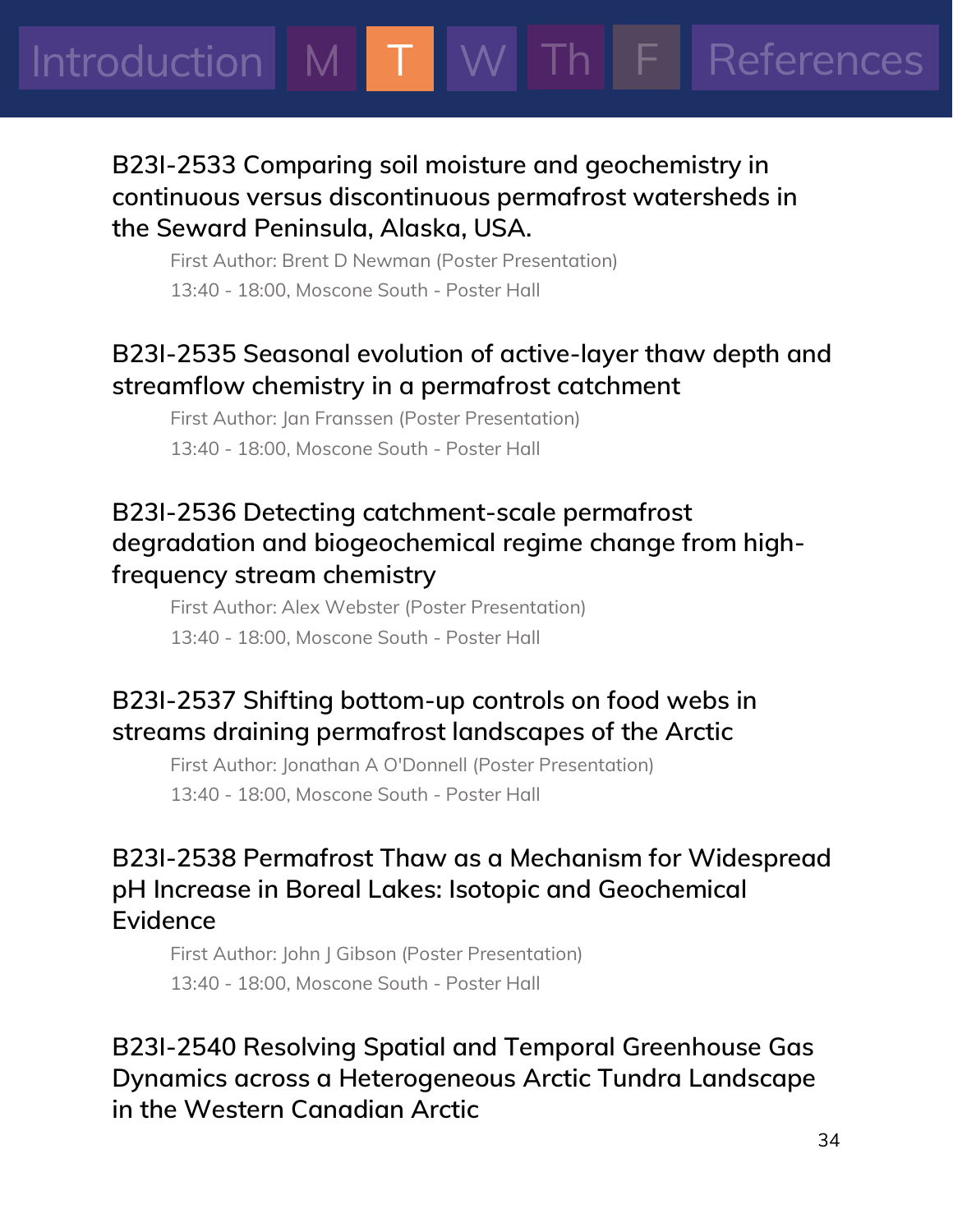### B23I-2533 Comparing soil moisture and geochemistry in continuous versus discontinuous permafrost watersheds in the Seward Peninsula, Alaska, USA.

First Author: Brent D Newman (Poster Presentation)

13:40 - 18:00, Moscone South - Poster Hall

### B23I-2535 Seasonal evolution of active-layer thaw depth and streamflow chemistry in a permafrost catchment

First Author: Jan Franssen (Poster Presentation)

13:40 - 18:00, Moscone South - Poster Hall

### B23I-2536 Detecting catchment-scale permafrost degradation and biogeochemical regime change from high-frequency stream chemistry

First Author: Alex Webster (Poster Presentation)

13:40 - 18:00, Moscone South - Poster Hall

### B23I-2537 Shifting bottom-up controls on food webs in streams draining permafrost landscapes of the Arctic

First Author: Jonathan A O'Donnell (Poster Presentation)

13:40 - 18:00, Moscone South - Poster Hall

### B23I-2538 Permafrost Thaw as a Mechanism for Widespread pH Increase in Boreal Lakes: Isotopic and Geochemical Evidence

First Author: John J Gibson (Poster Presentation)

13:40 - 18:00, Moscone South - Poster Hall

### B23I-2540 Resolving Spatial and Temporal Greenhouse Gas Dynamics across a Heterogeneous Arctic Tundra Landscape in the Western Canadian Arctic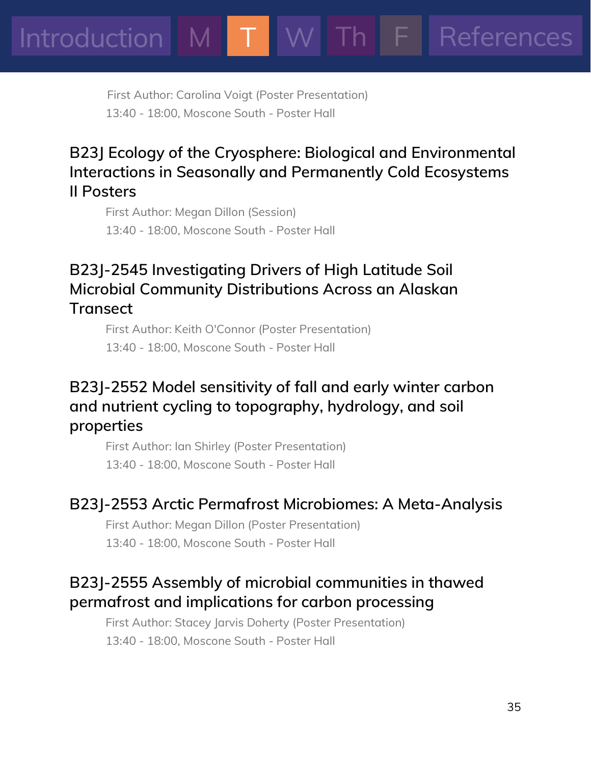First Author: Carolina Voigt (Poster Presentation)
13:40 - 18:00, Moscone South - Poster Hall

### B23J Ecology of the Cryosphere: Biological and Environmental Interactions in Seasonally and Permanently Cold Ecosystems II Posters

First Author: Megan Dillon (Session)
13:40 - 18:00, Moscone South - Poster Hall

### B23J-2545 Investigating Drivers of High Latitude Soil Microbial Community Distributions Across an Alaskan Transect

First Author: Keith O'Connor (Poster Presentation)
13:40 - 18:00, Moscone South - Poster Hall

### B23J-2552 Model sensitivity of fall and early winter carbon and nutrient cycling to topography, hydrology, and soil properties

First Author: Ian Shirley (Poster Presentation)
13:40 - 18:00, Moscone South - Poster Hall

### B23J-2553 Arctic Permafrost Microbiomes: A Meta-Analysis

First Author: Megan Dillon (Poster Presentation)
13:40 - 18:00, Moscone South - Poster Hall

### B23J-2555 Assembly of microbial communities in thawed permafrost and implications for carbon processing

First Author: Stacey Jarvis Doherty (Poster Presentation)
13:40 - 18:00, Moscone South - Poster Hall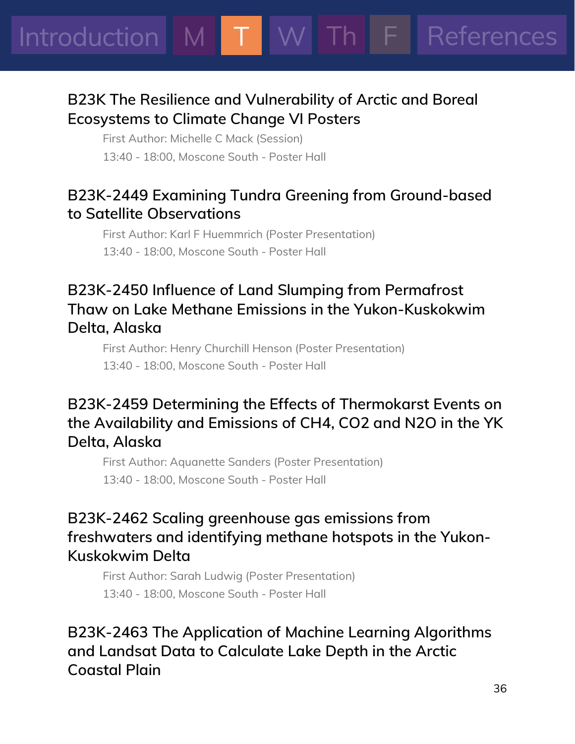## B23K The Resilience and Vulnerability of Arctic and Boreal Ecosystems to Climate Change VI Posters

First Author: Michelle C Mack (Session)
13:40 - 18:00, Moscone South - Poster Hall

## B23K-2449 Examining Tundra Greening from Ground-based to Satellite Observations

First Author: Karl F Huemmrich (Poster Presentation)
13:40 - 18:00, Moscone South - Poster Hall

## B23K-2450 Influence of Land Slumping from Permafrost Thaw on Lake Methane Emissions in the Yukon-Kuskokwim Delta, Alaska

First Author: Henry Churchill Henson (Poster Presentation)
13:40 - 18:00, Moscone South - Poster Hall

## B23K-2459 Determining the Effects of Thermokarst Events on the Availability and Emissions of CH4, CO2 and N2O in the YK Delta, Alaska

First Author: Aquanette Sanders (Poster Presentation)
13:40 - 18:00, Moscone South - Poster Hall

## B23K-2462 Scaling greenhouse gas emissions from freshwaters and identifying methane hotspots in the Yukon-Kuskokwim Delta

First Author: Sarah Ludwig (Poster Presentation)
13:40 - 18:00, Moscone South - Poster Hall

## B23K-2463 The Application of Machine Learning Algorithms and Landsat Data to Calculate Lake Depth in the Arctic Coastal Plain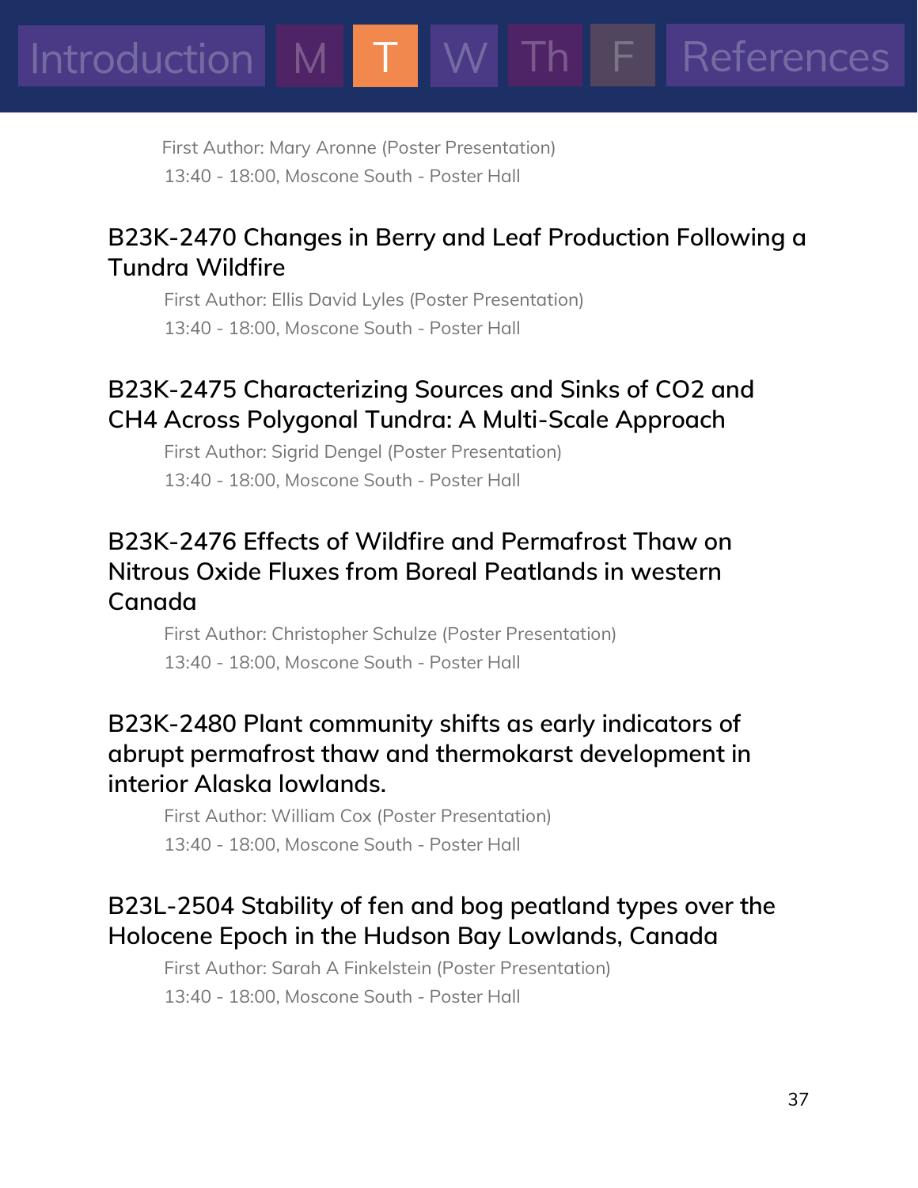First Author: Mary Aronne (Poster Presentation)
13:40 - 18:00, Moscone South - Poster Hall

### B23K-2470 Changes in Berry and Leaf Production Following a Tundra Wildfire

First Author: Ellis David Lyles (Poster Presentation)
13:40 - 18:00, Moscone South - Poster Hall

### B23K-2475 Characterizing Sources and Sinks of $CO_2$ and $CH_4$ Across Polygonal Tundra: A Multi-Scale Approach

First Author: Sigrid Dengel (Poster Presentation)
13:40 - 18:00, Moscone South - Poster Hall

### B23K-2476 Effects of Wildfire and Permafrost Thaw on Nitrous Oxide Fluxes from Boreal Peatlands in western Canada

First Author: Christopher Schulze (Poster Presentation)
13:40 - 18:00, Moscone South - Poster Hall

### B23K-2480 Plant community shifts as early indicators of abrupt permafrost thaw and thermokarst development in interior Alaska lowlands.

First Author: William Cox (Poster Presentation)
13:40 - 18:00, Moscone South - Poster Hall

### B23L-2504 Stability of fen and bog peatland types over the Holocene Epoch in the Hudson Bay Lowlands, Canada

First Author: Sarah A Finkelstein (Poster Presentation)
13:40 - 18:00, Moscone South - Poster Hall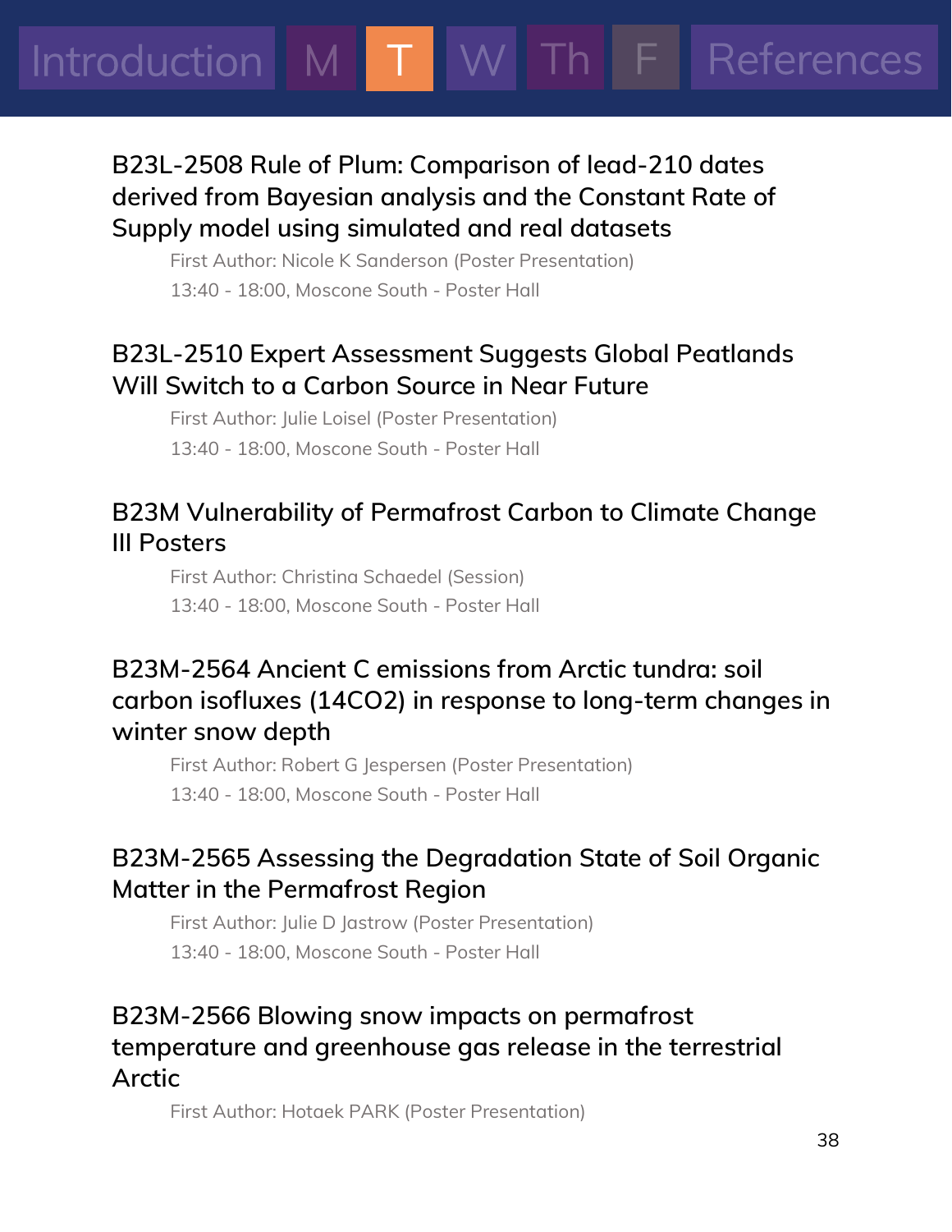## B23L-2508 Rule of Plum: Comparison of lead-210 dates derived from Bayesian analysis and the Constant Rate of Supply model using simulated and real datasets

First Author: Nicole K Sanderson (Poster Presentation)

13:40 - 18:00, Moscone South - Poster Hall

## B23L-2510 Expert Assessment Suggests Global Peatlands Will Switch to a Carbon Source in Near Future

First Author: Julie Loisel (Poster Presentation)

13:40 - 18:00, Moscone South - Poster Hall

## B23M Vulnerability of Permafrost Carbon to Climate Change III Posters

First Author: Christina Schaedel (Session)

13:40 - 18:00, Moscone South - Poster Hall

## B23M-2564 Ancient C emissions from Arctic tundra: soil carbon isofluxes (14CO2) in response to long-term changes in winter snow depth

First Author: Robert G Jespersen (Poster Presentation)

13:40 - 18:00, Moscone South - Poster Hall

## B23M-2565 Assessing the Degradation State of Soil Organic Matter in the Permafrost Region

First Author: Julie D Jastrow (Poster Presentation)

13:40 - 18:00, Moscone South - Poster Hall

## B23M-2566 Blowing snow impacts on permafrost temperature and greenhouse gas release in the terrestrial Arctic

First Author: Hotaek PARK (Poster Presentation)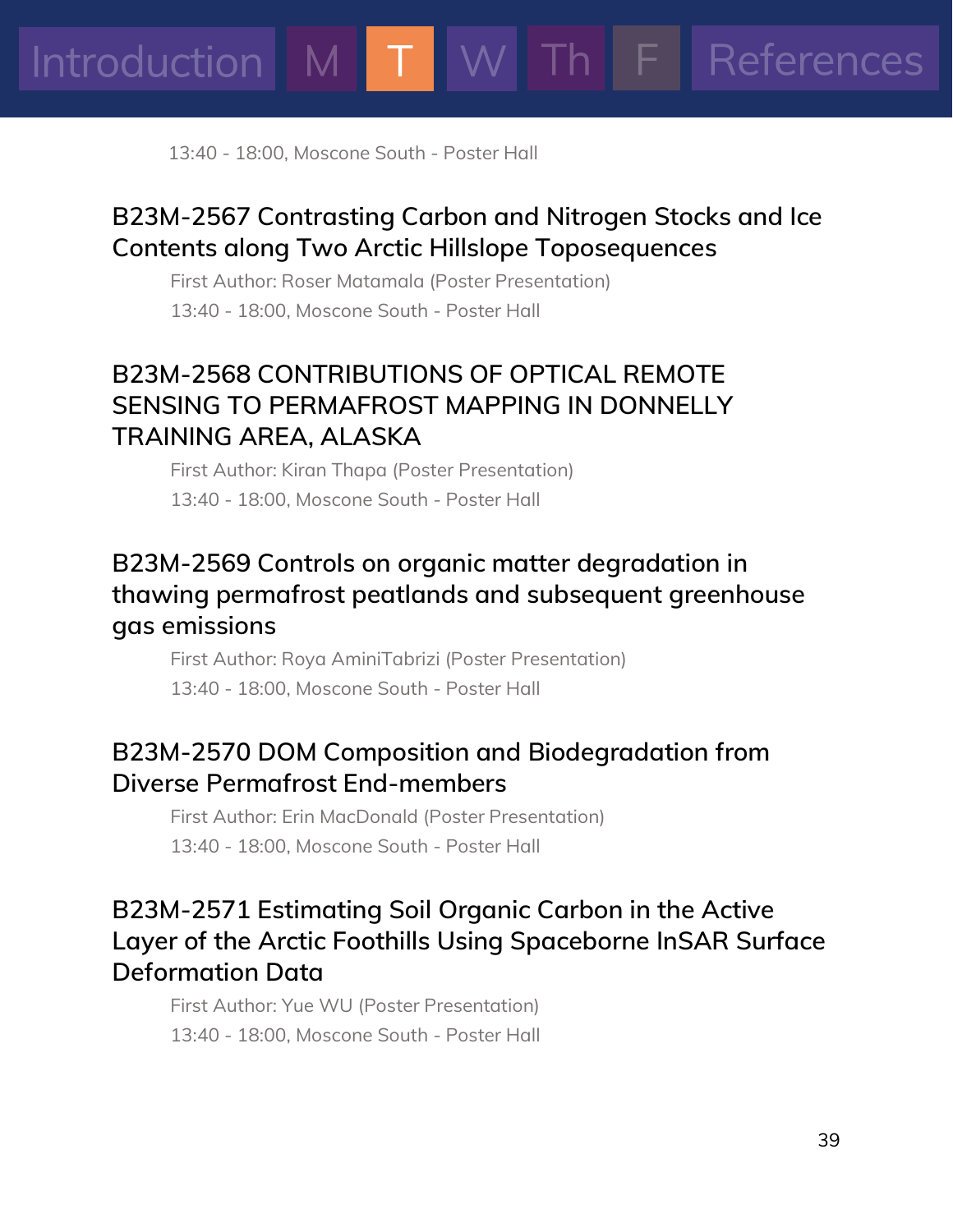13:40 - 18:00, Moscone South - Poster Hall

### B23M-2567 Contrasting Carbon and Nitrogen Stocks and Ice Contents along Two Arctic Hillslope Toposequences

First Author: Roser Matamala (Poster Presentation)

13:40 - 18:00, Moscone South - Poster Hall

### B23M-2568 CONTRIBUTIONS OF OPTICAL REMOTE SENSING TO PERMAFROST MAPPING IN DONNELLY TRAINING AREA, ALASKA

First Author: Kiran Thapa (Poster Presentation)

13:40 - 18:00, Moscone South - Poster Hall

### B23M-2569 Controls on organic matter degradation in thawing permafrost peatlands and subsequent greenhouse gas emissions

First Author: Roya AminiTabrizi (Poster Presentation)

13:40 - 18:00, Moscone South - Poster Hall

### B23M-2570 DOM Composition and Biodegradation from Diverse Permafrost End-members

First Author: Erin MacDonald (Poster Presentation)

13:40 - 18:00, Moscone South - Poster Hall

### B23M-2571 Estimating Soil Organic Carbon in the Active Layer of the Arctic Foothills Using Spaceborne InSAR Surface Deformation Data

First Author: Yue WU (Poster Presentation)

13:40 - 18:00, Moscone South - Poster Hall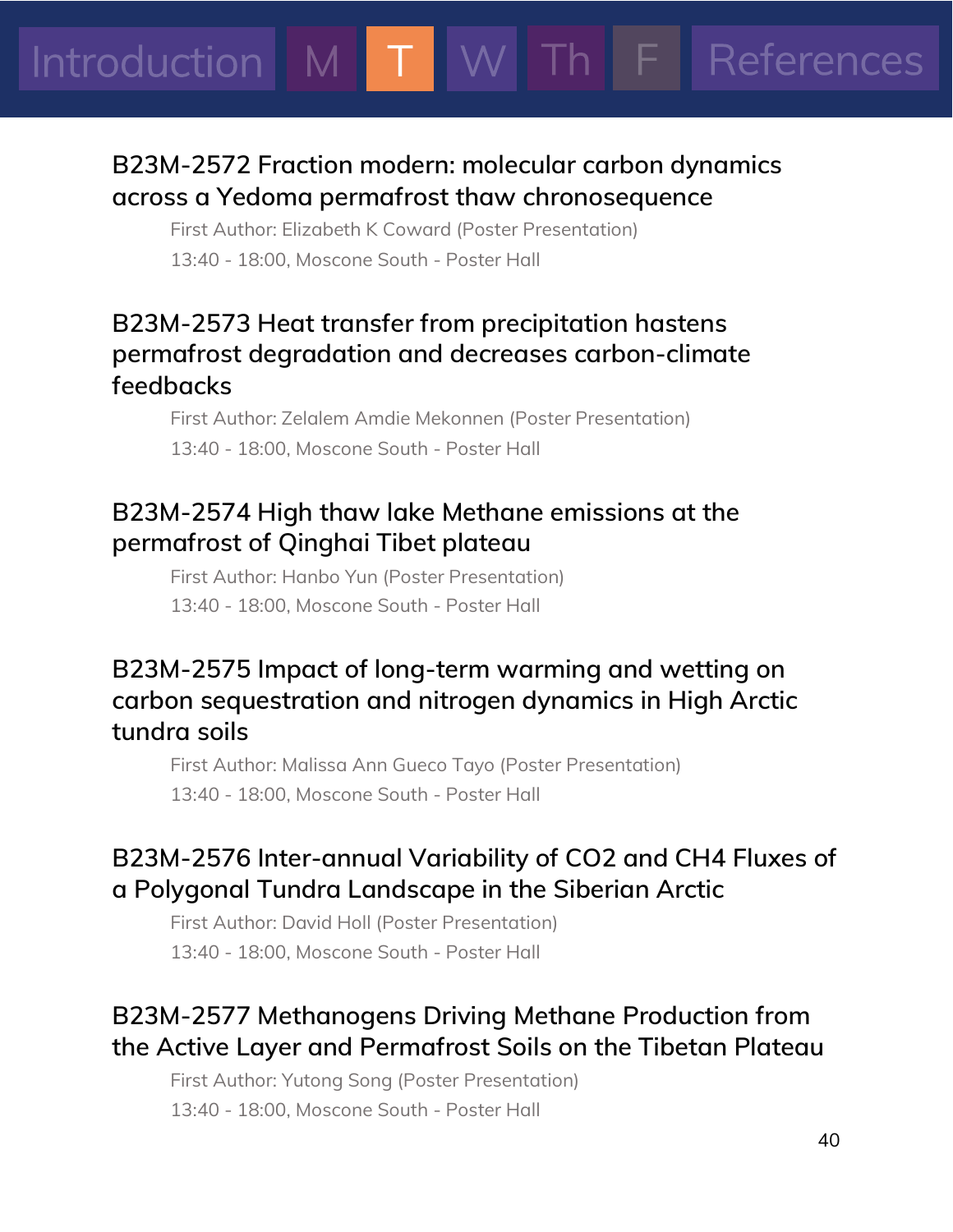### B23M-2572 Fraction modern: molecular carbon dynamics across a Yedoma permafrost thaw chronosequence

First Author: Elizabeth K Coward (Poster Presentation)

13:40 - 18:00, Moscone South - Poster Hall

### B23M-2573 Heat transfer from precipitation hastens permafrost degradation and decreases carbon-climate feedbacks

First Author: Zelalem Amdie Mekonnen (Poster Presentation)

13:40 - 18:00, Moscone South - Poster Hall

### B23M-2574 High thaw lake Methane emissions at the permafrost of Qinghai Tibet plateau

First Author: Hanbo Yun (Poster Presentation)

13:40 - 18:00, Moscone South - Poster Hall

### B23M-2575 Impact of long-term warming and wetting on carbon sequestration and nitrogen dynamics in High Arctic tundra soils

First Author: Malissa Ann Gueco Tayo (Poster Presentation)

13:40 - 18:00, Moscone South - Poster Hall

### B23M-2576 Inter-annual Variability of CO2 and CH4 Fluxes of a Polygonal Tundra Landscape in the Siberian Arctic

First Author: David Holl (Poster Presentation)

13:40 - 18:00, Moscone South - Poster Hall

### B23M-2577 Methanogens Driving Methane Production from the Active Layer and Permafrost Soils on the Tibetan Plateau

First Author: Yutong Song (Poster Presentation)

13:40 - 18:00, Moscone South - Poster Hall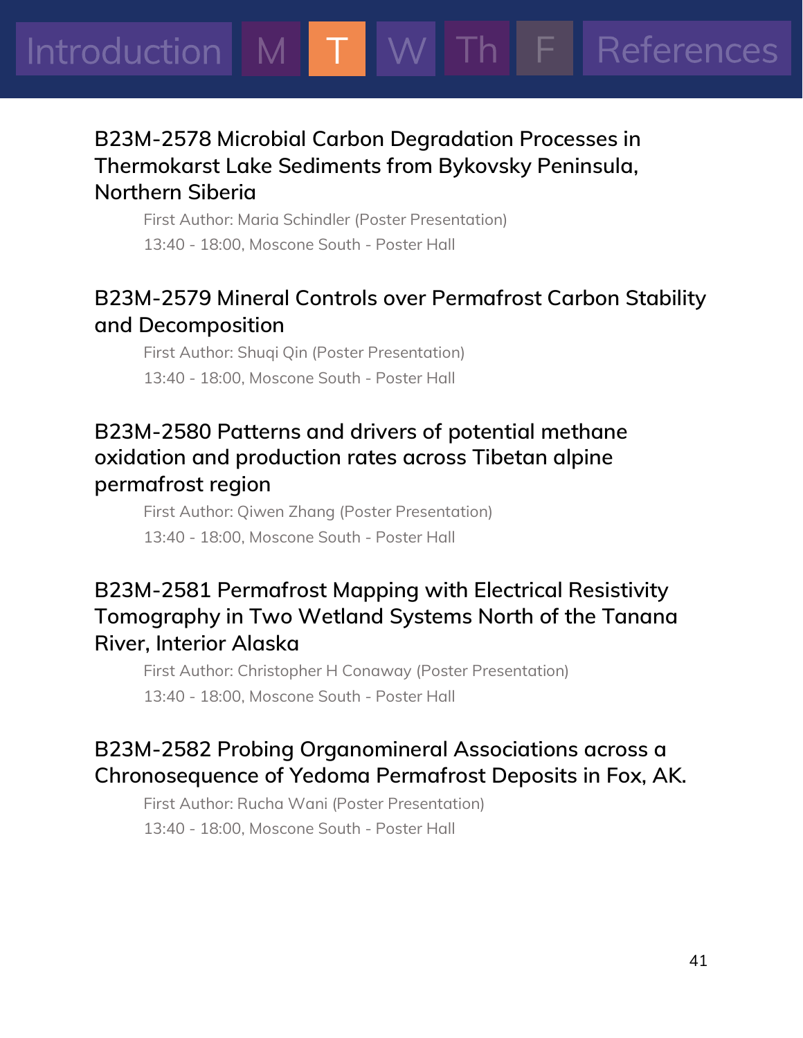### B23M-2578 Microbial Carbon Degradation Processes in Thermokarst Lake Sediments from Bykovsky Peninsula, Northern Siberia

First Author: Maria Schindler (Poster Presentation)

13:40 - 18:00, Moscone South - Poster Hall

### B23M-2579 Mineral Controls over Permafrost Carbon Stability and Decomposition

First Author: Shuqi Qin (Poster Presentation)

13:40 - 18:00, Moscone South - Poster Hall

### B23M-2580 Patterns and drivers of potential methane oxidation and production rates across Tibetan alpine permafrost region

First Author: Qiwen Zhang (Poster Presentation)

13:40 - 18:00, Moscone South - Poster Hall

### B23M-2581 Permafrost Mapping with Electrical Resistivity Tomography in Two Wetland Systems North of the Tanana River, Interior Alaska

First Author: Christopher H Conaway (Poster Presentation)

13:40 - 18:00, Moscone South - Poster Hall

### B23M-2582 Probing Organomineral Associations across a Chronosequence of Yedoma Permafrost Deposits in Fox, AK.

First Author: Rucha Wani (Poster Presentation)

13:40 - 18:00, Moscone South - Poster Hall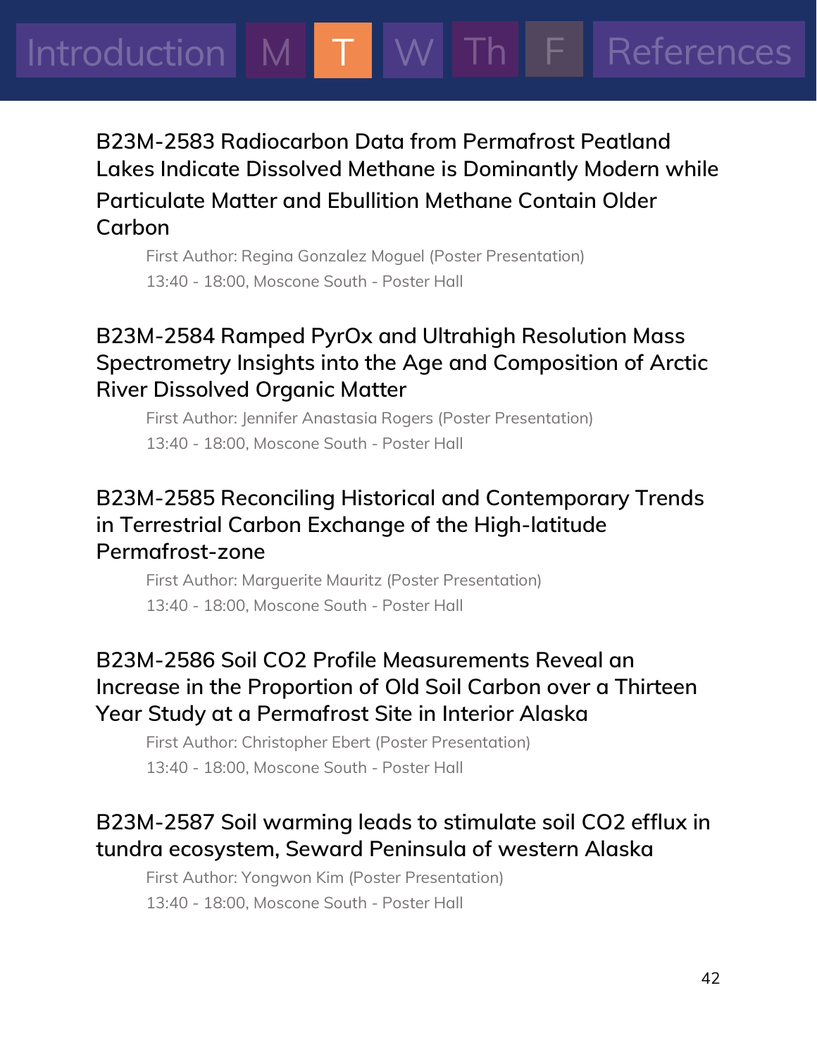### B23M-2583 Radiocarbon Data from Permafrost Peatland Lakes Indicate Dissolved Methane is Dominantly Modern while Particulate Matter and Ebullition Methane Contain Older Carbon

First Author: Regina Gonzalez Moguel (Poster Presentation)
13:40 - 18:00, Moscone South - Poster Hall

### B23M-2584 Ramped PyrOx and Ultrahigh Resolution Mass Spectrometry Insights into the Age and Composition of Arctic River Dissolved Organic Matter

First Author: Jennifer Anastasia Rogers (Poster Presentation)
13:40 - 18:00, Moscone South - Poster Hall

### B23M-2585 Reconciling Historical and Contemporary Trends in Terrestrial Carbon Exchange of the High-latitude Permafrost-zone

First Author: Marguerite Mauritz (Poster Presentation)
13:40 - 18:00, Moscone South - Poster Hall

### B23M-2586 Soil CO2 Profile Measurements Reveal an Increase in the Proportion of Old Soil Carbon over a Thirteen Year Study at a Permafrost Site in Interior Alaska

First Author: Christopher Ebert (Poster Presentation)
13:40 - 18:00, Moscone South - Poster Hall

### B23M-2587 Soil warming leads to stimulate soil CO2 efflux in tundra ecosystem, Seward Peninsula of western Alaska

First Author: Yongwon Kim (Poster Presentation)
13:40 - 18:00, Moscone South - Poster Hall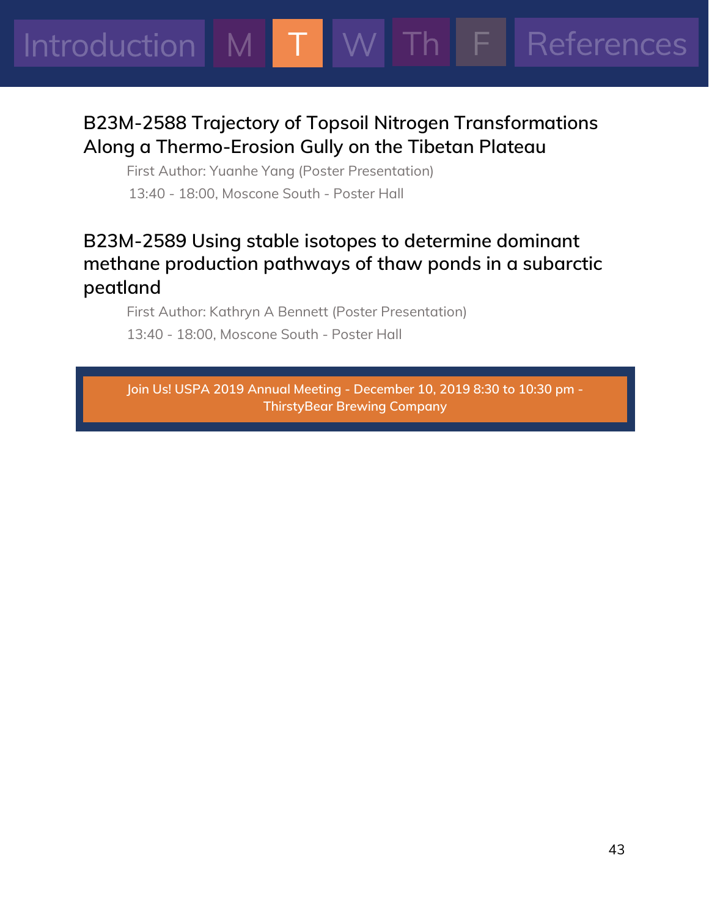### B23M-2588 Trajectory of Topsoil Nitrogen Transformations Along a Thermo-Erosion Gully on the Tibetan Plateau

First Author: Yuanhe Yang (Poster Presentation)

13:40 - 18:00, Moscone South - Poster Hall

### B23M-2589 Using stable isotopes to determine dominant methane production pathways of thaw ponds in a subarctic peatland

First Author: Kathryn A Bennett (Poster Presentation)

13:40 - 18:00, Moscone South - Poster Hall

Join Us! USPA 2019 Annual Meeting - December 10, 2019 8:30 to 10:30 pm - ThirstyBear Brewing Company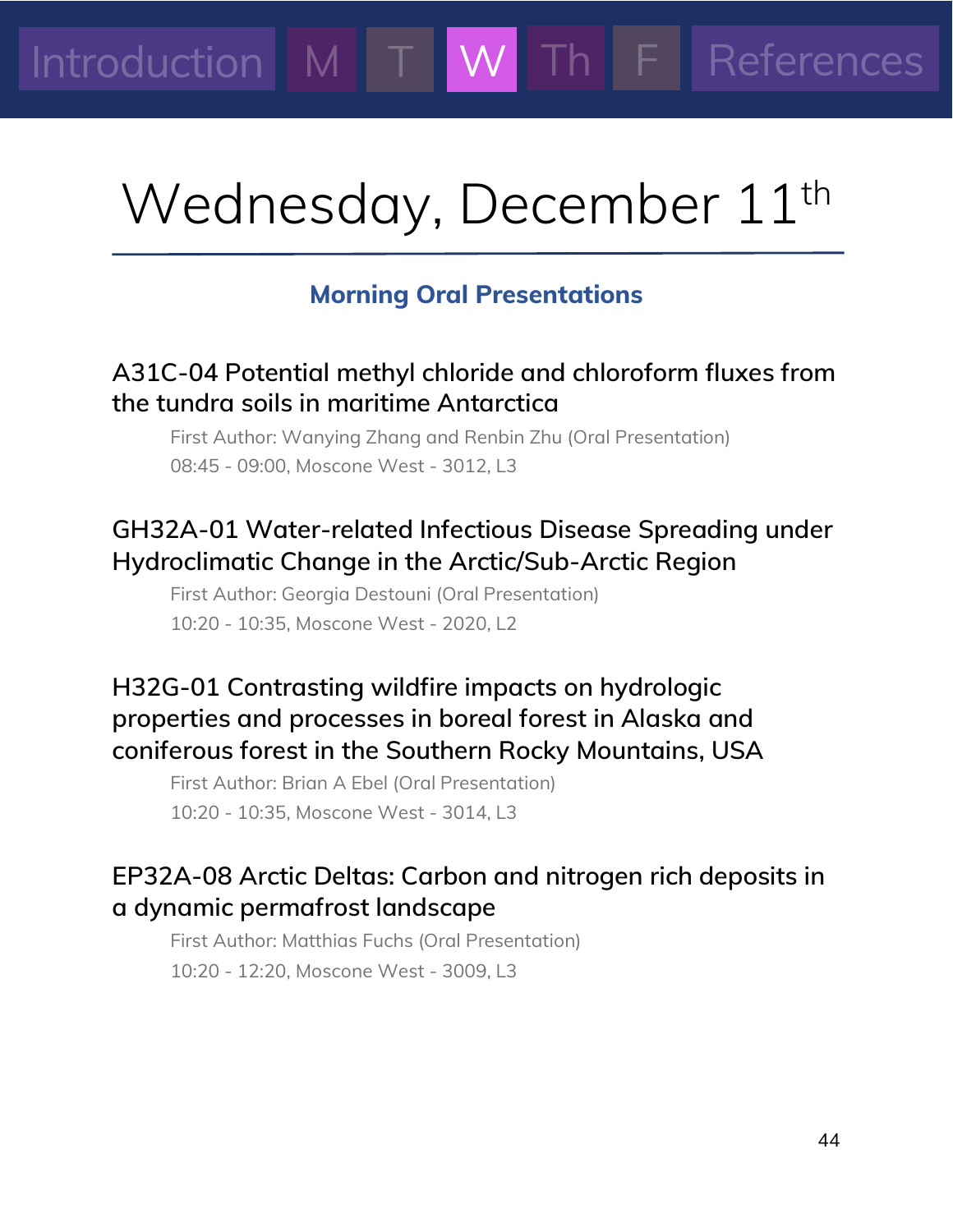Introduction M T W Th F References

# Wednesday, December 11th

## Morning Oral Presentations

### A31C-04 Potential methyl chloride and chloroform fluxes from the tundra soils in maritime Antarctica

First Author: Wanying Zhang and Renbin Zhu (Oral Presentation)
08:45 - 09:00, Moscone West - 3012, L3

### GH32A-01 Water-related Infectious Disease Spreading under Hydroclimatic Change in the Arctic/Sub-Arctic Region

First Author: Georgia Destouni (Oral Presentation)
10:20 - 10:35, Moscone West - 2020, L2

### H32G-01 Contrasting wildfire impacts on hydrologic properties and processes in boreal forest in Alaska and coniferous forest in the Southern Rocky Mountains, USA

First Author: Brian A Ebel (Oral Presentation)
10:20 - 10:35, Moscone West - 3014, L3

### EP32A-08 Arctic Deltas: Carbon and nitrogen rich deposits in a dynamic permafrost landscape

First Author: Matthias Fuchs (Oral Presentation)
10:20 - 12:20, Moscone West - 3009, L3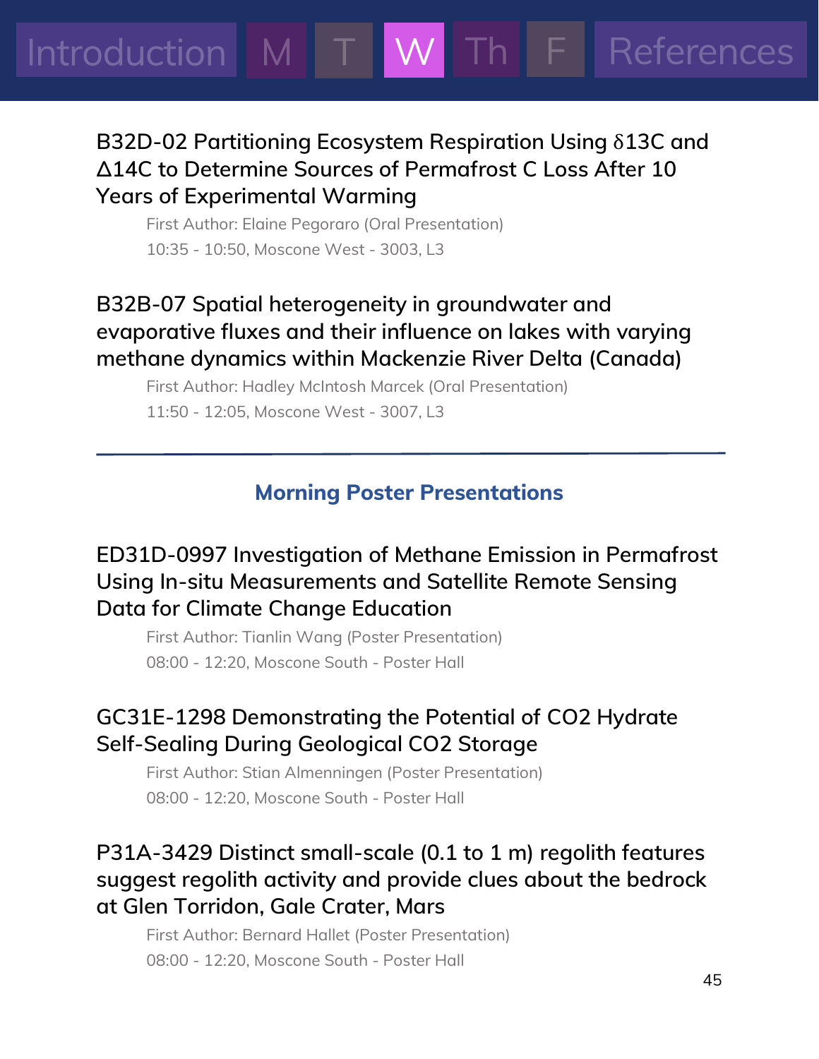### B32D-02 Partitioning Ecosystem Respiration Using $\delta$13C and $\Delta$14C to Determine Sources of Permafrost C Loss After 10 Years of Experimental Warming

First Author: Elaine Pegoraro (Oral Presentation)
10:35 - 10:50, Moscone West - 3003, L3

### B32B-07 Spatial heterogeneity in groundwater and evaporative fluxes and their influence on lakes with varying methane dynamics within Mackenzie River Delta (Canada)

First Author: Hadley McIntosh Marcek (Oral Presentation)
11:50 - 12:05, Moscone West - 3007, L3

---

## Morning Poster Presentations

### ED31D-0997 Investigation of Methane Emission in Permafrost Using In-situ Measurements and Satellite Remote Sensing Data for Climate Change Education

First Author: Tianlin Wang (Poster Presentation)
08:00 - 12:20, Moscone South - Poster Hall

### GC31E-1298 Demonstrating the Potential of CO2 Hydrate Self-Sealing During Geological CO2 Storage

First Author: Stian Almenningen (Poster Presentation)
08:00 - 12:20, Moscone South - Poster Hall

### P31A-3429 Distinct small-scale (0.1 to 1 m) regolith features suggest regolith activity and provide clues about the bedrock at Glen Torridon, Gale Crater, Mars

First Author: Bernard Hallet (Poster Presentation)
08:00 - 12:20, Moscone South - Poster Hall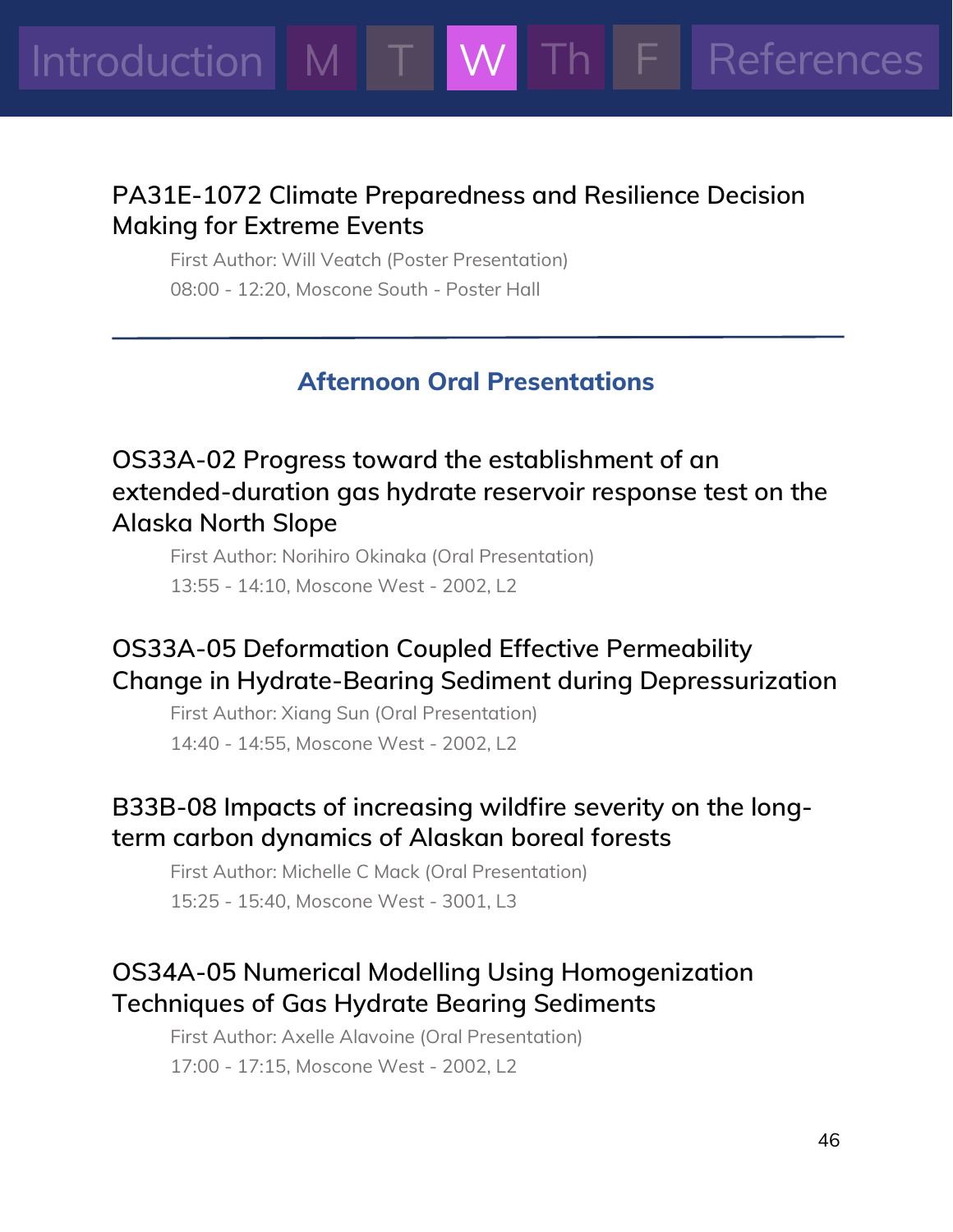### PA31E-1072 Climate Preparedness and Resilience Decision Making for Extreme Events

First Author: Will Veatch (Poster Presentation)

08:00 - 12:20, Moscone South - Poster Hall

---

## Afternoon Oral Presentations

### OS33A-02 Progress toward the establishment of an extended-duration gas hydrate reservoir response test on the Alaska North Slope

First Author: Norihiro Okinaka (Oral Presentation)

13:55 - 14:10, Moscone West - 2002, L2

### OS33A-05 Deformation Coupled Effective Permeability Change in Hydrate-Bearing Sediment during Depressurization

First Author: Xiang Sun (Oral Presentation)

14:40 - 14:55, Moscone West - 2002, L2

### B33B-08 Impacts of increasing wildfire severity on the long-term carbon dynamics of Alaskan boreal forests

First Author: Michelle C Mack (Oral Presentation)

15:25 - 15:40, Moscone West - 3001, L3

### OS34A-05 Numerical Modelling Using Homogenization Techniques of Gas Hydrate Bearing Sediments

First Author: Axelle Alavoine (Oral Presentation)

17:00 - 17:15, Moscone West - 2002, L2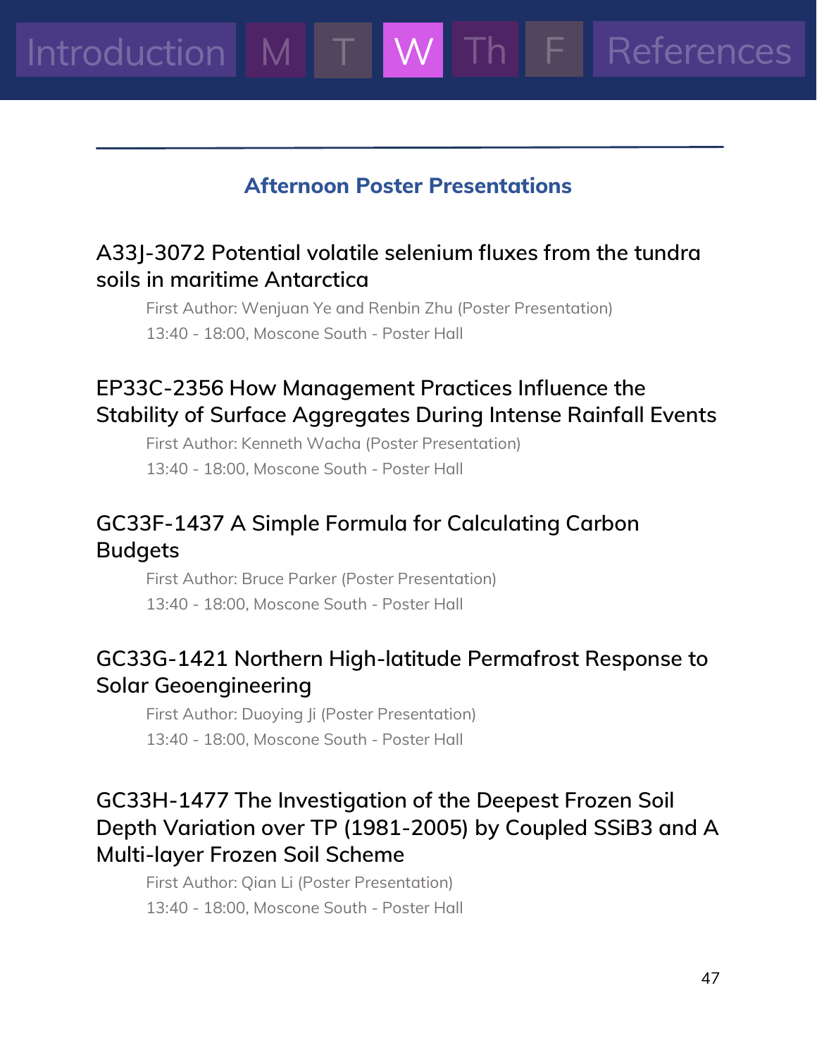## Afternoon Poster Presentations

### A33J-3072 Potential volatile selenium fluxes from the tundra soils in maritime Antarctica

First Author: Wenjuan Ye and Renbin Zhu (Poster Presentation)

13:40 - 18:00, Moscone South - Poster Hall

### EP33C-2356 How Management Practices Influence the Stability of Surface Aggregates During Intense Rainfall Events

First Author: Kenneth Wacha (Poster Presentation)

13:40 - 18:00, Moscone South - Poster Hall

### GC33F-1437 A Simple Formula for Calculating Carbon Budgets

First Author: Bruce Parker (Poster Presentation)

13:40 - 18:00, Moscone South - Poster Hall

### GC33G-1421 Northern High-latitude Permafrost Response to Solar Geoengineering

First Author: Duoying Ji (Poster Presentation)

13:40 - 18:00, Moscone South - Poster Hall

### GC33H-1477 The Investigation of the Deepest Frozen Soil Depth Variation over TP (1981-2005) by Coupled SSiB3 and A Multi-layer Frozen Soil Scheme

First Author: Qian Li (Poster Presentation)

13:40 - 18:00, Moscone South - Poster Hall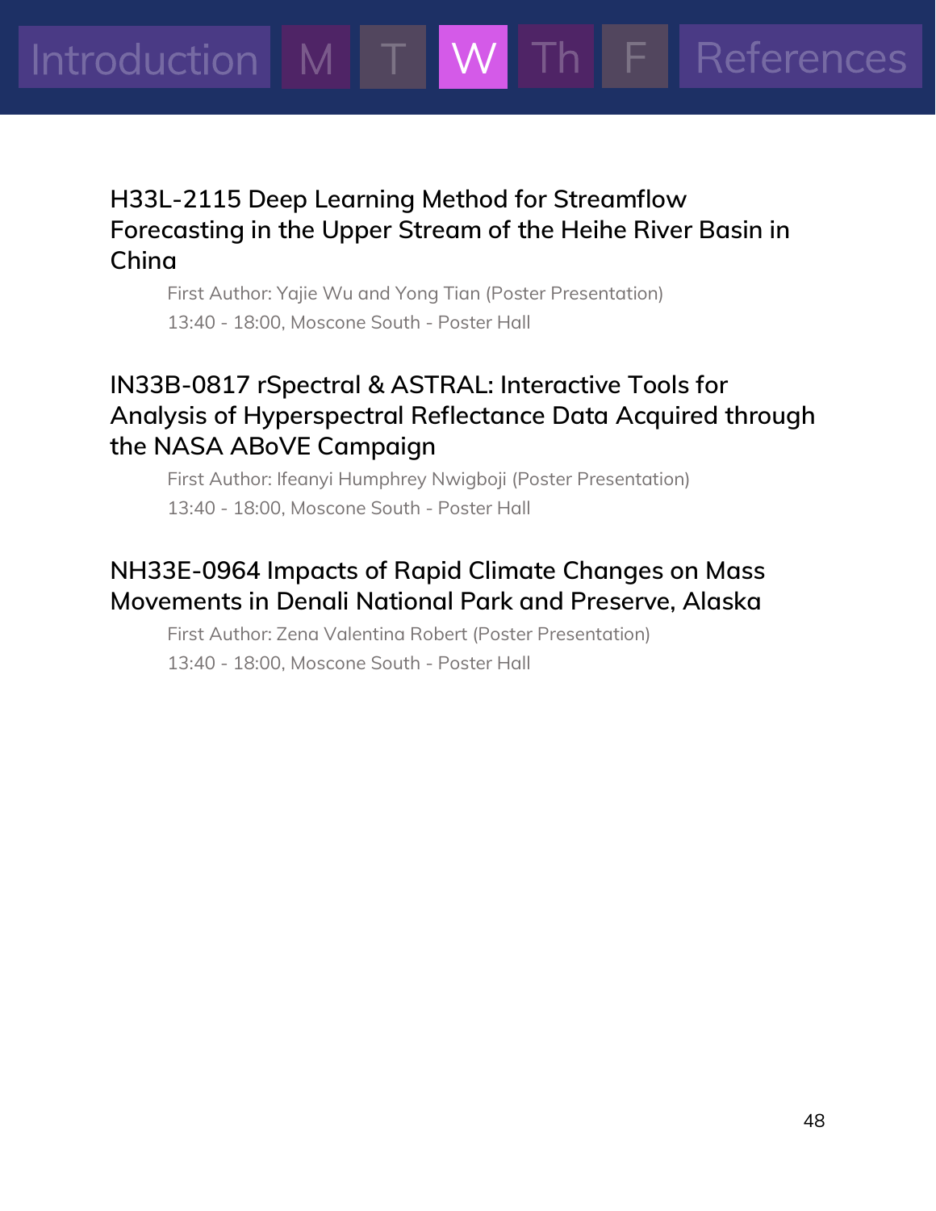## H33L-2115 Deep Learning Method for Streamflow Forecasting in the Upper Stream of the Heihe River Basin in China

First Author: Yajie Wu and Yong Tian (Poster Presentation)

13:40 - 18:00, Moscone South - Poster Hall

## IN33B-0817 rSpectral & ASTRAL: Interactive Tools for Analysis of Hyperspectral Reflectance Data Acquired through the NASA ABoVE Campaign

First Author: Ifeanyi Humphrey Nwigboji (Poster Presentation)

13:40 - 18:00, Moscone South - Poster Hall

## NH33E-0964 Impacts of Rapid Climate Changes on Mass Movements in Denali National Park and Preserve, Alaska

First Author: Zena Valentina Robert (Poster Presentation)

13:40 - 18:00, Moscone South - Poster Hall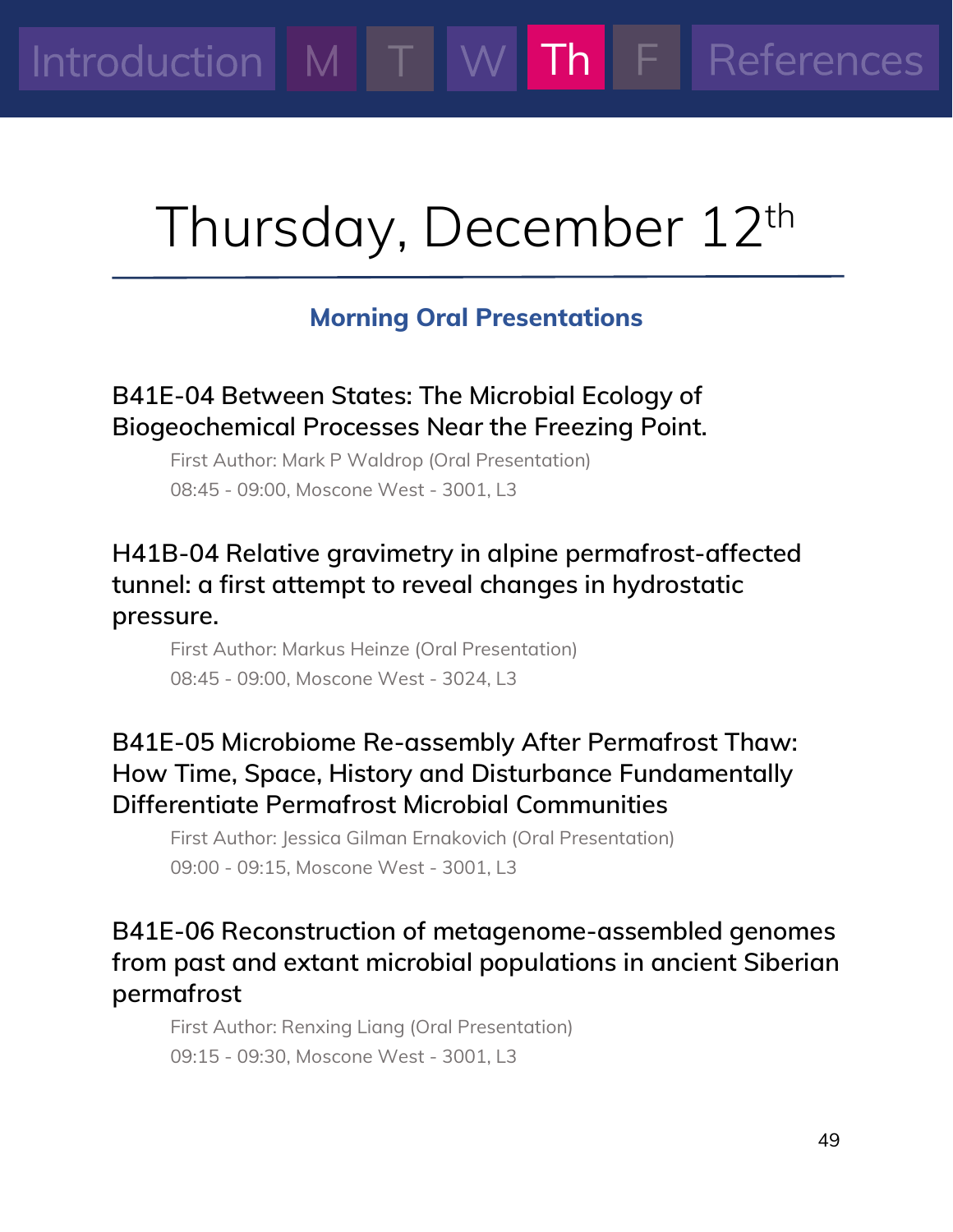# Thursday, December 12th

## Morning Oral Presentations

### B41E-04 Between States: The Microbial Ecology of Biogeochemical Processes Near the Freezing Point.

First Author: Mark P Waldrop (Oral Presentation)
08:45 - 09:00, Moscone West - 3001, L3

### H41B-04 Relative gravimetry in alpine permafrost-affected tunnel: a first attempt to reveal changes in hydrostatic pressure.

First Author: Markus Heinze (Oral Presentation)
08:45 - 09:00, Moscone West - 3024, L3

### B41E-05 Microbiome Re-assembly After Permafrost Thaw: How Time, Space, History and Disturbance Fundamentally Differentiate Permafrost Microbial Communities

First Author: Jessica Gilman Ernakovich (Oral Presentation)
09:00 - 09:15, Moscone West - 3001, L3

### B41E-06 Reconstruction of metagenome-assembled genomes from past and extant microbial populations in ancient Siberian permafrost

First Author: Renxing Liang (Oral Presentation)
09:15 - 09:30, Moscone West - 3001, L3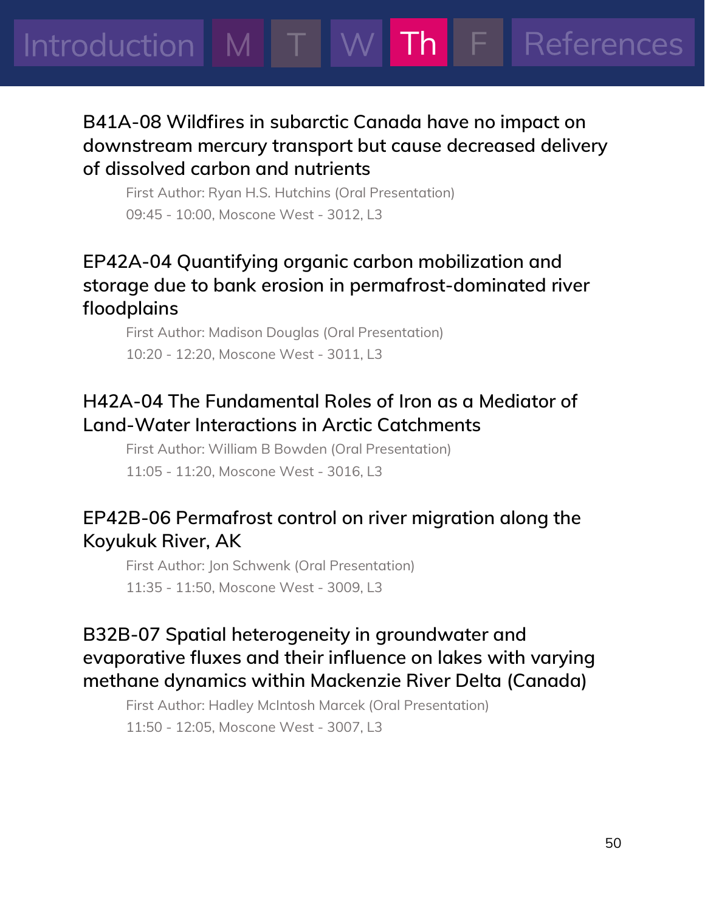### B41A-08 Wildfires in subarctic Canada have no impact on downstream mercury transport but cause decreased delivery of dissolved carbon and nutrients

First Author: Ryan H.S. Hutchins (Oral Presentation)
09:45 - 10:00, Moscone West - 3012, L3

### EP42A-04 Quantifying organic carbon mobilization and storage due to bank erosion in permafrost-dominated river floodplains

First Author: Madison Douglas (Oral Presentation)
10:20 - 12:20, Moscone West - 3011, L3

### H42A-04 The Fundamental Roles of Iron as a Mediator of Land-Water Interactions in Arctic Catchments

First Author: William B Bowden (Oral Presentation)
11:05 - 11:20, Moscone West - 3016, L3

### EP42B-06 Permafrost control on river migration along the Koyukuk River, AK

First Author: Jon Schwenk (Oral Presentation)
11:35 - 11:50, Moscone West - 3009, L3

### B32B-07 Spatial heterogeneity in groundwater and evaporative fluxes and their influence on lakes with varying methane dynamics within Mackenzie River Delta (Canada)

First Author: Hadley McIntosh Marcek (Oral Presentation)
11:50 - 12:05, Moscone West - 3007, L3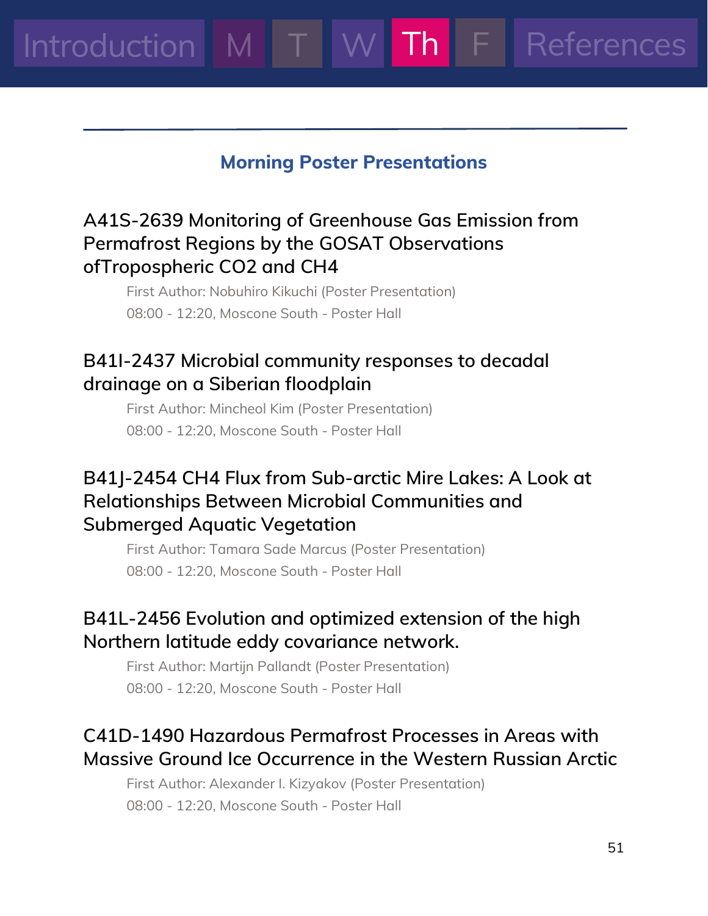## Morning Poster Presentations

### A41S-2639 Monitoring of Greenhouse Gas Emission from Permafrost Regions by the GOSAT Observations ofTropospheric $CO_2$ and $CH_4$

First Author: Nobuhiro Kikuchi (Poster Presentation)

08:00 - 12:20, Moscone South - Poster Hall

### B41I-2437 Microbial community responses to decadal drainage on a Siberian floodplain

First Author: Mincheol Kim (Poster Presentation)

08:00 - 12:20, Moscone South - Poster Hall

### B41J-2454 $CH_4$ Flux from Sub-arctic Mire Lakes: A Look at Relationships Between Microbial Communities and Submerged Aquatic Vegetation

First Author: Tamara Sade Marcus (Poster Presentation)

08:00 - 12:20, Moscone South - Poster Hall

### B41L-2456 Evolution and optimized extension of the high Northern latitude eddy covariance network.

First Author: Martijn Pallandt (Poster Presentation)

08:00 - 12:20, Moscone South - Poster Hall

### C41D-1490 Hazardous Permafrost Processes in Areas with Massive Ground Ice Occurrence in the Western Russian Arctic

First Author: Alexander I. Kizyakov (Poster Presentation)

08:00 - 12:20, Moscone South - Poster Hall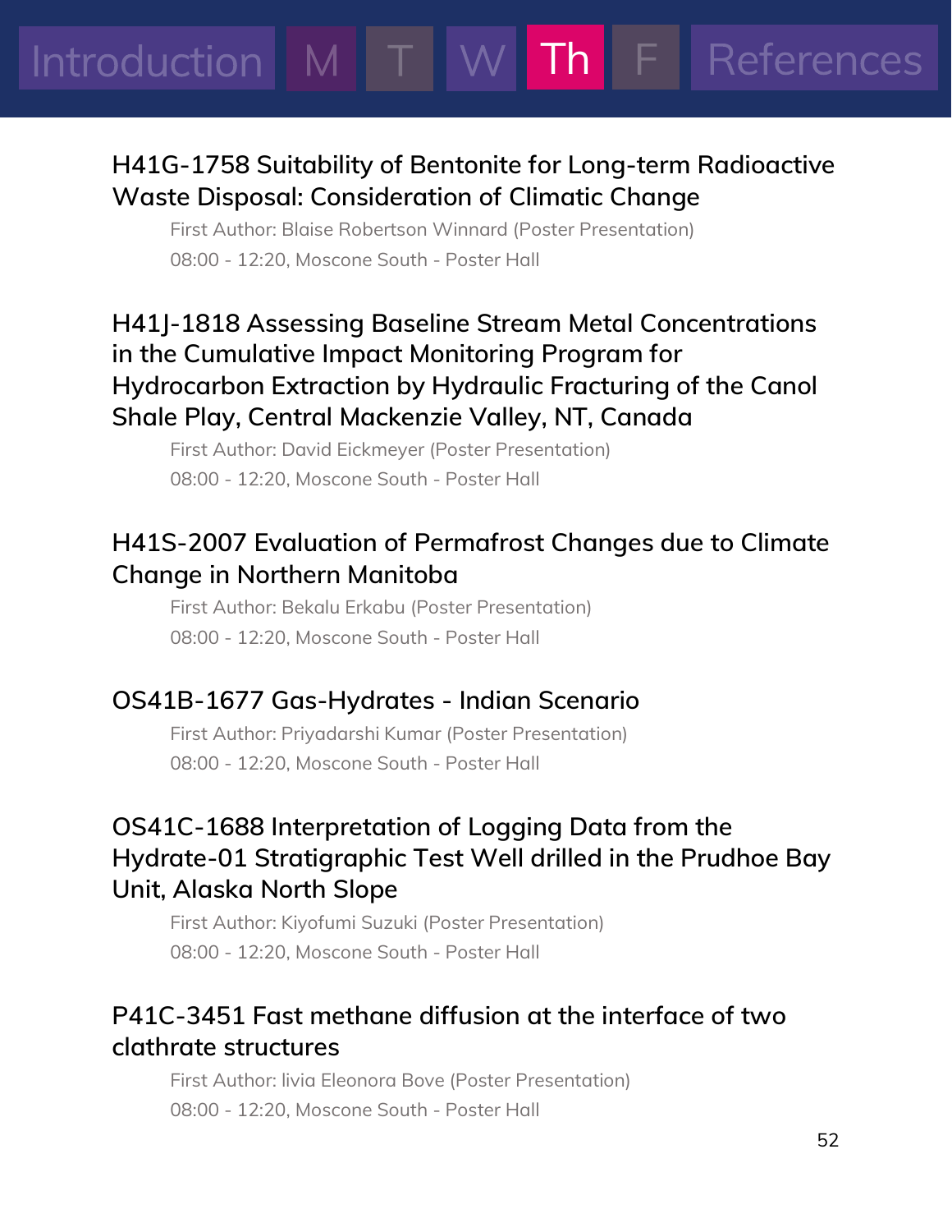## H41G-1758 Suitability of Bentonite for Long-term Radioactive Waste Disposal: Consideration of Climatic Change

First Author: Blaise Robertson Winnard (Poster Presentation)
08:00 - 12:20, Moscone South - Poster Hall

## H41J-1818 Assessing Baseline Stream Metal Concentrations in the Cumulative Impact Monitoring Program for Hydrocarbon Extraction by Hydraulic Fracturing of the Canol Shale Play, Central Mackenzie Valley, NT, Canada

First Author: David Eickmeyer (Poster Presentation)
08:00 - 12:20, Moscone South - Poster Hall

## H41S-2007 Evaluation of Permafrost Changes due to Climate Change in Northern Manitoba

First Author: Bekalu Erkabu (Poster Presentation)
08:00 - 12:20, Moscone South - Poster Hall

## OS41B-1677 Gas-Hydrates - Indian Scenario

First Author: Priyadarshi Kumar (Poster Presentation)
08:00 - 12:20, Moscone South - Poster Hall

## OS41C-1688 Interpretation of Logging Data from the Hydrate-01 Stratigraphic Test Well drilled in the Prudhoe Bay Unit, Alaska North Slope

First Author: Kiyofumi Suzuki (Poster Presentation)
08:00 - 12:20, Moscone South - Poster Hall

## P41C-3451 Fast methane diffusion at the interface of two clathrate structures

First Author: livia Eleonora Bove (Poster Presentation)
08:00 - 12:20, Moscone South - Poster Hall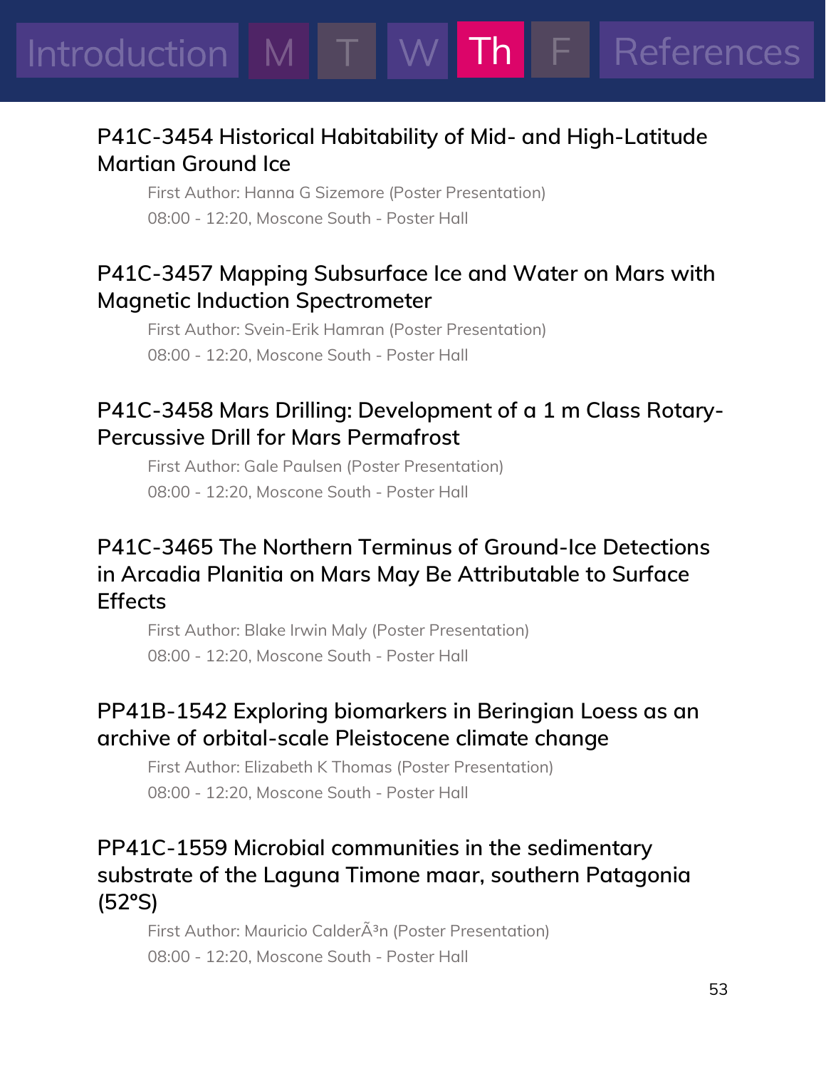## P41C-3454 Historical Habitability of Mid- and High-Latitude Martian Ground Ice

First Author: Hanna G Sizemore (Poster Presentation)

08:00 - 12:20, Moscone South - Poster Hall

## P41C-3457 Mapping Subsurface Ice and Water on Mars with Magnetic Induction Spectrometer

First Author: Svein-Erik Hamran (Poster Presentation)

08:00 - 12:20, Moscone South - Poster Hall

## P41C-3458 Mars Drilling: Development of a 1 m Class Rotary-Percussive Drill for Mars Permafrost

First Author: Gale Paulsen (Poster Presentation)

08:00 - 12:20, Moscone South - Poster Hall

## P41C-3465 The Northern Terminus of Ground-Ice Detections in Arcadia Planitia on Mars May Be Attributable to Surface Effects

First Author: Blake Irwin Maly (Poster Presentation)

08:00 - 12:20, Moscone South - Poster Hall

## PP41B-1542 Exploring biomarkers in Beringian Loess as an archive of orbital-scale Pleistocene climate change

First Author: Elizabeth K Thomas (Poster Presentation)

08:00 - 12:20, Moscone South - Poster Hall

## PP41C-1559 Microbial communities in the sedimentary substrate of the Laguna Timone maar, southern Patagonia (52°S)

First Author: Mauricio CalderÃ³n (Poster Presentation)

08:00 - 12:20, Moscone South - Poster Hall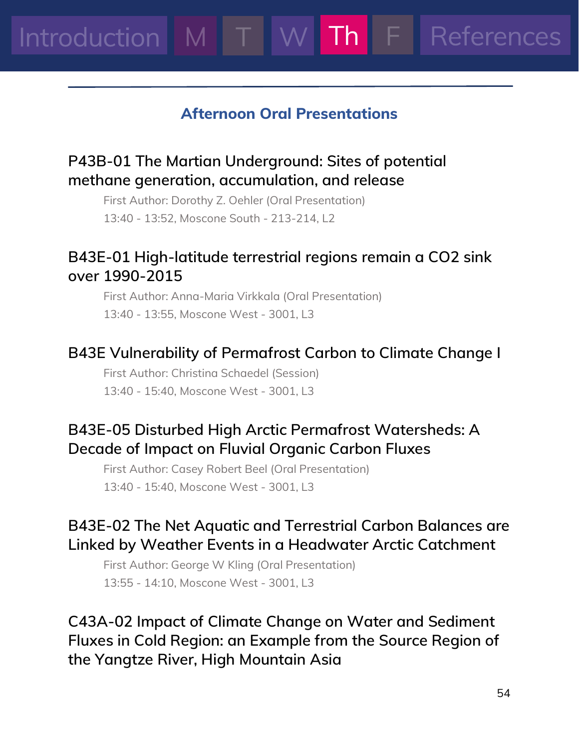Introduction M T W Th F References

## Afternoon Oral Presentations

### P43B-01 The Martian Underground: Sites of potential methane generation, accumulation, and release

First Author: Dorothy Z. Oehler (Oral Presentation)

13:40 - 13:52, Moscone South - 213-214, L2

### B43E-01 High-latitude terrestrial regions remain a CO2 sink over 1990-2015

First Author: Anna-Maria Virkkala (Oral Presentation)

13:40 - 13:55, Moscone West - 3001, L3

### B43E Vulnerability of Permafrost Carbon to Climate Change I

First Author: Christina Schaedel (Session)

13:40 - 15:40, Moscone West - 3001, L3

### B43E-05 Disturbed High Arctic Permafrost Watersheds: A Decade of Impact on Fluvial Organic Carbon Fluxes

First Author: Casey Robert Beel (Oral Presentation)

13:40 - 15:40, Moscone West - 3001, L3

### B43E-02 The Net Aquatic and Terrestrial Carbon Balances are Linked by Weather Events in a Headwater Arctic Catchment

First Author: George W Kling (Oral Presentation)

13:55 - 14:10, Moscone West - 3001, L3

### C43A-02 Impact of Climate Change on Water and Sediment Fluxes in Cold Region: an Example from the Source Region of the Yangtze River, High Mountain Asia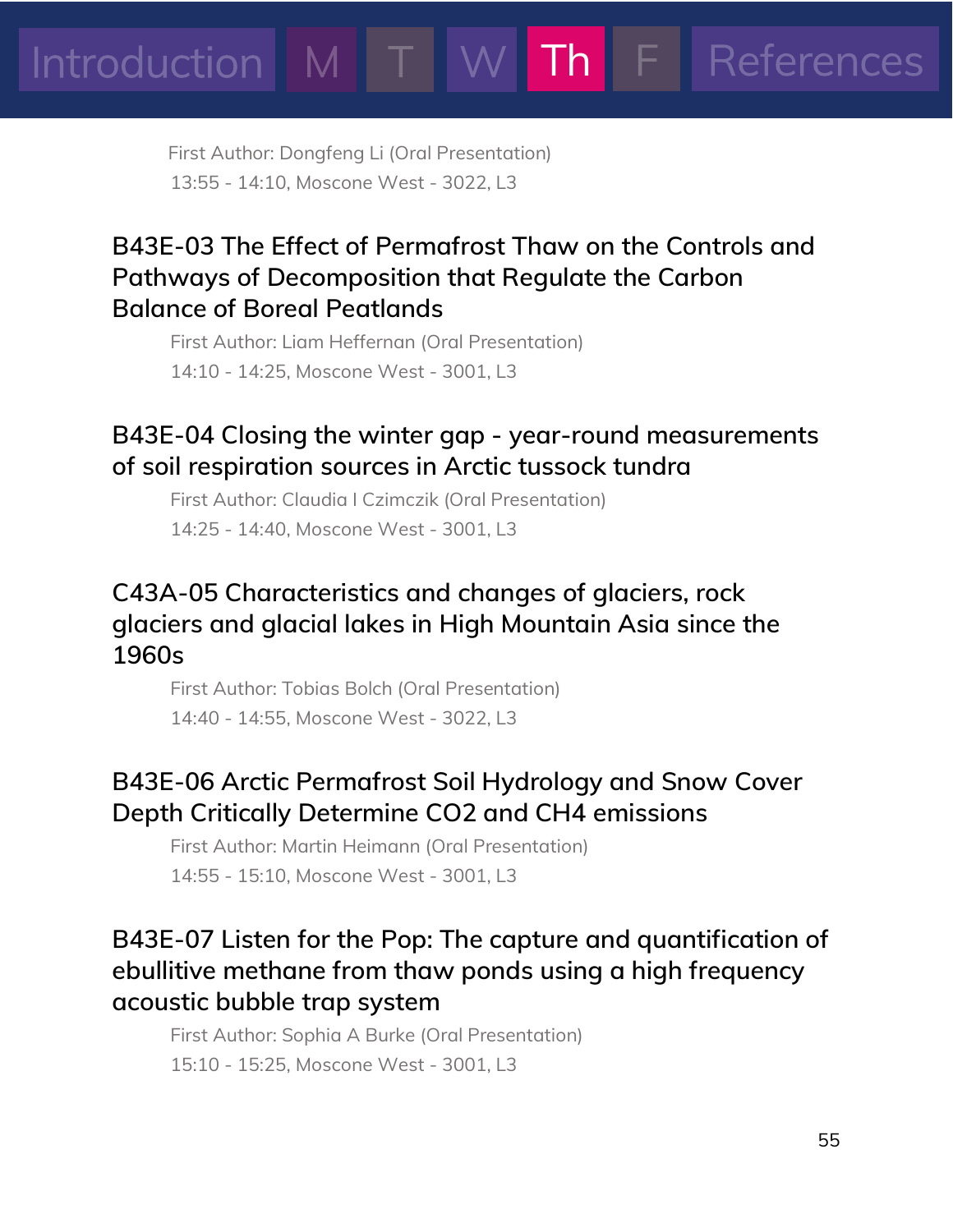First Author: Dongfeng Li (Oral Presentation)
13:55 - 14:10, Moscone West - 3022, L3

### B43E-03 The Effect of Permafrost Thaw on the Controls and Pathways of Decomposition that Regulate the Carbon Balance of Boreal Peatlands

First Author: Liam Heffernan (Oral Presentation)
14:10 - 14:25, Moscone West - 3001, L3

### B43E-04 Closing the winter gap - year-round measurements of soil respiration sources in Arctic tussock tundra

First Author: Claudia I Czimczik (Oral Presentation)
14:25 - 14:40, Moscone West - 3001, L3

### C43A-05 Characteristics and changes of glaciers, rock glaciers and glacial lakes in High Mountain Asia since the 1960s

First Author: Tobias Bolch (Oral Presentation)
14:40 - 14:55, Moscone West - 3022, L3

### B43E-06 Arctic Permafrost Soil Hydrology and Snow Cover Depth Critically Determine CO2 and CH4 emissions

First Author: Martin Heimann (Oral Presentation)
14:55 - 15:10, Moscone West - 3001, L3

### B43E-07 Listen for the Pop: The capture and quantification of ebullitive methane from thaw ponds using a high frequency acoustic bubble trap system

First Author: Sophia A Burke (Oral Presentation)
15:10 - 15:25, Moscone West - 3001, L3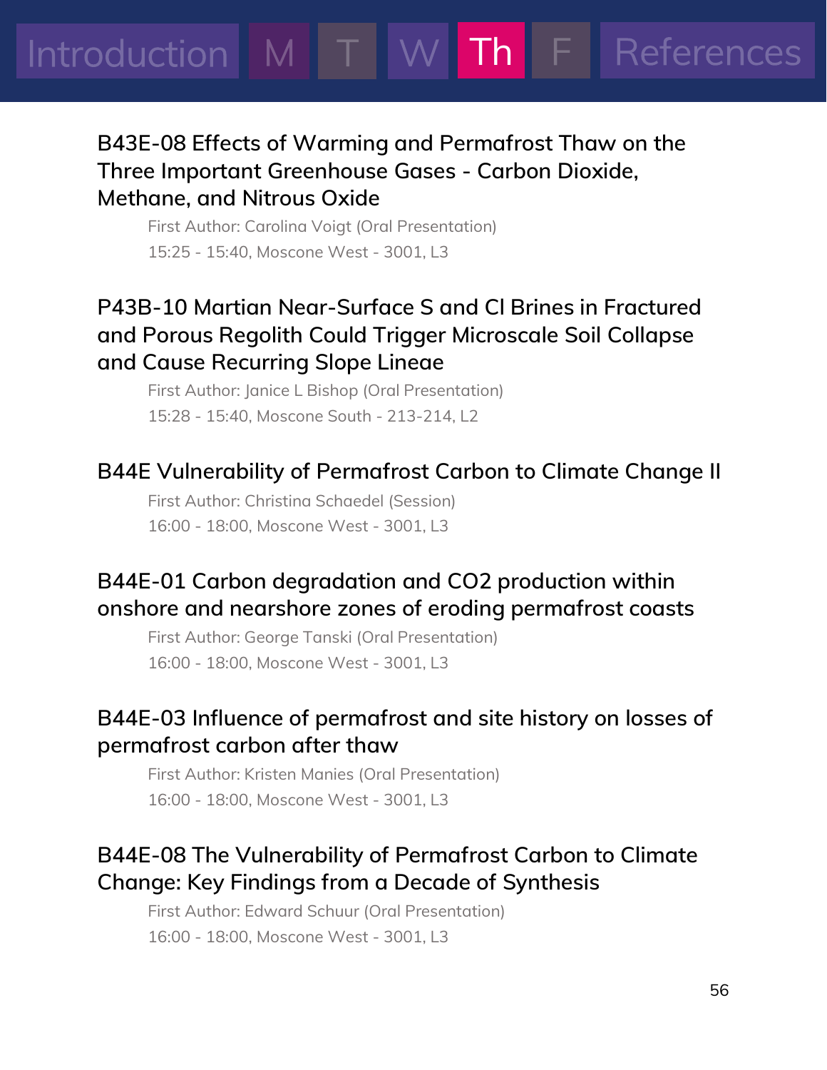### B43E-08 Effects of Warming and Permafrost Thaw on the Three Important Greenhouse Gases - Carbon Dioxide, Methane, and Nitrous Oxide

First Author: Carolina Voigt (Oral Presentation)

15:25 - 15:40, Moscone West - 3001, L3

### P43B-10 Martian Near-Surface S and Cl Brines in Fractured and Porous Regolith Could Trigger Microscale Soil Collapse and Cause Recurring Slope Lineae

First Author: Janice L Bishop (Oral Presentation)

15:28 - 15:40, Moscone South - 213-214, L2

### B44E Vulnerability of Permafrost Carbon to Climate Change II

First Author: Christina Schaedel (Session)

16:00 - 18:00, Moscone West - 3001, L3

### B44E-01 Carbon degradation and CO2 production within onshore and nearshore zones of eroding permafrost coasts

First Author: George Tanski (Oral Presentation)

16:00 - 18:00, Moscone West - 3001, L3

### B44E-03 Influence of permafrost and site history on losses of permafrost carbon after thaw

First Author: Kristen Manies (Oral Presentation)

16:00 - 18:00, Moscone West - 3001, L3

### B44E-08 The Vulnerability of Permafrost Carbon to Climate Change: Key Findings from a Decade of Synthesis

First Author: Edward Schuur (Oral Presentation)

16:00 - 18:00, Moscone West - 3001, L3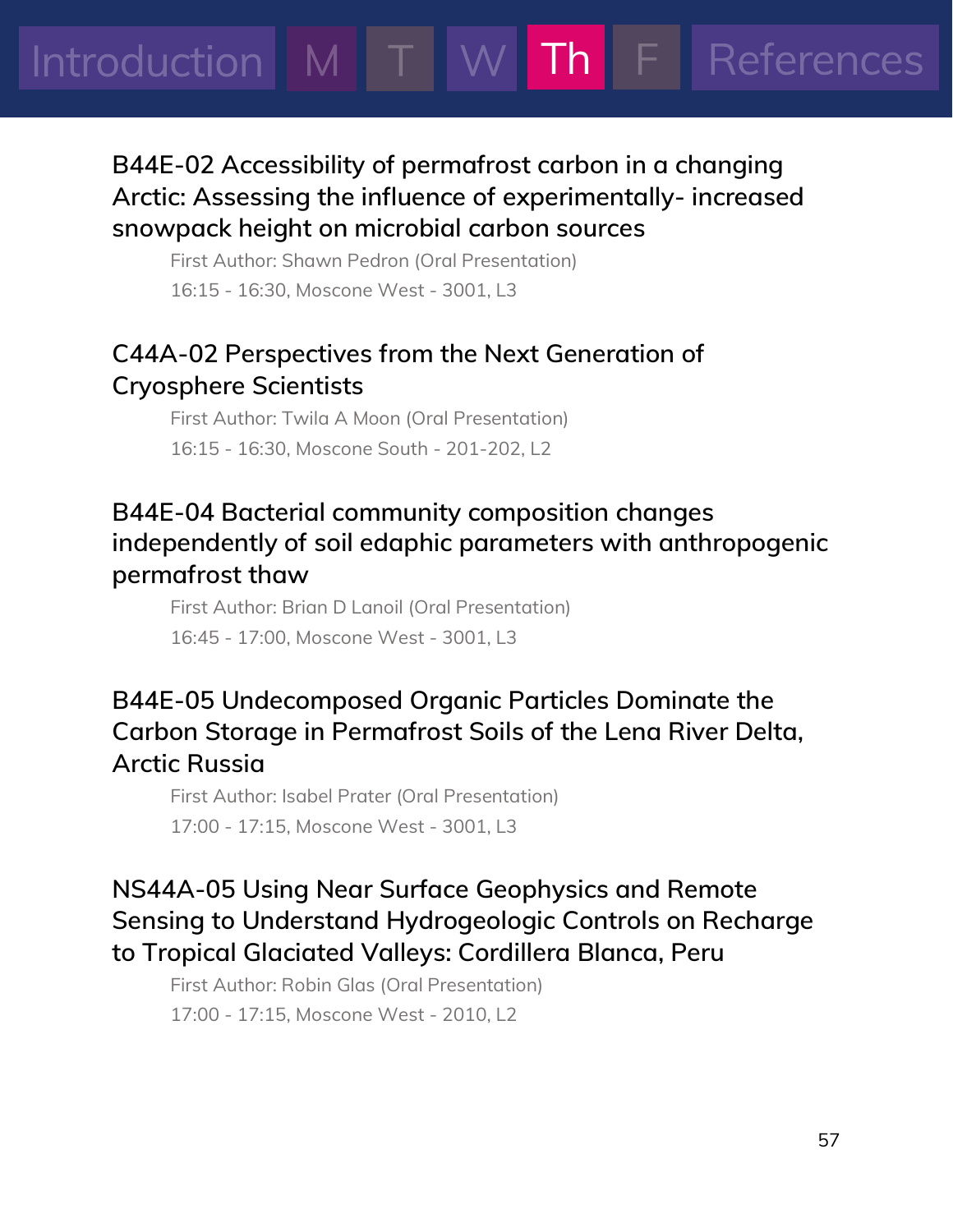### B44E-02 Accessibility of permafrost carbon in a changing Arctic: Assessing the influence of experimentally- increased snowpack height on microbial carbon sources

First Author: Shawn Pedron (Oral Presentation)

16:15 - 16:30, Moscone West - 3001, L3

### C44A-02 Perspectives from the Next Generation of Cryosphere Scientists

First Author: Twila A Moon (Oral Presentation)

16:15 - 16:30, Moscone South - 201-202, L2

### B44E-04 Bacterial community composition changes independently of soil edaphic parameters with anthropogenic permafrost thaw

First Author: Brian D Lanoil (Oral Presentation)

16:45 - 17:00, Moscone West - 3001, L3

### B44E-05 Undecomposed Organic Particles Dominate the Carbon Storage in Permafrost Soils of the Lena River Delta, Arctic Russia

First Author: Isabel Prater (Oral Presentation)

17:00 - 17:15, Moscone West - 3001, L3

### NS44A-05 Using Near Surface Geophysics and Remote Sensing to Understand Hydrogeologic Controls on Recharge to Tropical Glaciated Valleys: Cordillera Blanca, Peru

First Author: Robin Glas (Oral Presentation)

17:00 - 17:15, Moscone West - 2010, L2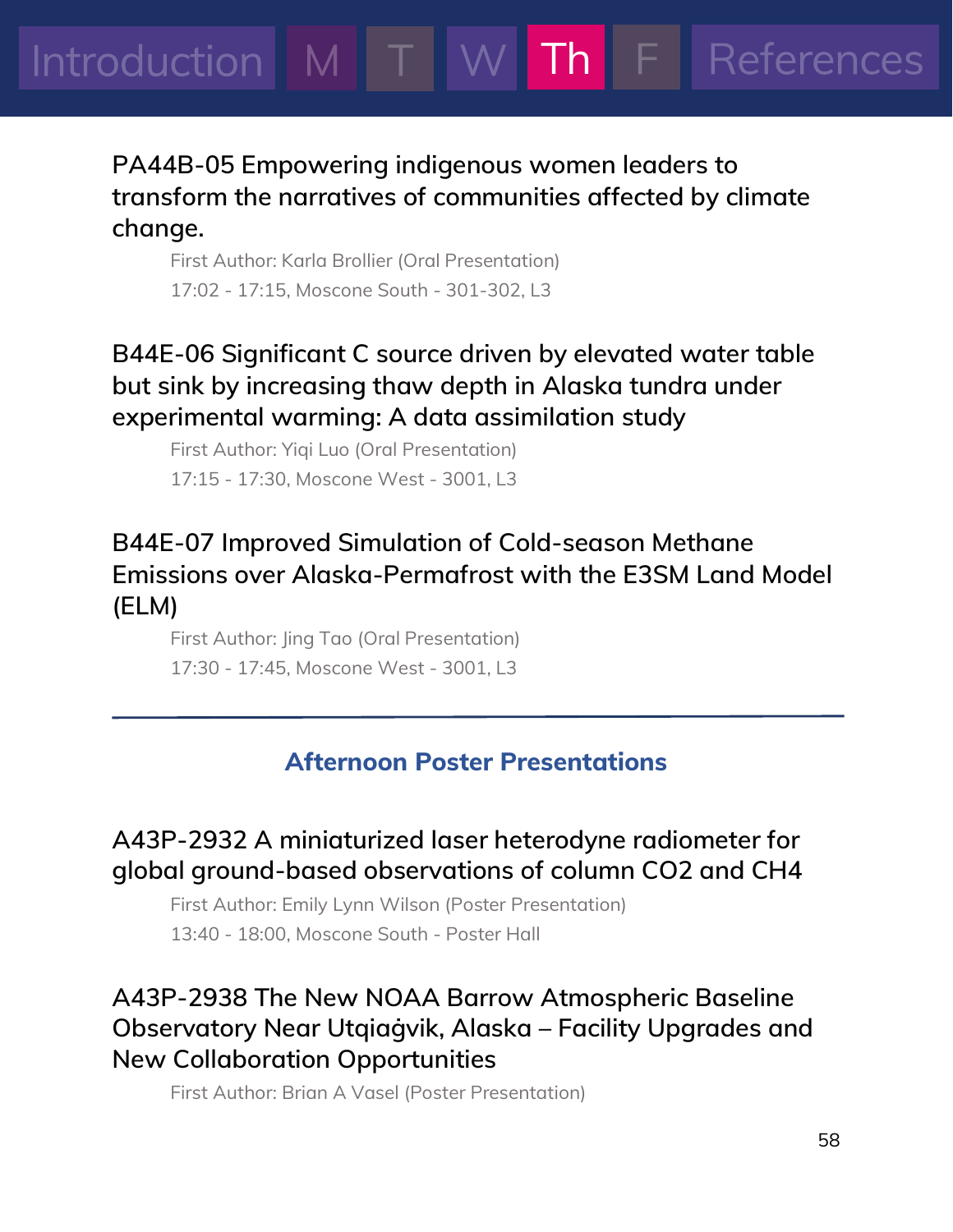### PA44B-05 Empowering indigenous women leaders to transform the narratives of communities affected by climate change.

First Author: Karla Brollier (Oral Presentation)
17:02 - 17:15, Moscone South - 301-302, L3

### B44E-06 Significant C source driven by elevated water table but sink by increasing thaw depth in Alaska tundra under experimental warming: A data assimilation study

First Author: Yiqi Luo (Oral Presentation)
17:15 - 17:30, Moscone West - 3001, L3

### B44E-07 Improved Simulation of Cold-season Methane Emissions over Alaska-Permafrost with the E3SM Land Model (ELM)

First Author: Jing Tao (Oral Presentation)
17:30 - 17:45, Moscone West - 3001, L3

---

## Afternoon Poster Presentations

### A43P-2932 A miniaturized laser heterodyne radiometer for global ground-based observations of column CO2 and CH4

First Author: Emily Lynn Wilson (Poster Presentation)
13:40 - 18:00, Moscone South - Poster Hall

### A43P-2938 The New NOAA Barrow Atmospheric Baseline Observatory Near Utqiaġvik, Alaska – Facility Upgrades and New Collaboration Opportunities

First Author: Brian A Vasel (Poster Presentation)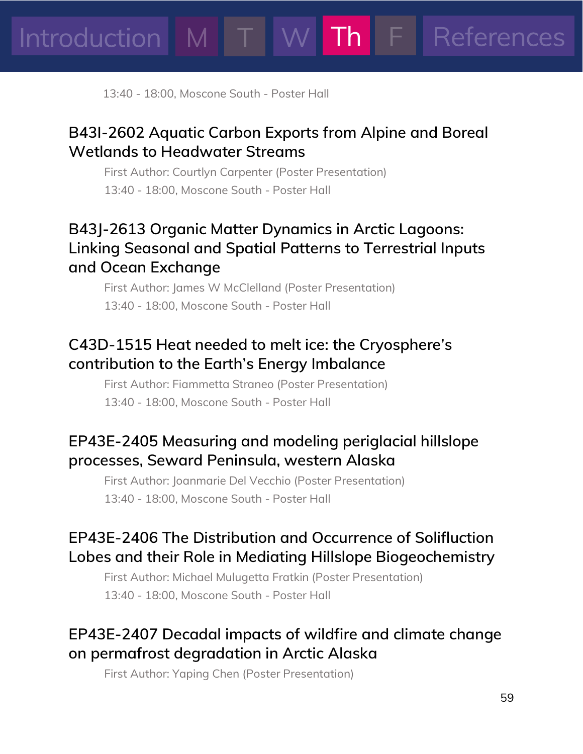13:40 - 18:00, Moscone South - Poster Hall

### B43I-2602 Aquatic Carbon Exports from Alpine and Boreal Wetlands to Headwater Streams

First Author: Courtlyn Carpenter (Poster Presentation)

13:40 - 18:00, Moscone South - Poster Hall

### B43J-2613 Organic Matter Dynamics in Arctic Lagoons: Linking Seasonal and Spatial Patterns to Terrestrial Inputs and Ocean Exchange

First Author: James W McClelland (Poster Presentation)

13:40 - 18:00, Moscone South - Poster Hall

### C43D-1515 Heat needed to melt ice: the Cryosphere's contribution to the Earth's Energy Imbalance

First Author: Fiammetta Straneo (Poster Presentation)

13:40 - 18:00, Moscone South - Poster Hall

### EP43E-2405 Measuring and modeling periglacial hillslope processes, Seward Peninsula, western Alaska

First Author: Joanmarie Del Vecchio (Poster Presentation)

13:40 - 18:00, Moscone South - Poster Hall

### EP43E-2406 The Distribution and Occurrence of Solifluction Lobes and their Role in Mediating Hillslope Biogeochemistry

First Author: Michael Mulugetta Fratkin (Poster Presentation)

13:40 - 18:00, Moscone South - Poster Hall

### EP43E-2407 Decadal impacts of wildfire and climate change on permafrost degradation in Arctic Alaska

First Author: Yaping Chen (Poster Presentation)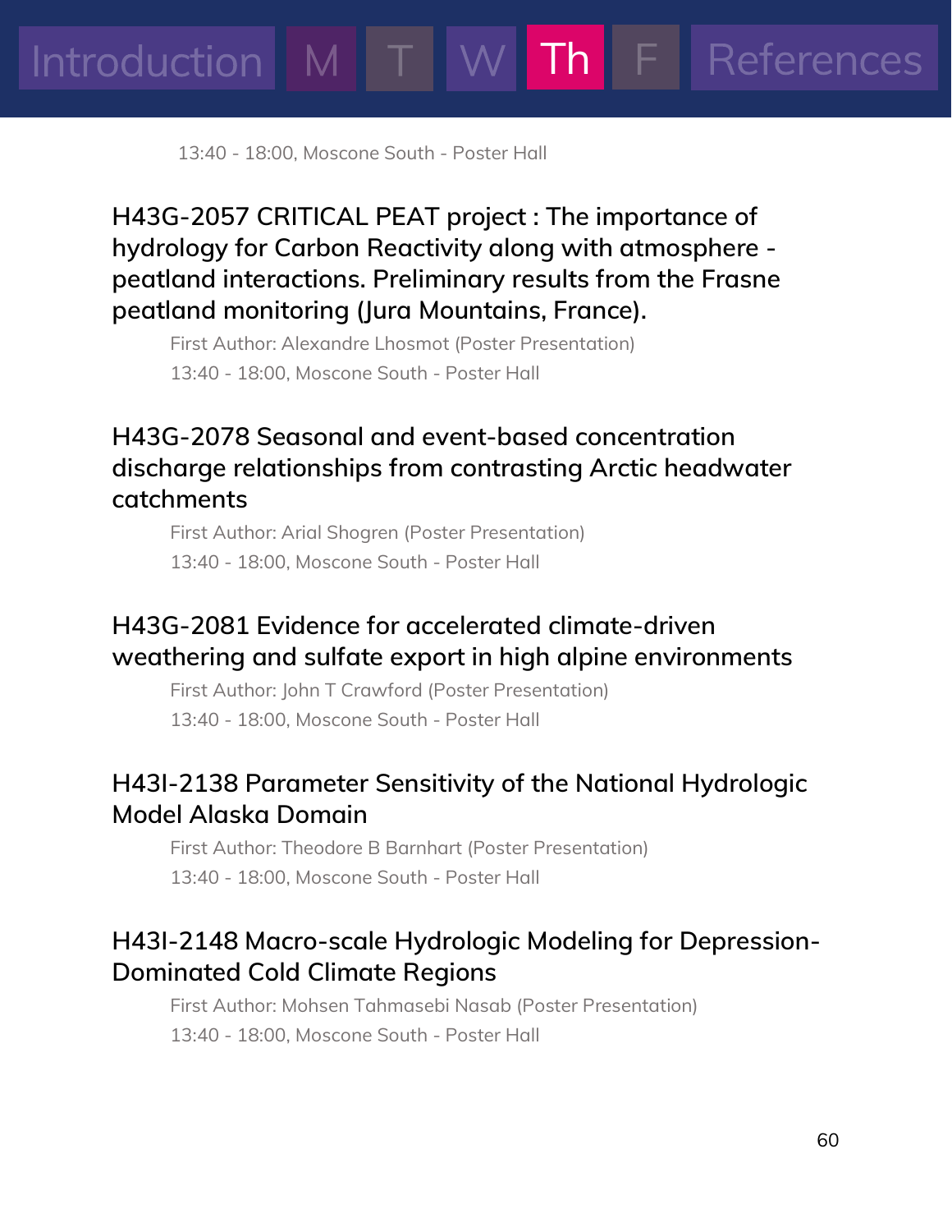13:40 - 18:00, Moscone South - Poster Hall

### H43G-2057 CRITICAL PEAT project : The importance of hydrology for Carbon Reactivity along with atmosphere - peatland interactions. Preliminary results from the Frasne peatland monitoring (Jura Mountains, France).

First Author: Alexandre Lhosmot (Poster Presentation)

13:40 - 18:00, Moscone South - Poster Hall

### H43G-2078 Seasonal and event-based concentration discharge relationships from contrasting Arctic headwater catchments

First Author: Arial Shogren (Poster Presentation)

13:40 - 18:00, Moscone South - Poster Hall

### H43G-2081 Evidence for accelerated climate-driven weathering and sulfate export in high alpine environments

First Author: John T Crawford (Poster Presentation)

13:40 - 18:00, Moscone South - Poster Hall

### H43I-2138 Parameter Sensitivity of the National Hydrologic Model Alaska Domain

First Author: Theodore B Barnhart (Poster Presentation)

13:40 - 18:00, Moscone South - Poster Hall

### H43I-2148 Macro-scale Hydrologic Modeling for Depression-Dominated Cold Climate Regions

First Author: Mohsen Tahmasebi Nasab (Poster Presentation)

13:40 - 18:00, Moscone South - Poster Hall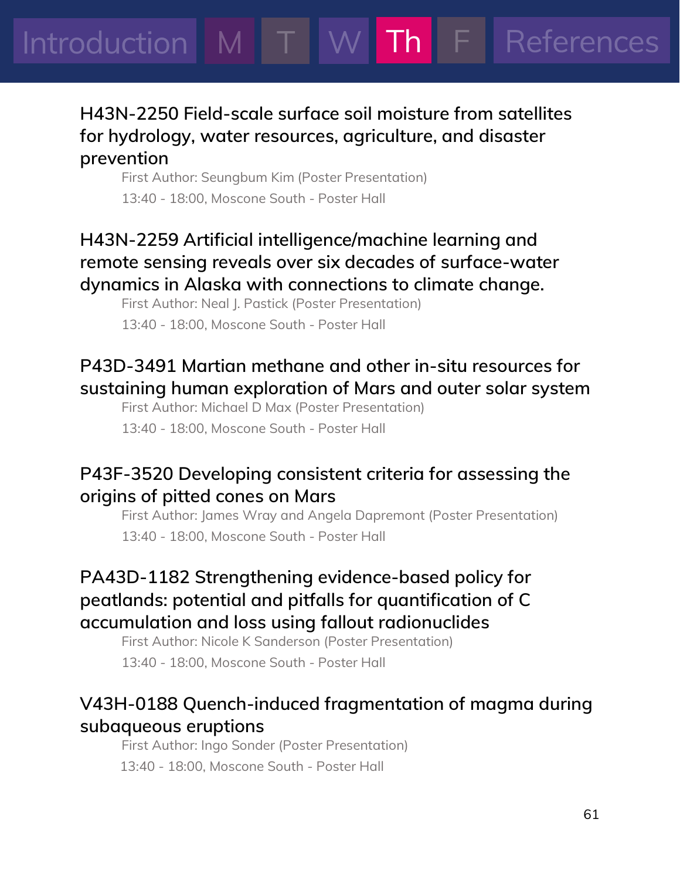### H43N-2250 Field-scale surface soil moisture from satellites for hydrology, water resources, agriculture, and disaster prevention

First Author: Seungbum Kim (Poster Presentation)

13:40 - 18:00, Moscone South - Poster Hall

### H43N-2259 Artificial intelligence/machine learning and remote sensing reveals over six decades of surface-water dynamics in Alaska with connections to climate change.

First Author: Neal J. Pastick (Poster Presentation)

13:40 - 18:00, Moscone South - Poster Hall

### P43D-3491 Martian methane and other in-situ resources for sustaining human exploration of Mars and outer solar system

First Author: Michael D Max (Poster Presentation)

13:40 - 18:00, Moscone South - Poster Hall

### P43F-3520 Developing consistent criteria for assessing the origins of pitted cones on Mars

First Author: James Wray and Angela Dapremont (Poster Presentation)

13:40 - 18:00, Moscone South - Poster Hall

### PA43D-1182 Strengthening evidence-based policy for peatlands: potential and pitfalls for quantification of C accumulation and loss using fallout radionuclides

First Author: Nicole K Sanderson (Poster Presentation)

13:40 - 18:00, Moscone South - Poster Hall

### V43H-0188 Quench-induced fragmentation of magma during subaqueous eruptions

First Author: Ingo Sonder (Poster Presentation)

13:40 - 18:00, Moscone South - Poster Hall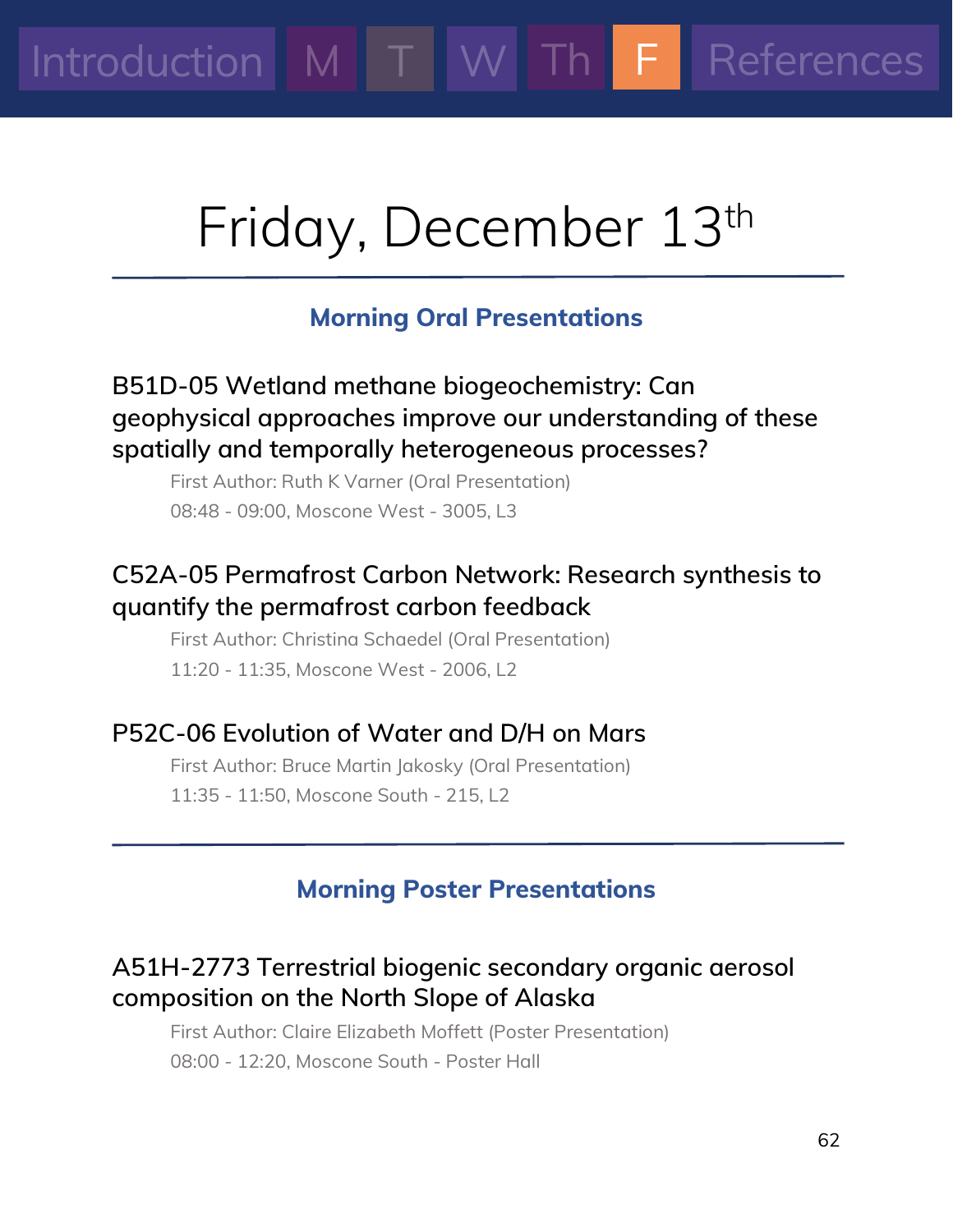# Friday, December 13th

## Morning Oral Presentations

### B51D-05 Wetland methane biogeochemistry: Can geophysical approaches improve our understanding of these spatially and temporally heterogeneous processes?

First Author: Ruth K Varner (Oral Presentation)
08:48 - 09:00, Moscone West - 3005, L3

### C52A-05 Permafrost Carbon Network: Research synthesis to quantify the permafrost carbon feedback

First Author: Christina Schaedel (Oral Presentation)
11:20 - 11:35, Moscone West - 2006, L2

### P52C-06 Evolution of Water and D/H on Mars

First Author: Bruce Martin Jakosky (Oral Presentation)
11:35 - 11:50, Moscone South - 215, L2

## Morning Poster Presentations

### A51H-2773 Terrestrial biogenic secondary organic aerosol composition on the North Slope of Alaska

First Author: Claire Elizabeth Moffett (Poster Presentation)
08:00 - 12:20, Moscone South - Poster Hall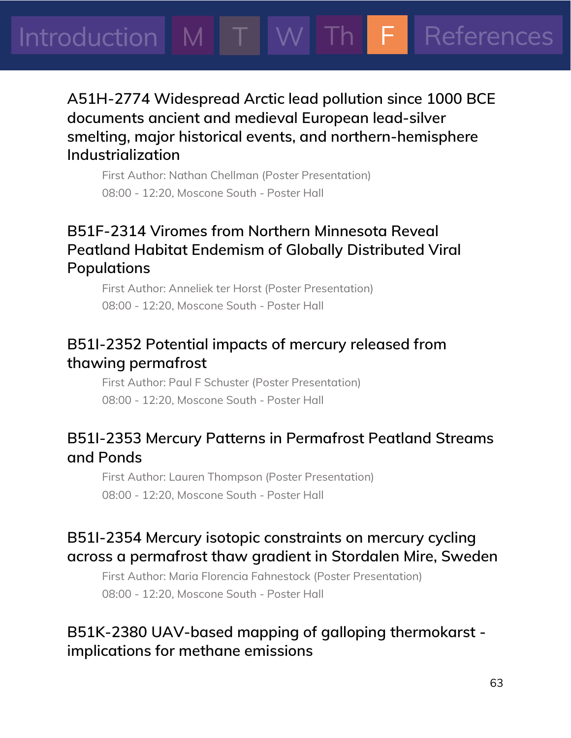### A51H-2774 Widespread Arctic lead pollution since 1000 BCE documents ancient and medieval European lead-silver smelting, major historical events, and northern-hemisphere Industrialization

First Author: Nathan Chellman (Poster Presentation)
08:00 - 12:20, Moscone South - Poster Hall

### B51F-2314 Viromes from Northern Minnesota Reveal Peatland Habitat Endemism of Globally Distributed Viral Populations

First Author: Anneliek ter Horst (Poster Presentation)
08:00 - 12:20, Moscone South - Poster Hall

### B51I-2352 Potential impacts of mercury released from thawing permafrost

First Author: Paul F Schuster (Poster Presentation)
08:00 - 12:20, Moscone South - Poster Hall

### B51I-2353 Mercury Patterns in Permafrost Peatland Streams and Ponds

First Author: Lauren Thompson (Poster Presentation)
08:00 - 12:20, Moscone South - Poster Hall

### B51I-2354 Mercury isotopic constraints on mercury cycling across a permafrost thaw gradient in Stordalen Mire, Sweden

First Author: Maria Florencia Fahnestock (Poster Presentation)
08:00 - 12:20, Moscone South - Poster Hall

### B51K-2380 UAV-based mapping of galloping thermokarst - implications for methane emissions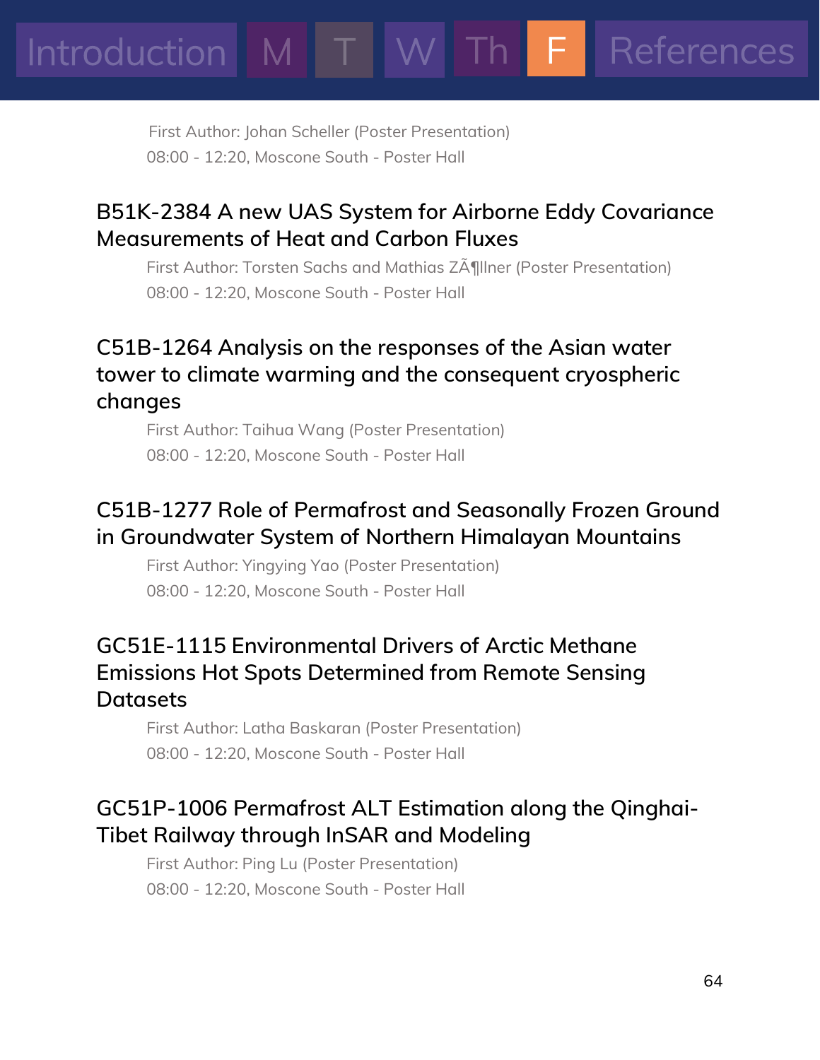First Author: Johan Scheller (Poster Presentation)
08:00 - 12:20, Moscone South - Poster Hall

### B51K-2384 A new UAS System for Airborne Eddy Covariance Measurements of Heat and Carbon Fluxes

First Author: Torsten Sachs and Mathias ZÃ¶llner (Poster Presentation)
08:00 - 12:20, Moscone South - Poster Hall

### C51B-1264 Analysis on the responses of the Asian water tower to climate warming and the consequent cryospheric changes

First Author: Taihua Wang (Poster Presentation)
08:00 - 12:20, Moscone South - Poster Hall

### C51B-1277 Role of Permafrost and Seasonally Frozen Ground in Groundwater System of Northern Himalayan Mountains

First Author: Yingying Yao (Poster Presentation)
08:00 - 12:20, Moscone South - Poster Hall

### GC51E-1115 Environmental Drivers of Arctic Methane Emissions Hot Spots Determined from Remote Sensing Datasets

First Author: Latha Baskaran (Poster Presentation)
08:00 - 12:20, Moscone South - Poster Hall

### GC51P-1006 Permafrost ALT Estimation along the Qinghai-Tibet Railway through InSAR and Modeling

First Author: Ping Lu (Poster Presentation)
08:00 - 12:20, Moscone South - Poster Hall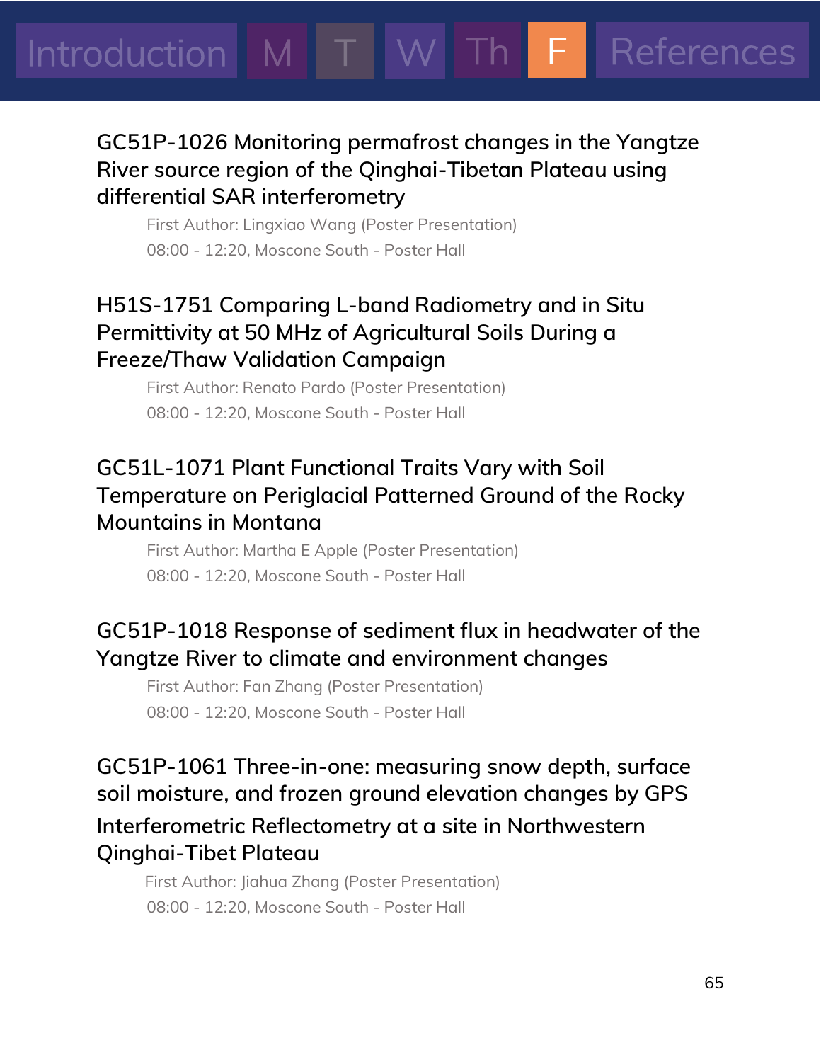## GC51P-1026 Monitoring permafrost changes in the Yangtze River source region of the Qinghai-Tibetan Plateau using differential SAR interferometry

First Author: Lingxiao Wang (Poster Presentation)

08:00 - 12:20, Moscone South - Poster Hall

## H51S-1751 Comparing L-band Radiometry and in Situ Permittivity at 50 MHz of Agricultural Soils During a Freeze/Thaw Validation Campaign

First Author: Renato Pardo (Poster Presentation)

08:00 - 12:20, Moscone South - Poster Hall

## GC51L-1071 Plant Functional Traits Vary with Soil Temperature on Periglacial Patterned Ground of the Rocky Mountains in Montana

First Author: Martha E Apple (Poster Presentation)

08:00 - 12:20, Moscone South - Poster Hall

## GC51P-1018 Response of sediment flux in headwater of the Yangtze River to climate and environment changes

First Author: Fan Zhang (Poster Presentation)

08:00 - 12:20, Moscone South - Poster Hall

## GC51P-1061 Three-in-one: measuring snow depth, surface soil moisture, and frozen ground elevation changes by GPS Interferometric Reflectometry at a site in Northwestern Qinghai-Tibet Plateau

First Author: Jiahua Zhang (Poster Presentation)

08:00 - 12:20, Moscone South - Poster Hall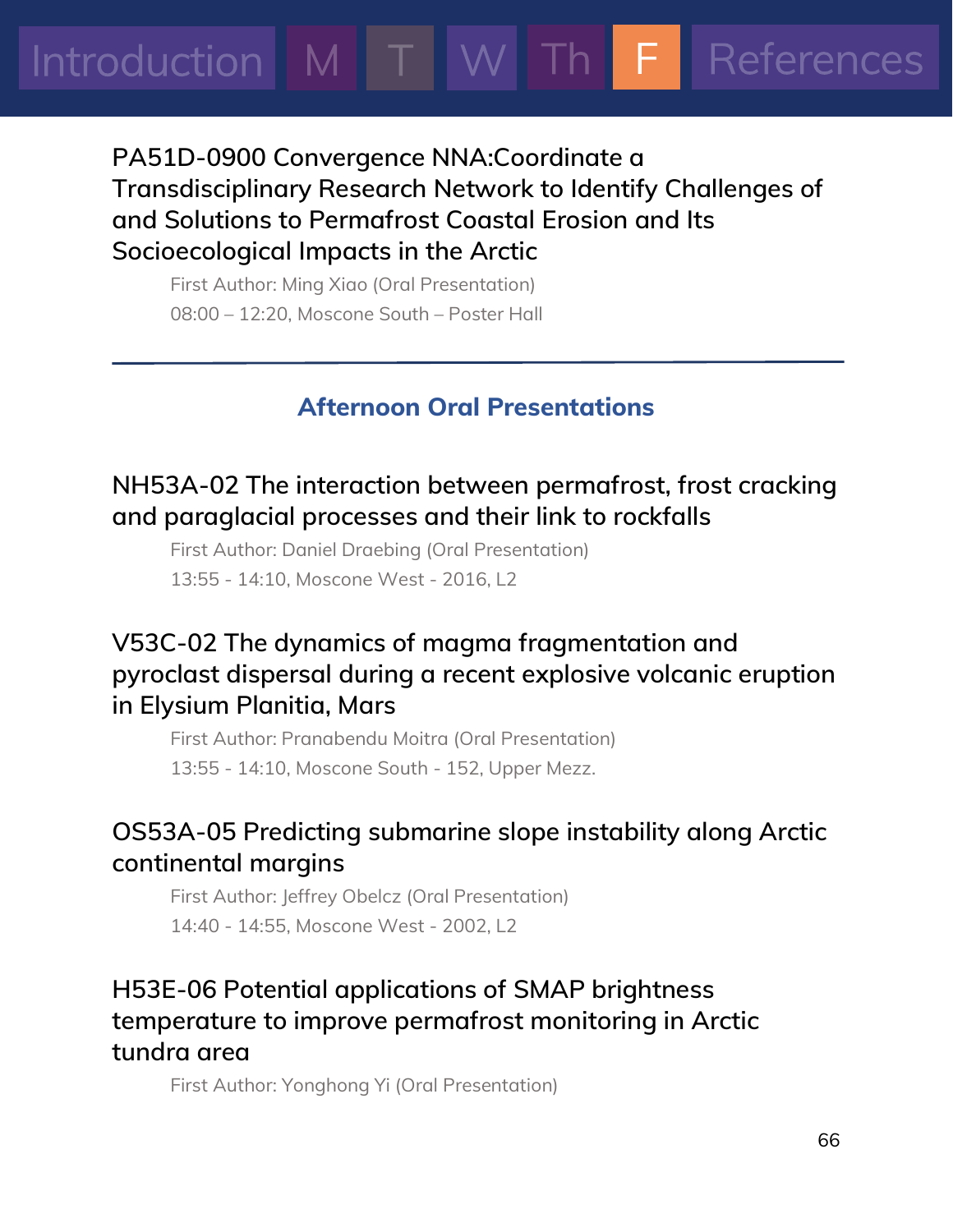### PA51D-0900 Convergence NNA:Coordinate a Transdisciplinary Research Network to Identify Challenges of and Solutions to Permafrost Coastal Erosion and Its Socioecological Impacts in the Arctic

First Author: Ming Xiao (Oral Presentation)
08:00 – 12:20, Moscone South – Poster Hall

---

## Afternoon Oral Presentations

### NH53A-02 The interaction between permafrost, frost cracking and paraglacial processes and their link to rockfalls

First Author: Daniel Draebing (Oral Presentation)
13:55 - 14:10, Moscone West - 2016, L2

### V53C-02 The dynamics of magma fragmentation and pyroclast dispersal during a recent explosive volcanic eruption in Elysium Planitia, Mars

First Author: Pranabendu Moitra (Oral Presentation)
13:55 - 14:10, Moscone South - 152, Upper Mezz.

### OS53A-05 Predicting submarine slope instability along Arctic continental margins

First Author: Jeffrey Obelcz (Oral Presentation)
14:40 - 14:55, Moscone West - 2002, L2

### H53E-06 Potential applications of SMAP brightness temperature to improve permafrost monitoring in Arctic tundra area

First Author: Yonghong Yi (Oral Presentation)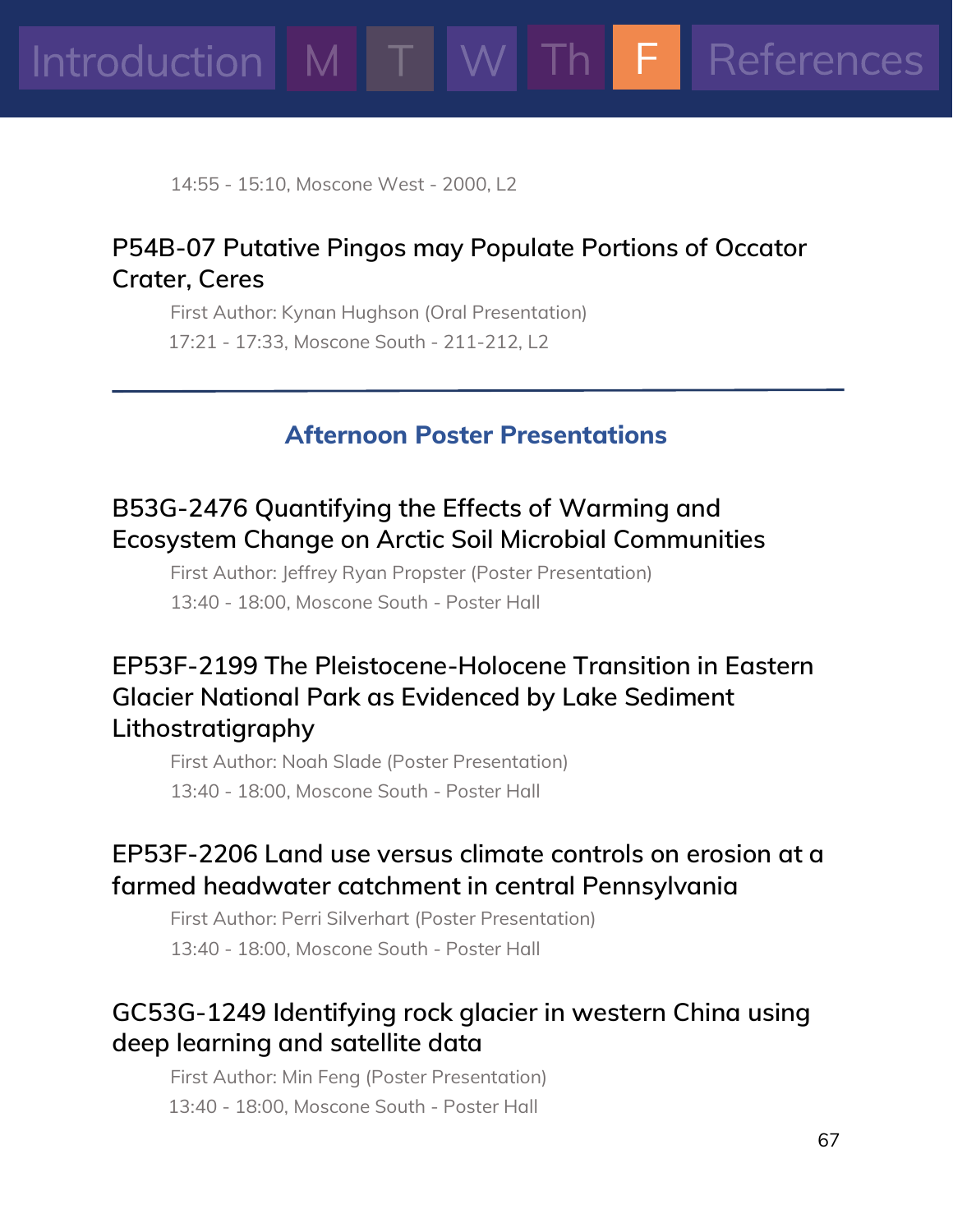14:55 - 15:10, Moscone West - 2000, L2

### P54B-07 Putative Pingos may Populate Portions of Occator Crater, Ceres

First Author: Kynan Hughson (Oral Presentation)

17:21 - 17:33, Moscone South - 211-212, L2

---

## Afternoon Poster Presentations

### B53G-2476 Quantifying the Effects of Warming and Ecosystem Change on Arctic Soil Microbial Communities

First Author: Jeffrey Ryan Propster (Poster Presentation)

13:40 - 18:00, Moscone South - Poster Hall

### EP53F-2199 The Pleistocene-Holocene Transition in Eastern Glacier National Park as Evidenced by Lake Sediment Lithostratigraphy

First Author: Noah Slade (Poster Presentation)

13:40 - 18:00, Moscone South - Poster Hall

### EP53F-2206 Land use versus climate controls on erosion at a farmed headwater catchment in central Pennsylvania

First Author: Perri Silverhart (Poster Presentation)

13:40 - 18:00, Moscone South - Poster Hall

### GC53G-1249 Identifying rock glacier in western China using deep learning and satellite data

First Author: Min Feng (Poster Presentation)

13:40 - 18:00, Moscone South - Poster Hall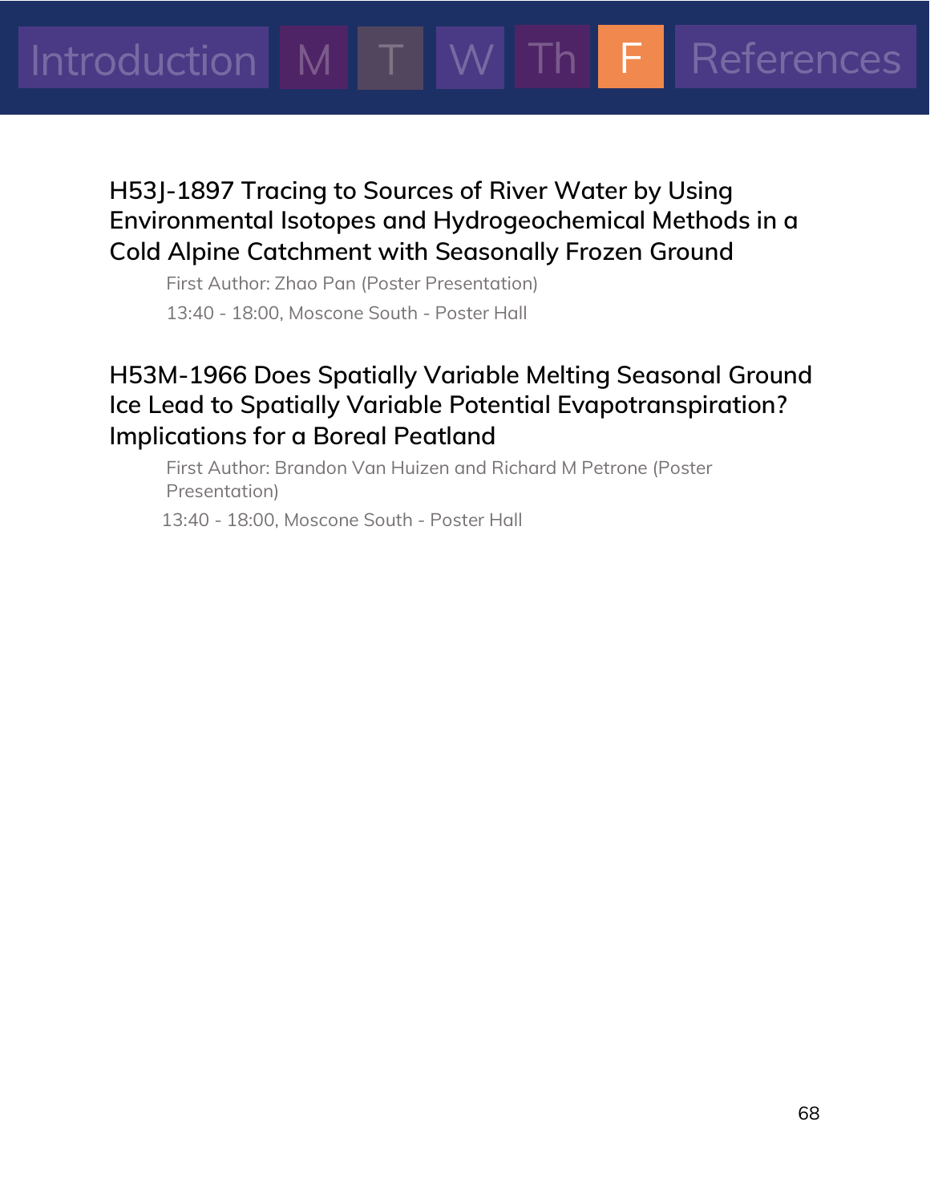## H53J-1897 Tracing to Sources of River Water by Using Environmental Isotopes and Hydrogeochemical Methods in a Cold Alpine Catchment with Seasonally Frozen Ground

First Author: Zhao Pan (Poster Presentation)

13:40 - 18:00, Moscone South - Poster Hall

## H53M-1966 Does Spatially Variable Melting Seasonal Ground Ice Lead to Spatially Variable Potential Evapotranspiration? Implications for a Boreal Peatland

First Author: Brandon Van Huizen and Richard M Petrone (Poster Presentation)

13:40 - 18:00, Moscone South - Poster Hall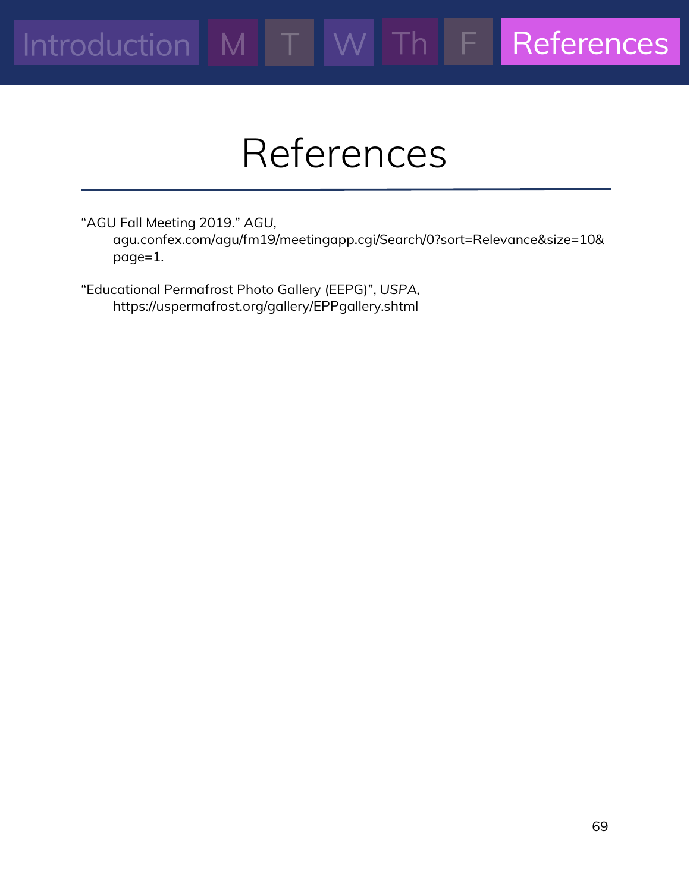# References

“AGU Fall Meeting 2019.” *AGU*, agu.confex.com/agu/fm19/meetingapp.cgi/Search/0?sort=Relevance&size=10&page=1.

“Educational Permafrost Photo Gallery (EEPG)”, *USPA*, https://uspermafrost.org/gallery/EPPgallery.shtml